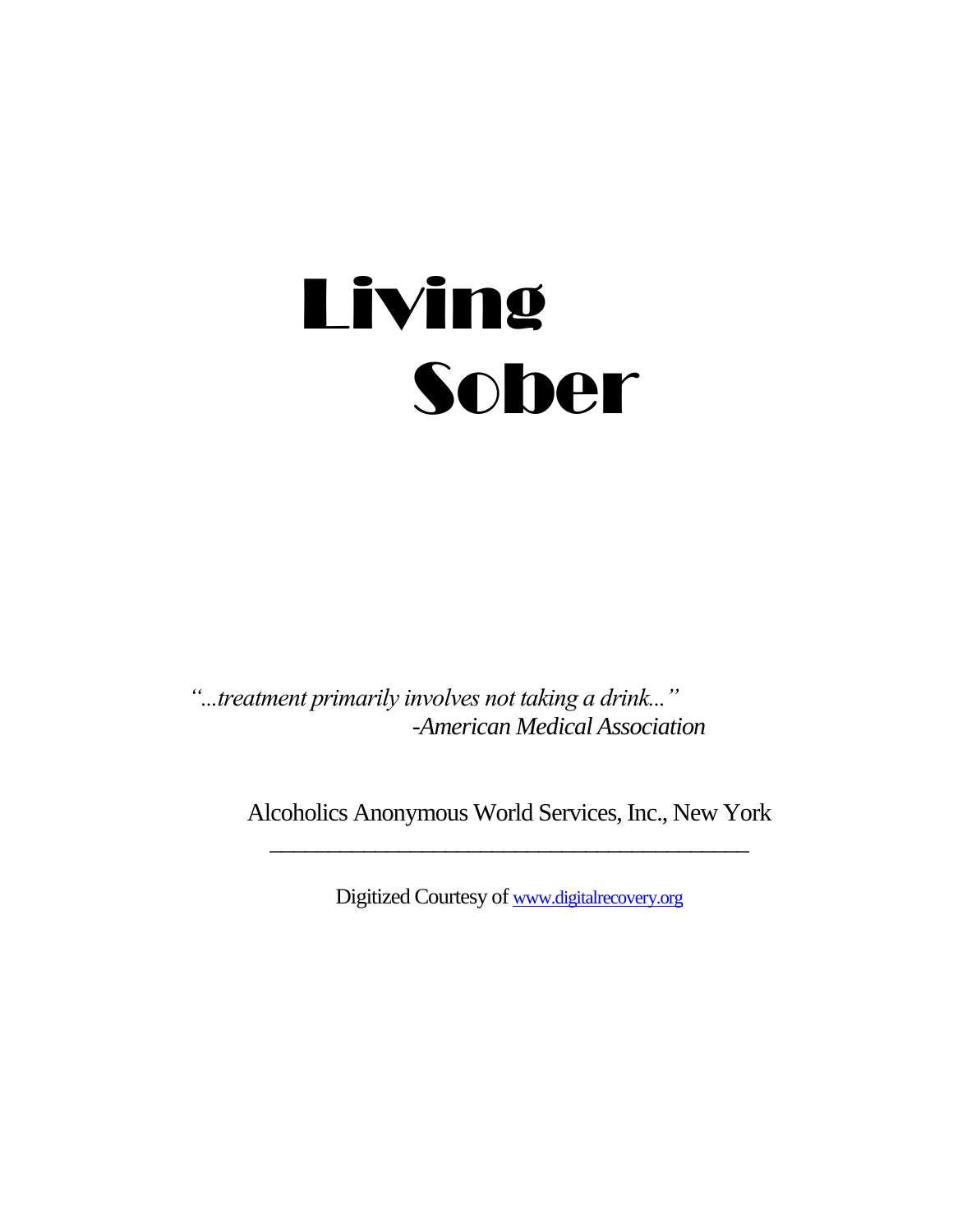# Living Sober

*"...treatment primarily involves not taking a drink..."*
*-American Medical Association*

Alcoholics Anonymous World Services, Inc., New York

---

Digitized Courtesy of www.digitalrecovery.org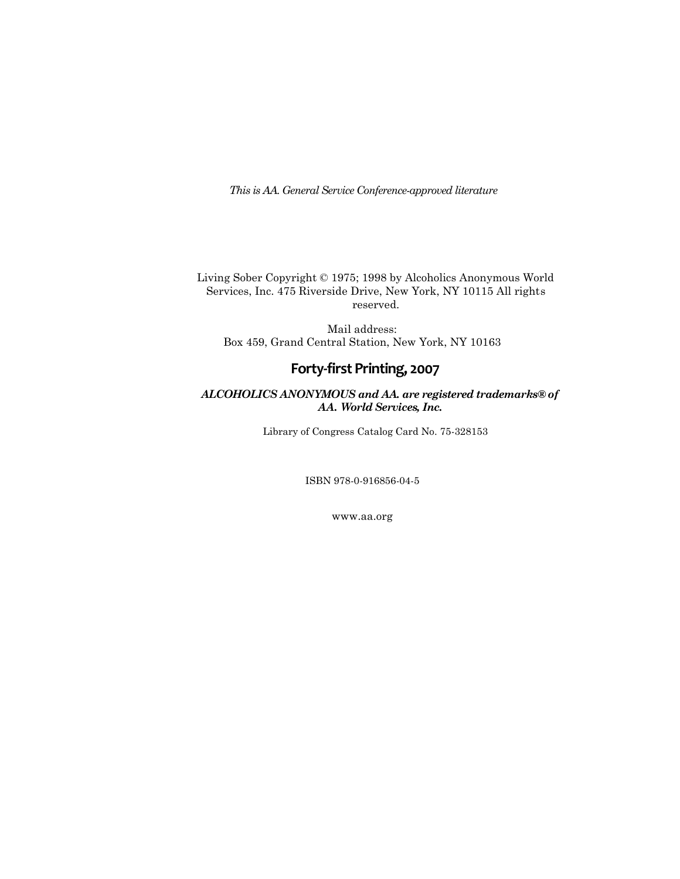*This is AA. General Service Conference-approved literature*

Living Sober Copyright © 1975; 1998 by Alcoholics Anonymous World Services, Inc. 475 Riverside Drive, New York, NY 10115 All rights reserved.

Mail address:
Box 459, Grand Central Station, New York, NY 10163

**Forty-first Printing, 2007**

***ALCOHOLICS ANONYMOUS and AA. are registered trademarks® of AA. World Services, Inc.***

Library of Congress Catalog Card No. 75-328153

ISBN 978-0-916856-04-5

www.aa.org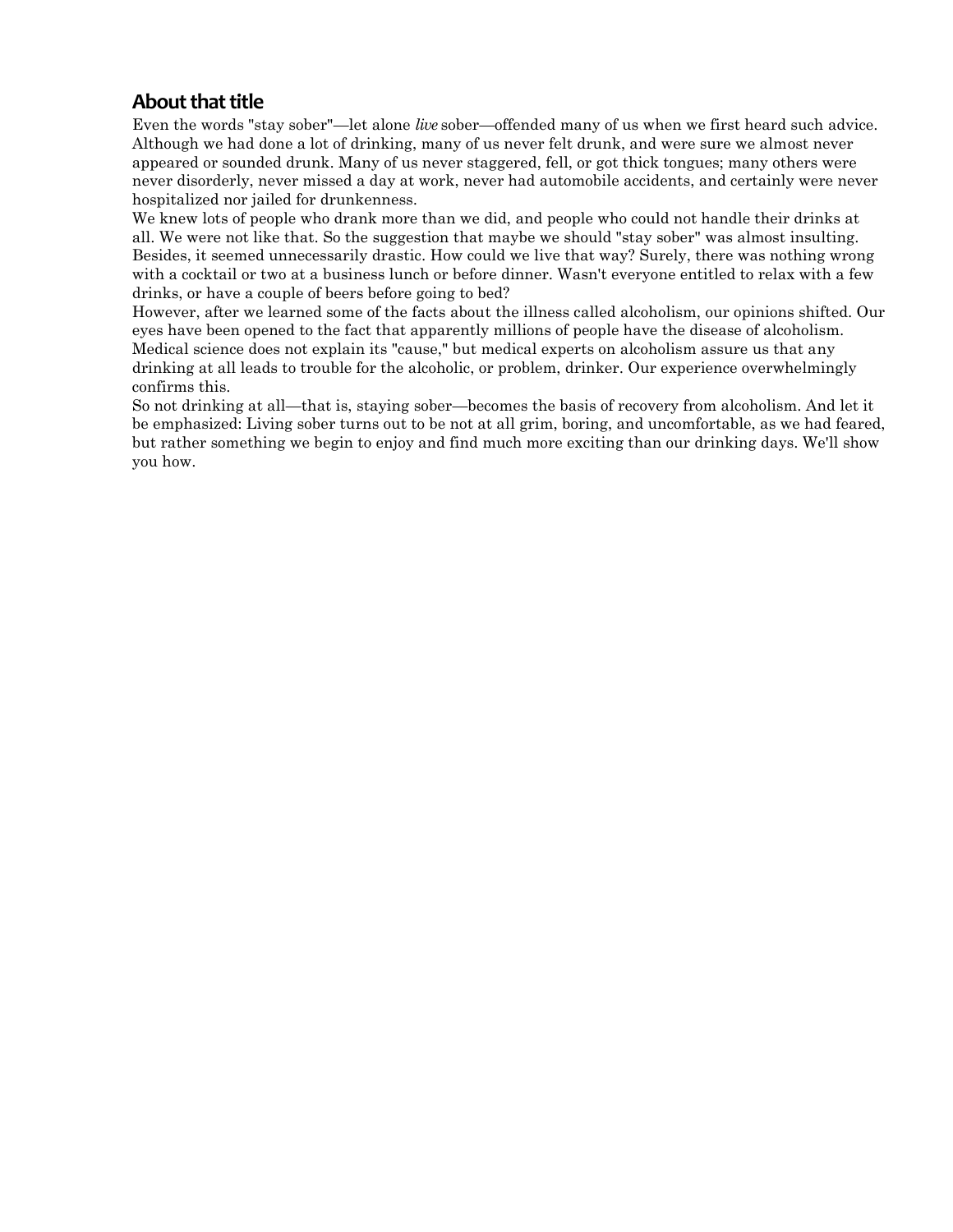## About that title

Even the words "stay sober"—let alone *live* sober—offended many of us when we first heard such advice. Although we had done a lot of drinking, many of us never felt drunk, and were sure we almost never appeared or sounded drunk. Many of us never staggered, fell, or got thick tongues; many others were never disorderly, never missed a day at work, never had automobile accidents, and certainly were never hospitalized nor jailed for drunkenness.

We knew lots of people who drank more than we did, and people who could not handle their drinks at all. We were not like that. So the suggestion that maybe we should "stay sober" was almost insulting. Besides, it seemed unnecessarily drastic. How could we live that way? Surely, there was nothing wrong with a cocktail or two at a business lunch or before dinner. Wasn't everyone entitled to relax with a few drinks, or have a couple of beers before going to bed?

However, after we learned some of the facts about the illness called alcoholism, our opinions shifted. Our eyes have been opened to the fact that apparently millions of people have the disease of alcoholism. Medical science does not explain its "cause," but medical experts on alcoholism assure us that any drinking at all leads to trouble for the alcoholic, or problem, drinker. Our experience overwhelmingly confirms this.

So not drinking at all—that is, staying sober—becomes the basis of recovery from alcoholism. And let it be emphasized: Living sober turns out to be not at all grim, boring, and uncomfortable, as we had feared, but rather something we begin to enjoy and find much more exciting than our drinking days. We'll show you how.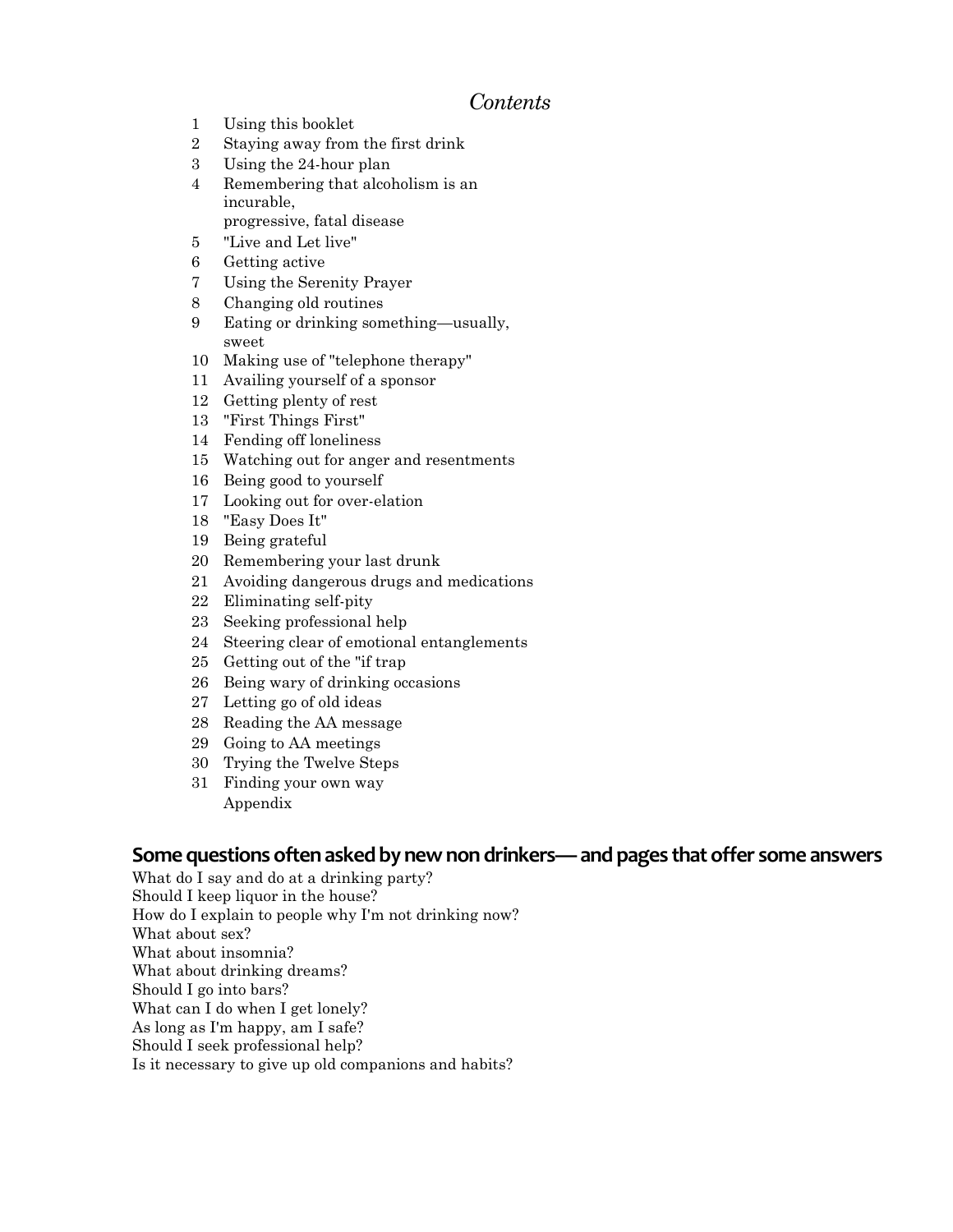# *Contents*

1 Using this booklet
2 Staying away from the first drink
3 Using the 24-hour plan
4 Remembering that alcoholism is an incurable, progressive, fatal disease
5 "Live and Let live"
6 Getting active
7 Using the Serenity Prayer
8 Changing old routines
9 Eating or drinking something—usually, sweet
10 Making use of "telephone therapy"
11 Availing yourself of a sponsor
12 Getting plenty of rest
13 "First Things First"
14 Fending off loneliness
15 Watching out for anger and resentments
16 Being good to yourself
17 Looking out for over-elation
18 "Easy Does It"
19 Being grateful
20 Remembering your last drunk
21 Avoiding dangerous drugs and medications
22 Eliminating self-pity
23 Seeking professional help
24 Steering clear of emotional entanglements
25 Getting out of the "if trap
26 Being wary of drinking occasions
27 Letting go of old ideas
28 Reading the AA message
29 Going to AA meetings
30 Trying the Twelve Steps
31 Finding your own way
Appendix

## Some questions often asked by new non drinkers— and pages that offer some answers

What do I say and do at a drinking party?
Should I keep liquor in the house?
How do I explain to people why I'm not drinking now?
What about sex?
What about insomnia?
What about drinking dreams?
Should I go into bars?
What can I do when I get lonely?
As long as I'm happy, am I safe?
Should I seek professional help?
Is it necessary to give up old companions and habits?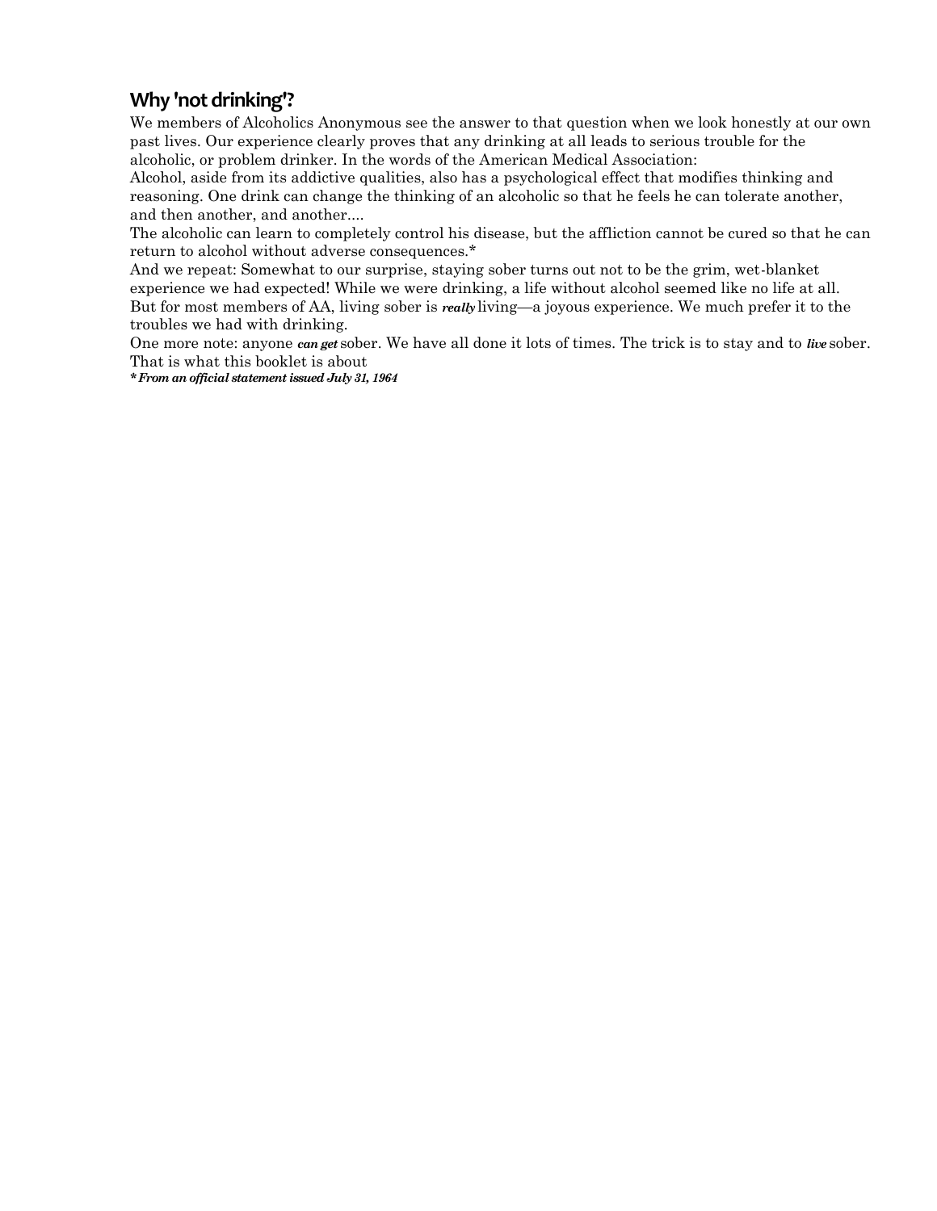## Why 'not drinking'?

We members of Alcoholics Anonymous see the answer to that question when we look honestly at our own past lives. Our experience clearly proves that any drinking at all leads to serious trouble for the alcoholic, or problem drinker. In the words of the American Medical Association:

Alcohol, aside from its addictive qualities, also has a psychological effect that modifies thinking and reasoning. One drink can change the thinking of an alcoholic so that he feels he can tolerate another, and then another, and another....

The alcoholic can learn to completely control his disease, but the affliction cannot be cured so that he can return to alcohol without adverse consequences.*

And we repeat: Somewhat to our surprise, staying sober turns out not to be the grim, wet-blanket experience we had expected! While we were drinking, a life without alcohol seemed like no life at all. But for most members of AA, living sober is ***really*** living—a joyous experience. We much prefer it to the troubles we had with drinking.

One more note: anyone ***can get*** sober. We have all done it lots of times. The trick is to stay and to ***live*** sober. That is what this booklet is about

***From an official statement issued July 31, 1964**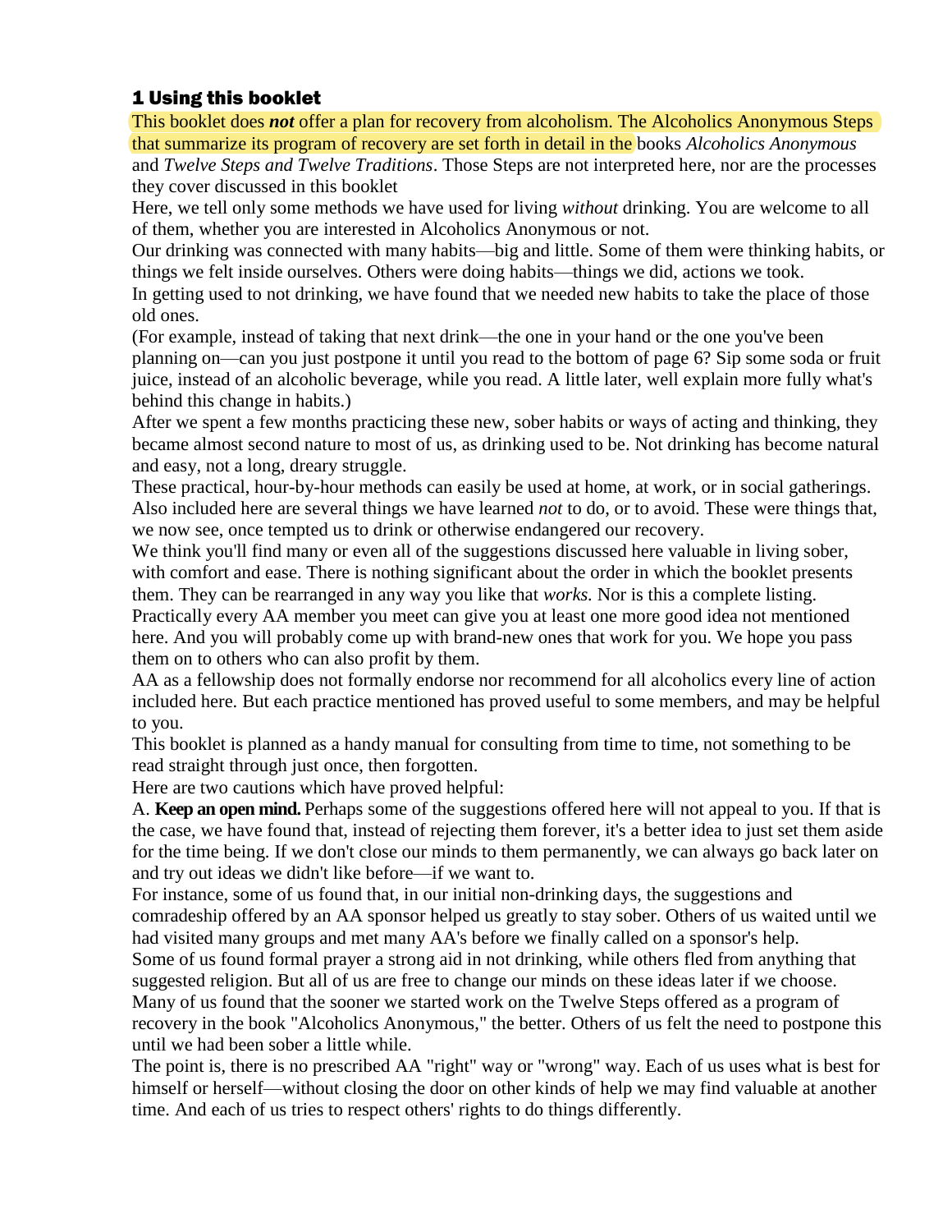## 1 Using this booklet

This booklet does ***not*** offer a plan for recovery from alcoholism. The Alcoholics Anonymous Steps that summarize its program of recovery are set forth in detail in the books *Alcoholics Anonymous* and *Twelve Steps and Twelve Traditions*. Those Steps are not interpreted here, nor are the processes they cover discussed in this booklet

Here, we tell only some methods we have used for living *without* drinking. You are welcome to all of them, whether you are interested in Alcoholics Anonymous or not.

Our drinking was connected with many habits—big and little. Some of them were thinking habits, or things we felt inside ourselves. Others were doing habits—things we did, actions we took.

In getting used to not drinking, we have found that we needed new habits to take the place of those old ones.

(For example, instead of taking that next drink—the one in your hand or the one you've been planning on—can you just postpone it until you read to the bottom of page 6? Sip some soda or fruit juice, instead of an alcoholic beverage, while you read. A little later, well explain more fully what's behind this change in habits.)

After we spent a few months practicing these new, sober habits or ways of acting and thinking, they became almost second nature to most of us, as drinking used to be. Not drinking has become natural and easy, not a long, dreary struggle.

These practical, hour-by-hour methods can easily be used at home, at work, or in social gatherings. Also included here are several things we have learned *not* to do, or to avoid. These were things that, we now see, once tempted us to drink or otherwise endangered our recovery.

We think you'll find many or even all of the suggestions discussed here valuable in living sober, with comfort and ease. There is nothing significant about the order in which the booklet presents them. They can be rearranged in any way you like that *works.* Nor is this a complete listing.

Practically every AA member you meet can give you at least one more good idea not mentioned here. And you will probably come up with brand-new ones that work for you. We hope you pass them on to others who can also profit by them.

AA as a fellowship does not formally endorse nor recommend for all alcoholics every line of action included here. But each practice mentioned has proved useful to some members, and may be helpful to you.

This booklet is planned as a handy manual for consulting from time to time, not something to be read straight through just once, then forgotten.

Here are two cautions which have proved helpful:

A. **Keep an open mind.** Perhaps some of the suggestions offered here will not appeal to you. If that is the case, we have found that, instead of rejecting them forever, it's a better idea to just set them aside for the time being. If we don't close our minds to them permanently, we can always go back later on and try out ideas we didn't like before—if we want to.

For instance, some of us found that, in our initial non-drinking days, the suggestions and comradeship offered by an AA sponsor helped us greatly to stay sober. Others of us waited until we had visited many groups and met many AA's before we finally called on a sponsor's help.

Some of us found formal prayer a strong aid in not drinking, while others fled from anything that suggested religion. But all of us are free to change our minds on these ideas later if we choose.

Many of us found that the sooner we started work on the Twelve Steps offered as a program of recovery in the book "Alcoholics Anonymous," the better. Others of us felt the need to postpone this until we had been sober a little while.

The point is, there is no prescribed AA "right" way or "wrong" way. Each of us uses what is best for himself or herself—without closing the door on other kinds of help we may find valuable at another time. And each of us tries to respect others' rights to do things differently.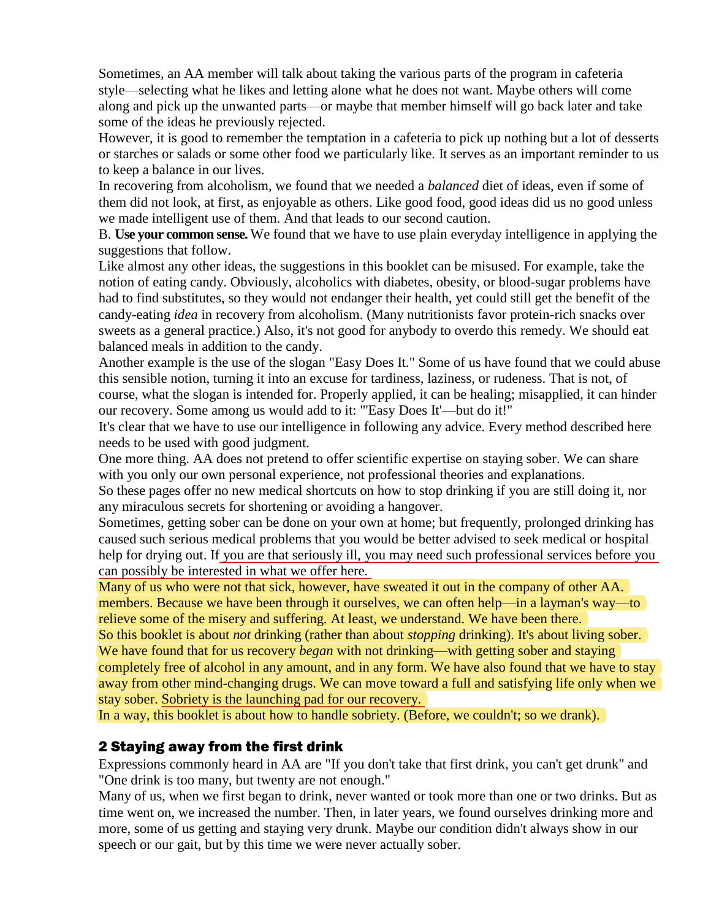Sometimes, an AA member will talk about taking the various parts of the program in cafeteria style—selecting what he likes and letting alone what he does not want. Maybe others will come along and pick up the unwanted parts—or maybe that member himself will go back later and take some of the ideas he previously rejected.

However, it is good to remember the temptation in a cafeteria to pick up nothing but a lot of desserts or starches or salads or some other food we particularly like. It serves as an important reminder to us to keep a balance in our lives.

In recovering from alcoholism, we found that we needed a *balanced* diet of ideas, even if some of them did not look, at first, as enjoyable as others. Like good food, good ideas did us no good unless we made intelligent use of them. And that leads to our second caution.

B. **Use your common sense.** We found that we have to use plain everyday intelligence in applying the suggestions that follow.

Like almost any other ideas, the suggestions in this booklet can be misused. For example, take the notion of eating candy. Obviously, alcoholics with diabetes, obesity, or blood-sugar problems have had to find substitutes, so they would not endanger their health, yet could still get the benefit of the candy-eating *idea* in recovery from alcoholism. (Many nutritionists favor protein-rich snacks over sweets as a general practice.) Also, it's not good for anybody to overdo this remedy. We should eat balanced meals in addition to the candy.

Another example is the use of the slogan "Easy Does It." Some of us have found that we could abuse this sensible notion, turning it into an excuse for tardiness, laziness, or rudeness. That is not, of course, what the slogan is intended for. Properly applied, it can be healing; misapplied, it can hinder our recovery. Some among us would add to it: "'Easy Does It'—but do it!"

It's clear that we have to use our intelligence in following any advice. Every method described here needs to be used with good judgment.

One more thing. AA does not pretend to offer scientific expertise on staying sober. We can share with you only our own personal experience, not professional theories and explanations.

So these pages offer no new medical shortcuts on how to stop drinking if you are still doing it, nor any miraculous secrets for shortening or avoiding a hangover.

Sometimes, getting sober can be done on your own at home; but frequently, prolonged drinking has caused such serious medical problems that you would be better advised to seek medical or hospital help for drying out. If you are that seriously ill, you may need such professional services before you can possibly be interested in what we offer here.

Many of us who were not that sick, however, have sweated it out in the company of other AA. members. Because we have been through it ourselves, we can often help—in a layman's way—to relieve some of the misery and suffering. At least, we understand. We have been there.

So this booklet is about *not* drinking (rather than about *stopping* drinking). It's about living sober. We have found that for us recovery *began* with not drinking—with getting sober and staying completely free of alcohol in any amount, and in any form. We have also found that we have to stay away from other mind-changing drugs. We can move toward a full and satisfying life only when we stay sober. Sobriety is the launching pad for our recovery.

In a way, this booklet is about how to handle sobriety. (Before, we couldn't; so we drank).

## 2 Staying away from the first drink

Expressions commonly heard in AA are "If you don't take that first drink, you can't get drunk" and "One drink is too many, but twenty are not enough."

Many of us, when we first began to drink, never wanted or took more than one or two drinks. But as time went on, we increased the number. Then, in later years, we found ourselves drinking more and more, some of us getting and staying very drunk. Maybe our condition didn't always show in our speech or our gait, but by this time we were never actually sober.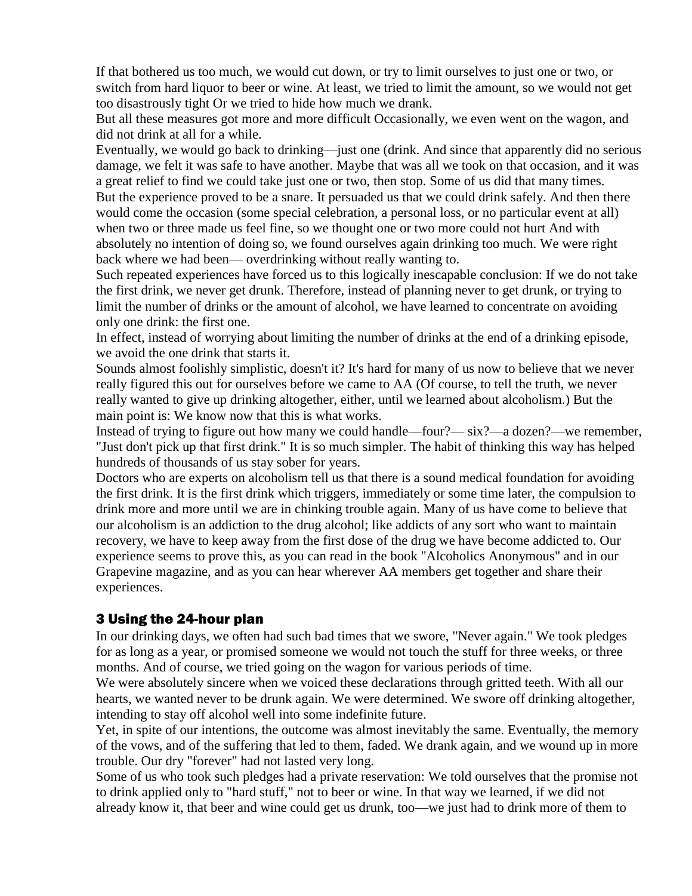If that bothered us too much, we would cut down, or try to limit ourselves to just one or two, or switch from hard liquor to beer or wine. At least, we tried to limit the amount, so we would not get too disastrously tight Or we tried to hide how much we drank.

But all these measures got more and more difficult Occasionally, we even went on the wagon, and did not drink at all for a while.

Eventually, we would go back to drinking—just one (drink. And since that apparently did no serious damage, we felt it was safe to have another. Maybe that was all we took on that occasion, and it was a great relief to find we could take just one or two, then stop. Some of us did that many times.

But the experience proved to be a snare. It persuaded us that we could drink safely. And then there would come the occasion (some special celebration, a personal loss, or no particular event at all) when two or three made us feel fine, so we thought one or two more could not hurt And with absolutely no intention of doing so, we found ourselves again drinking too much. We were right back where we had been— overdrinking without really wanting to.

Such repeated experiences have forced us to this logically inescapable conclusion: If we do not take the first drink, we never get drunk. Therefore, instead of planning never to get drunk, or trying to limit the number of drinks or the amount of alcohol, we have learned to concentrate on avoiding only one drink: the first one.

In effect, instead of worrying about limiting the number of drinks at the end of a drinking episode, we avoid the one drink that starts it.

Sounds almost foolishly simplistic, doesn't it? It's hard for many of us now to believe that we never really figured this out for ourselves before we came to AA (Of course, to tell the truth, we never really wanted to give up drinking altogether, either, until we learned about alcoholism.) But the main point is: We know now that this is what works.

Instead of trying to figure out how many we could handle—four?— six?—a dozen?—we remember, "Just don't pick up that first drink." It is so much simpler. The habit of thinking this way has helped hundreds of thousands of us stay sober for years.

Doctors who are experts on alcoholism tell us that there is a sound medical foundation for avoiding the first drink. It is the first drink which triggers, immediately or some time later, the compulsion to drink more and more until we are in chinking trouble again. Many of us have come to believe that our alcoholism is an addiction to the drug alcohol; like addicts of any sort who want to maintain recovery, we have to keep away from the first dose of the drug we have become addicted to. Our experience seems to prove this, as you can read in the book "Alcoholics Anonymous" and in our Grapevine magazine, and as you can hear wherever AA members get together and share their experiences.

### 3 Using the 24-hour plan

In our drinking days, we often had such bad times that we swore, "Never again." We took pledges for as long as a year, or promised someone we would not touch the stuff for three weeks, or three months. And of course, we tried going on the wagon for various periods of time.

We were absolutely sincere when we voiced these declarations through gritted teeth. With all our hearts, we wanted never to be drunk again. We were determined. We swore off drinking altogether, intending to stay off alcohol well into some indefinite future.

Yet, in spite of our intentions, the outcome was almost inevitably the same. Eventually, the memory of the vows, and of the suffering that led to them, faded. We drank again, and we wound up in more trouble. Our dry "forever" had not lasted very long.

Some of us who took such pledges had a private reservation: We told ourselves that the promise not to drink applied only to "hard stuff," not to beer or wine. In that way we learned, if we did not already know it, that beer and wine could get us drunk, too—we just had to drink more of them to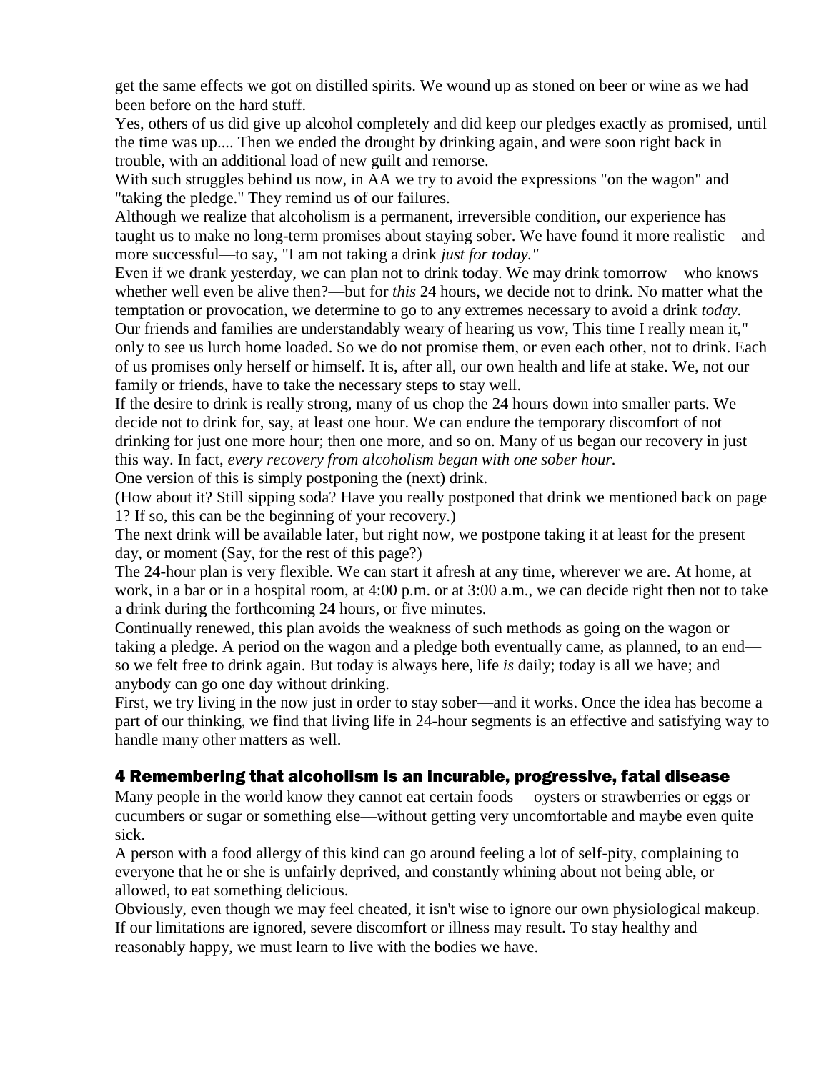get the same effects we got on distilled spirits. We wound up as stoned on beer or wine as we had been before on the hard stuff.

Yes, others of us did give up alcohol completely and did keep our pledges exactly as promised, until the time was up.... Then we ended the drought by drinking again, and were soon right back in trouble, with an additional load of new guilt and remorse.

With such struggles behind us now, in AA we try to avoid the expressions "on the wagon" and "taking the pledge." They remind us of our failures.

Although we realize that alcoholism is a permanent, irreversible condition, our experience has taught us to make no long-term promises about staying sober. We have found it more realistic—and more successful—to say, "I am not taking a drink *just for today."*

Even if we drank yesterday, we can plan not to drink today. We may drink tomorrow—who knows whether well even be alive then?—but for *this* 24 hours, we decide not to drink. No matter what the temptation or provocation, we determine to go to any extremes necessary to avoid a drink *today.*

Our friends and families are understandably weary of hearing us vow, This time I really mean it," only to see us lurch home loaded. So we do not promise them, or even each other, not to drink. Each of us promises only herself or himself. It is, after all, our own health and life at stake. We, not our family or friends, have to take the necessary steps to stay well.

If the desire to drink is really strong, many of us chop the 24 hours down into smaller parts. We decide not to drink for, say, at least one hour. We can endure the temporary discomfort of not drinking for just one more hour; then one more, and so on. Many of us began our recovery in just this way. In fact, *every recovery from alcoholism began with one sober hour.*

One version of this is simply postponing the (next) drink.

(How about it? Still sipping soda? Have you really postponed that drink we mentioned back on page 1? If so, this can be the beginning of your recovery.)

The next drink will be available later, but right now, we postpone taking it at least for the present day, or moment (Say, for the rest of this page?)

The 24-hour plan is very flexible. We can start it afresh at any time, wherever we are. At home, at work, in a bar or in a hospital room, at 4:00 p.m. or at 3:00 a.m., we can decide right then not to take a drink during the forthcoming 24 hours, or five minutes.

Continually renewed, this plan avoids the weakness of such methods as going on the wagon or taking a pledge. A period on the wagon and a pledge both eventually came, as planned, to an end—so we felt free to drink again. But today is always here, life *is* daily; today is all we have; and anybody can go one day without drinking.

First, we try living in the now just in order to stay sober—and it works. Once the idea has become a part of our thinking, we find that living life in 24-hour segments is an effective and satisfying way to handle many other matters as well.

## 4 Remembering that alcoholism is an incurable, progressive, fatal disease

Many people in the world know they cannot eat certain foods— oysters or strawberries or eggs or cucumbers or sugar or something else—without getting very uncomfortable and maybe even quite sick.

A person with a food allergy of this kind can go around feeling a lot of self-pity, complaining to everyone that he or she is unfairly deprived, and constantly whining about not being able, or allowed, to eat something delicious.

Obviously, even though we may feel cheated, it isn't wise to ignore our own physiological makeup. If our limitations are ignored, severe discomfort or illness may result. To stay healthy and reasonably happy, we must learn to live with the bodies we have.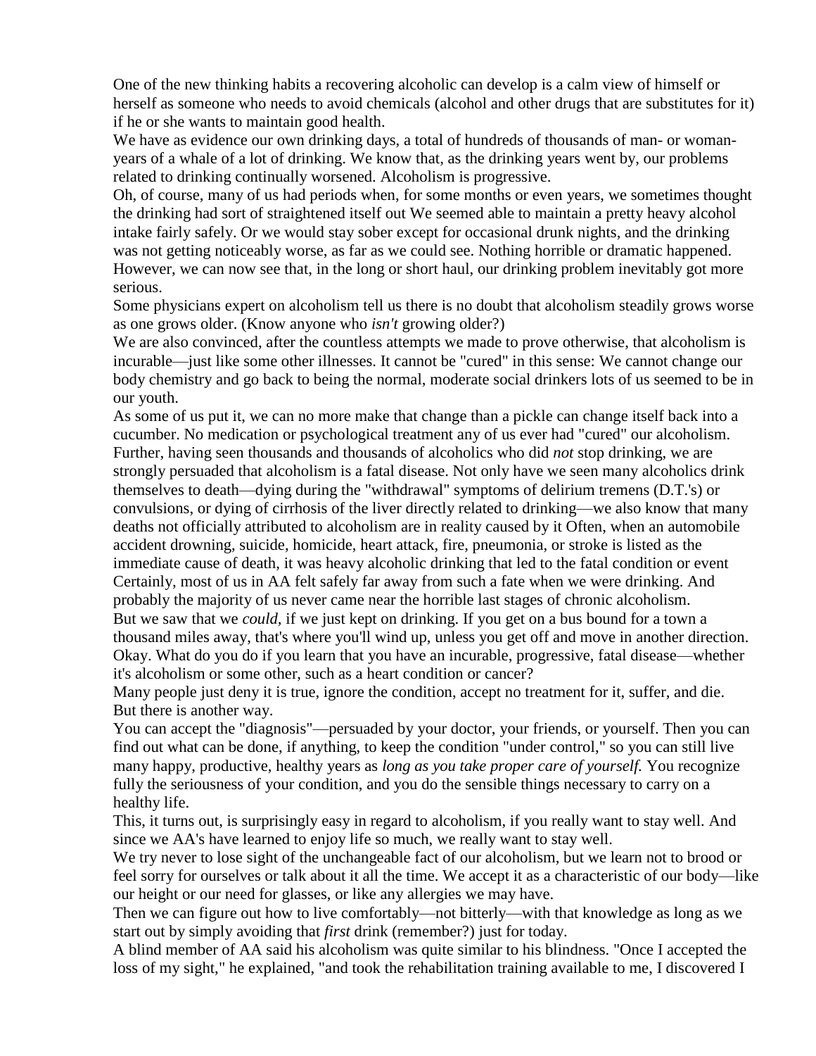One of the new thinking habits a recovering alcoholic can develop is a calm view of himself or herself as someone who needs to avoid chemicals (alcohol and other drugs that are substitutes for it) if he or she wants to maintain good health.

We have as evidence our own drinking days, a total of hundreds of thousands of man- or woman-years of a whale of a lot of drinking. We know that, as the drinking years went by, our problems related to drinking continually worsened. Alcoholism is progressive.

Oh, of course, many of us had periods when, for some months or even years, we sometimes thought the drinking had sort of straightened itself out We seemed able to maintain a pretty heavy alcohol intake fairly safely. Or we would stay sober except for occasional drunk nights, and the drinking was not getting noticeably worse, as far as we could see. Nothing horrible or dramatic happened. However, we can now see that, in the long or short haul, our drinking problem inevitably got more serious.

Some physicians expert on alcoholism tell us there is no doubt that alcoholism steadily grows worse as one grows older. (Know anyone who *isn't* growing older?)

We are also convinced, after the countless attempts we made to prove otherwise, that alcoholism is incurable—just like some other illnesses. It cannot be "cured" in this sense: We cannot change our body chemistry and go back to being the normal, moderate social drinkers lots of us seemed to be in our youth.

As some of us put it, we can no more make that change than a pickle can change itself back into a cucumber. No medication or psychological treatment any of us ever had "cured" our alcoholism.

Further, having seen thousands and thousands of alcoholics who did *not* stop drinking, we are strongly persuaded that alcoholism is a fatal disease. Not only have we seen many alcoholics drink themselves to death—dying during the "withdrawal" symptoms of delirium tremens (D.T.'s) or convulsions, or dying of cirrhosis of the liver directly related to drinking—we also know that many deaths not officially attributed to alcoholism are in reality caused by it Often, when an automobile accident drowning, suicide, homicide, heart attack, fire, pneumonia, or stroke is listed as the immediate cause of death, it was heavy alcoholic drinking that led to the fatal condition or event

Certainly, most of us in AA felt safely far away from such a fate when we were drinking. And probably the majority of us never came near the horrible last stages of chronic alcoholism.

But we saw that we *could*, if we just kept on drinking. If you get on a bus bound for a town a thousand miles away, that's where you'll wind up, unless you get off and move in another direction.

Okay. What do you do if you learn that you have an incurable, progressive, fatal disease—whether it's alcoholism or some other, such as a heart condition or cancer?

Many people just deny it is true, ignore the condition, accept no treatment for it, suffer, and die.

But there is another way.

You can accept the "diagnosis"—persuaded by your doctor, your friends, or yourself. Then you can find out what can be done, if anything, to keep the condition "under control," so you can still live many happy, productive, healthy years as *long as you take proper care of yourself.* You recognize fully the seriousness of your condition, and you do the sensible things necessary to carry on a healthy life.

This, it turns out, is surprisingly easy in regard to alcoholism, if you really want to stay well. And since we AA's have learned to enjoy life so much, we really want to stay well.

We try never to lose sight of the unchangeable fact of our alcoholism, but we learn not to brood or feel sorry for ourselves or talk about it all the time. We accept it as a characteristic of our body—like our height or our need for glasses, or like any allergies we may have.

Then we can figure out how to live comfortably—not bitterly—with that knowledge as long as we start out by simply avoiding that *first* drink (remember?) just for today.

A blind member of AA said his alcoholism was quite similar to his blindness. "Once I accepted the loss of my sight," he explained, "and took the rehabilitation training available to me, I discovered I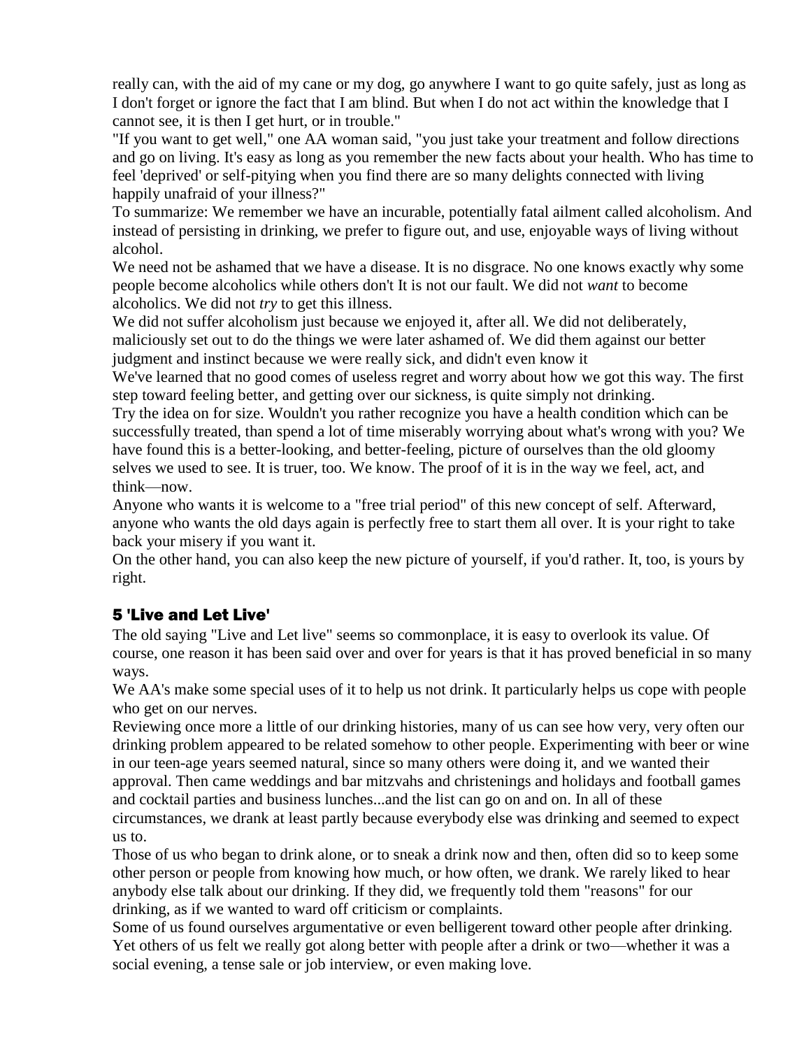really can, with the aid of my cane or my dog, go anywhere I want to go quite safely, just as long as I don't forget or ignore the fact that I am blind. But when I do not act within the knowledge that I cannot see, it is then I get hurt, or in trouble."

"If you want to get well," one AA woman said, "you just take your treatment and follow directions and go on living. It's easy as long as you remember the new facts about your health. Who has time to feel 'deprived' or self-pitying when you find there are so many delights connected with living happily unafraid of your illness?"

To summarize: We remember we have an incurable, potentially fatal ailment called alcoholism. And instead of persisting in drinking, we prefer to figure out, and use, enjoyable ways of living without alcohol.

We need not be ashamed that we have a disease. It is no disgrace. No one knows exactly why some people become alcoholics while others don't It is not our fault. We did not *want* to become alcoholics. We did not *try* to get this illness.

We did not suffer alcoholism just because we enjoyed it, after all. We did not deliberately, maliciously set out to do the things we were later ashamed of. We did them against our better judgment and instinct because we were really sick, and didn't even know it

We've learned that no good comes of useless regret and worry about how we got this way. The first step toward feeling better, and getting over our sickness, is quite simply not drinking.

Try the idea on for size. Wouldn't you rather recognize you have a health condition which can be successfully treated, than spend a lot of time miserably worrying about what's wrong with you? We have found this is a better-looking, and better-feeling, picture of ourselves than the old gloomy selves we used to see. It is truer, too. We know. The proof of it is in the way we feel, act, and think—now.

Anyone who wants it is welcome to a "free trial period" of this new concept of self. Afterward, anyone who wants the old days again is perfectly free to start them all over. It is your right to take back your misery if you want it.

On the other hand, you can also keep the new picture of yourself, if you'd rather. It, too, is yours by right.

## 5 'Live and Let Live'

The old saying "Live and Let live" seems so commonplace, it is easy to overlook its value. Of course, one reason it has been said over and over for years is that it has proved beneficial in so many ways.

We AA's make some special uses of it to help us not drink. It particularly helps us cope with people who get on our nerves.

Reviewing once more a little of our drinking histories, many of us can see how very, very often our drinking problem appeared to be related somehow to other people. Experimenting with beer or wine in our teen-age years seemed natural, since so many others were doing it, and we wanted their approval. Then came weddings and bar mitzvahs and christenings and holidays and football games and cocktail parties and business lunches...and the list can go on and on. In all of these circumstances, we drank at least partly because everybody else was drinking and seemed to expect us to.

Those of us who began to drink alone, or to sneak a drink now and then, often did so to keep some other person or people from knowing how much, or how often, we drank. We rarely liked to hear anybody else talk about our drinking. If they did, we frequently told them "reasons" for our drinking, as if we wanted to ward off criticism or complaints.

Some of us found ourselves argumentative or even belligerent toward other people after drinking. Yet others of us felt we really got along better with people after a drink or two—whether it was a social evening, a tense sale or job interview, or even making love.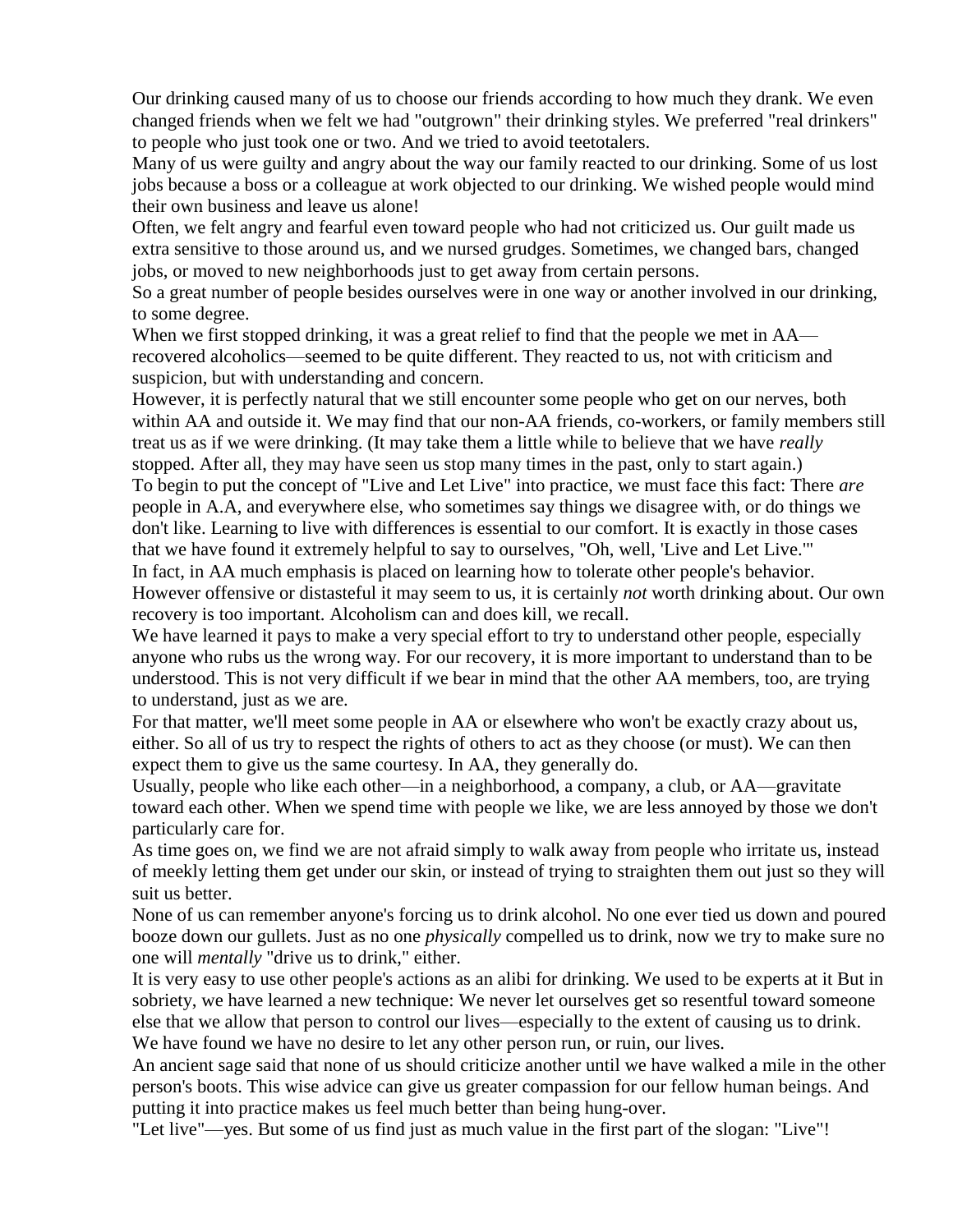Our drinking caused many of us to choose our friends according to how much they drank. We even changed friends when we felt we had "outgrown" their drinking styles. We preferred "real drinkers" to people who just took one or two. And we tried to avoid teetotalers.

Many of us were guilty and angry about the way our family reacted to our drinking. Some of us lost jobs because a boss or a colleague at work objected to our drinking. We wished people would mind their own business and leave us alone!

Often, we felt angry and fearful even toward people who had not criticized us. Our guilt made us extra sensitive to those around us, and we nursed grudges. Sometimes, we changed bars, changed jobs, or moved to new neighborhoods just to get away from certain persons.

So a great number of people besides ourselves were in one way or another involved in our drinking, to some degree.

When we first stopped drinking, it was a great relief to find that the people we met in AA—recovered alcoholics—seemed to be quite different. They reacted to us, not with criticism and suspicion, but with understanding and concern.

However, it is perfectly natural that we still encounter some people who get on our nerves, both within AA and outside it. We may find that our non-AA friends, co-workers, or family members still treat us as if we were drinking. (It may take them a little while to believe that we have *really* stopped. After all, they may have seen us stop many times in the past, only to start again.)

To begin to put the concept of "Live and Let Live" into practice, we must face this fact: There *are* people in A.A, and everywhere else, who sometimes say things we disagree with, or do things we don't like. Learning to live with differences is essential to our comfort. It is exactly in those cases that we have found it extremely helpful to say to ourselves, "Oh, well, 'Live and Let Live.'"

In fact, in AA much emphasis is placed on learning how to tolerate other people's behavior. However offensive or distasteful it may seem to us, it is certainly *not* worth drinking about. Our own recovery is too important. Alcoholism can and does kill, we recall.

We have learned it pays to make a very special effort to try to understand other people, especially anyone who rubs us the wrong way. For our recovery, it is more important to understand than to be understood. This is not very difficult if we bear in mind that the other AA members, too, are trying to understand, just as we are.

For that matter, we'll meet some people in AA or elsewhere who won't be exactly crazy about us, either. So all of us try to respect the rights of others to act as they choose (or must). We can then expect them to give us the same courtesy. In AA, they generally do.

Usually, people who like each other—in a neighborhood, a company, a club, or AA—gravitate toward each other. When we spend time with people we like, we are less annoyed by those we don't particularly care for.

As time goes on, we find we are not afraid simply to walk away from people who irritate us, instead of meekly letting them get under our skin, or instead of trying to straighten them out just so they will suit us better.

None of us can remember anyone's forcing us to drink alcohol. No one ever tied us down and poured booze down our gullets. Just as no one *physically* compelled us to drink, now we try to make sure no one will *mentally* "drive us to drink," either.

It is very easy to use other people's actions as an alibi for drinking. We used to be experts at it But in sobriety, we have learned a new technique: We never let ourselves get so resentful toward someone else that we allow that person to control our lives—especially to the extent of causing us to drink. We have found we have no desire to let any other person run, or ruin, our lives.

An ancient sage said that none of us should criticize another until we have walked a mile in the other person's boots. This wise advice can give us greater compassion for our fellow human beings. And putting it into practice makes us feel much better than being hung-over.

"Let live"—yes. But some of us find just as much value in the first part of the slogan: "Live"!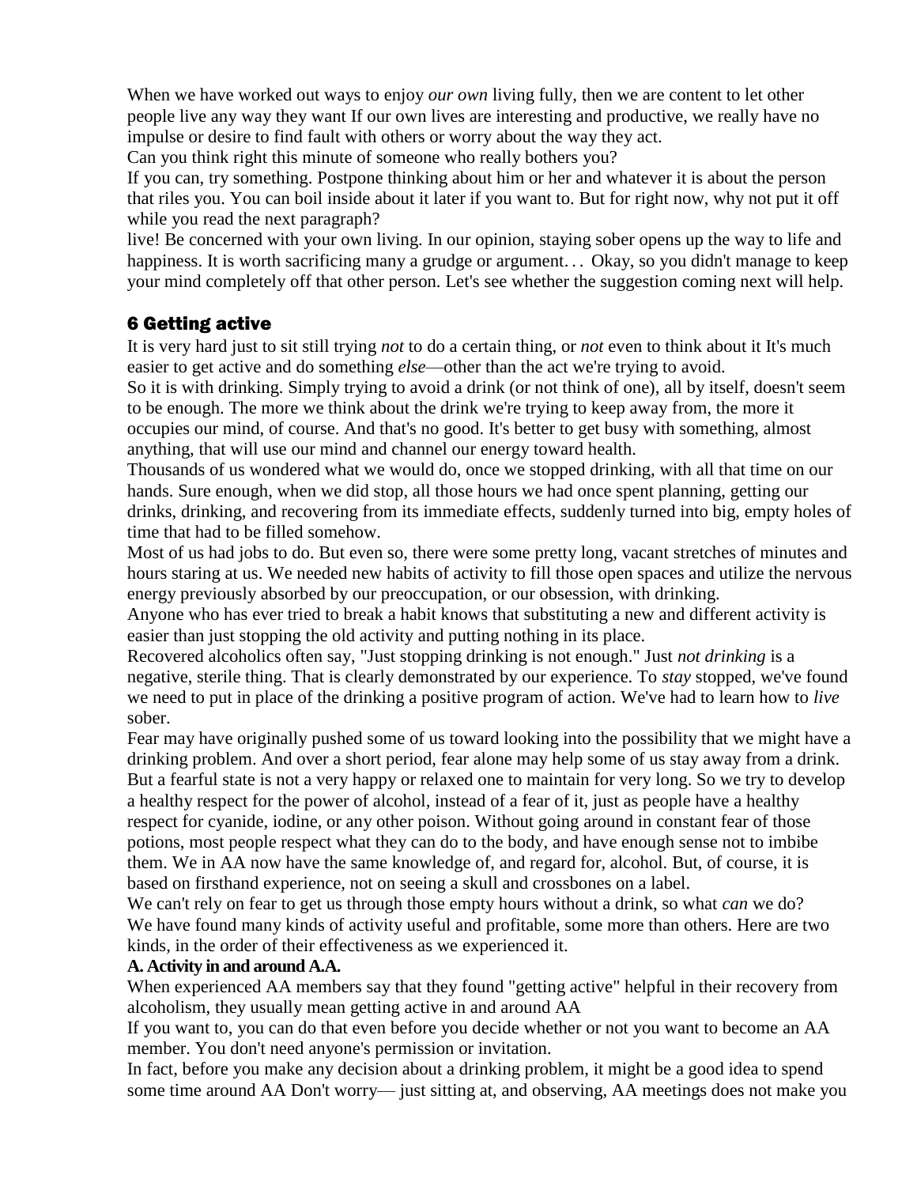When we have worked out ways to enjoy *our own* living fully, then we are content to let other people live any way they want If our own lives are interesting and productive, we really have no impulse or desire to find fault with others or worry about the way they act.

Can you think right this minute of someone who really bothers you?

If you can, try something. Postpone thinking about him or her and whatever it is about the person that riles you. You can boil inside about it later if you want to. But for right now, why not put it off while you read the next paragraph?

live! Be concerned with your own living. In our opinion, staying sober opens up the way to life and happiness. It is worth sacrificing many a grudge or argument. . . Okay, so you didn't manage to keep your mind completely off that other person. Let's see whether the suggestion coming next will help.

## 6 Getting active

It is very hard just to sit still trying *not* to do a certain thing, or *not* even to think about it It's much easier to get active and do something *else*—other than the act we're trying to avoid.

So it is with drinking. Simply trying to avoid a drink (or not think of one), all by itself, doesn't seem to be enough. The more we think about the drink we're trying to keep away from, the more it occupies our mind, of course. And that's no good. It's better to get busy with something, almost anything, that will use our mind and channel our energy toward health.

Thousands of us wondered what we would do, once we stopped drinking, with all that time on our hands. Sure enough, when we did stop, all those hours we had once spent planning, getting our drinks, drinking, and recovering from its immediate effects, suddenly turned into big, empty holes of time that had to be filled somehow.

Most of us had jobs to do. But even so, there were some pretty long, vacant stretches of minutes and hours staring at us. We needed new habits of activity to fill those open spaces and utilize the nervous energy previously absorbed by our preoccupation, or our obsession, with drinking.

Anyone who has ever tried to break a habit knows that substituting a new and different activity is easier than just stopping the old activity and putting nothing in its place.

Recovered alcoholics often say, "Just stopping drinking is not enough." Just *not drinking* is a negative, sterile thing. That is clearly demonstrated by our experience. To *stay* stopped, we've found we need to put in place of the drinking a positive program of action. We've had to learn how to *live* sober.

Fear may have originally pushed some of us toward looking into the possibility that we might have a drinking problem. And over a short period, fear alone may help some of us stay away from a drink. But a fearful state is not a very happy or relaxed one to maintain for very long. So we try to develop a healthy respect for the power of alcohol, instead of a fear of it, just as people have a healthy respect for cyanide, iodine, or any other poison. Without going around in constant fear of those potions, most people respect what they can do to the body, and have enough sense not to imbibe them. We in AA now have the same knowledge of, and regard for, alcohol. But, of course, it is based on firsthand experience, not on seeing a skull and crossbones on a label.

We can't rely on fear to get us through those empty hours without a drink, so what *can* we do? We have found many kinds of activity useful and profitable, some more than others. Here are two kinds, in the order of their effectiveness as we experienced it.

**A. Activity in and around A.A.**

When experienced AA members say that they found "getting active" helpful in their recovery from alcoholism, they usually mean getting active in and around AA

If you want to, you can do that even before you decide whether or not you want to become an AA member. You don't need anyone's permission or invitation.

In fact, before you make any decision about a drinking problem, it might be a good idea to spend some time around AA Don't worry— just sitting at, and observing, AA meetings does not make you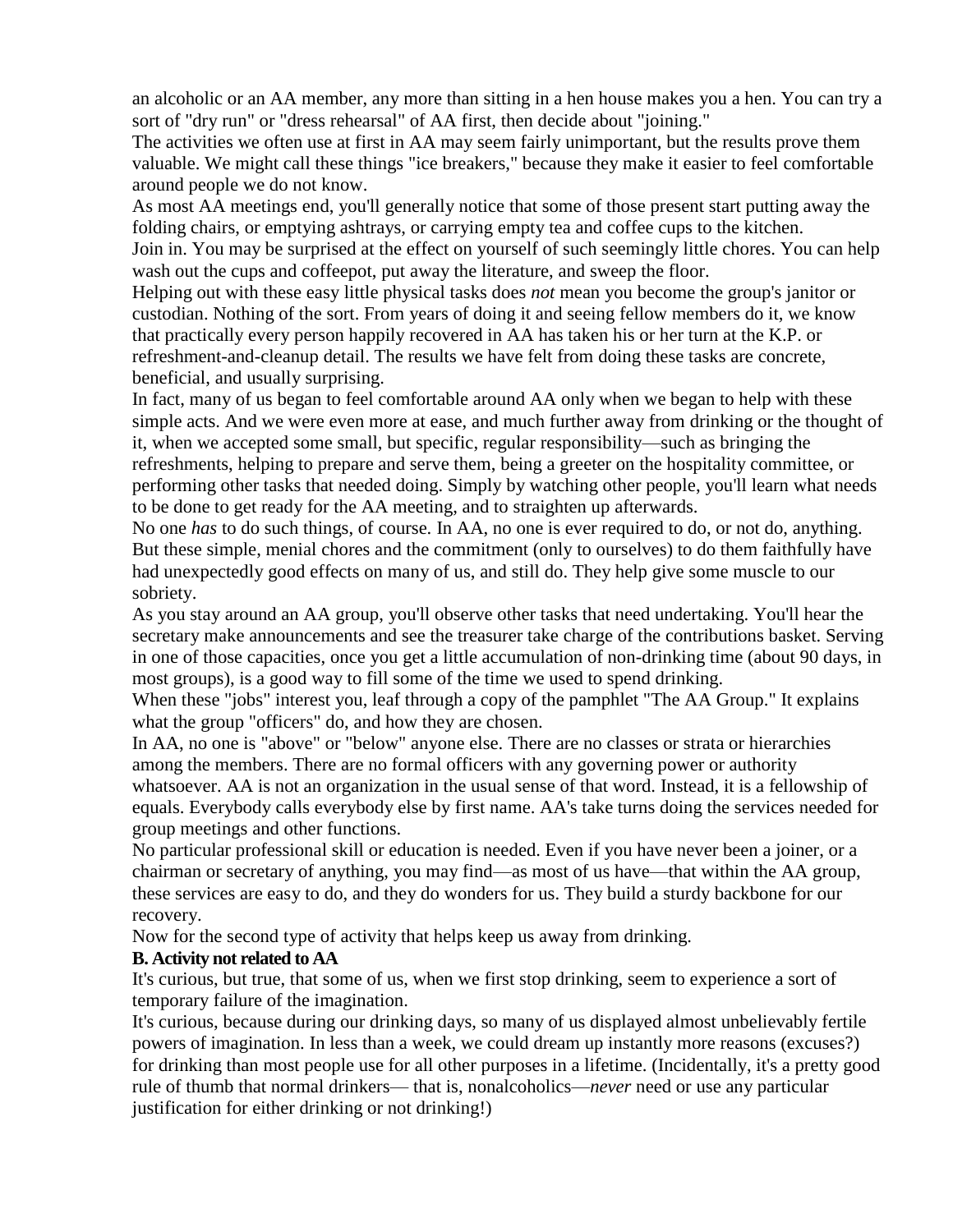an alcoholic or an AA member, any more than sitting in a hen house makes you a hen. You can try a sort of "dry run" or "dress rehearsal" of AA first, then decide about "joining."

The activities we often use at first in AA may seem fairly unimportant, but the results prove them valuable. We might call these things "ice breakers," because they make it easier to feel comfortable around people we do not know.

As most AA meetings end, you'll generally notice that some of those present start putting away the folding chairs, or emptying ashtrays, or carrying empty tea and coffee cups to the kitchen.

Join in. You may be surprised at the effect on yourself of such seemingly little chores. You can help wash out the cups and coffeepot, put away the literature, and sweep the floor.

Helping out with these easy little physical tasks does *not* mean you become the group's janitor or custodian. Nothing of the sort. From years of doing it and seeing fellow members do it, we know that practically every person happily recovered in AA has taken his or her turn at the K.P. or refreshment-and-cleanup detail. The results we have felt from doing these tasks are concrete, beneficial, and usually surprising.

In fact, many of us began to feel comfortable around AA only when we began to help with these simple acts. And we were even more at ease, and much further away from drinking or the thought of it, when we accepted some small, but specific, regular responsibility—such as bringing the refreshments, helping to prepare and serve them, being a greeter on the hospitality committee, or performing other tasks that needed doing. Simply by watching other people, you'll learn what needs to be done to get ready for the AA meeting, and to straighten up afterwards.

No one *has* to do such things, of course. In AA, no one is ever required to do, or not do, anything. But these simple, menial chores and the commitment (only to ourselves) to do them faithfully have had unexpectedly good effects on many of us, and still do. They help give some muscle to our sobriety.

As you stay around an AA group, you'll observe other tasks that need undertaking. You'll hear the secretary make announcements and see the treasurer take charge of the contributions basket. Serving in one of those capacities, once you get a little accumulation of non-drinking time (about 90 days, in most groups), is a good way to fill some of the time we used to spend drinking.

When these "jobs" interest you, leaf through a copy of the pamphlet "The AA Group." It explains what the group "officers" do, and how they are chosen.

In AA, no one is "above" or "below" anyone else. There are no classes or strata or hierarchies among the members. There are no formal officers with any governing power or authority whatsoever. AA is not an organization in the usual sense of that word. Instead, it is a fellowship of equals. Everybody calls everybody else by first name. AA's take turns doing the services needed for group meetings and other functions.

No particular professional skill or education is needed. Even if you have never been a joiner, or a chairman or secretary of anything, you may find—as most of us have—that within the AA group, these services are easy to do, and they do wonders for us. They build a sturdy backbone for our recovery.

Now for the second type of activity that helps keep us away from drinking.

**B. Activity not related to AA**

It's curious, but true, that some of us, when we first stop drinking, seem to experience a sort of temporary failure of the imagination.

It's curious, because during our drinking days, so many of us displayed almost unbelievably fertile powers of imagination. In less than a week, we could dream up instantly more reasons (excuses?) for drinking than most people use for all other purposes in a lifetime. (Incidentally, it's a pretty good rule of thumb that normal drinkers— that is, nonalcoholics—*never* need or use any particular justification for either drinking or not drinking!)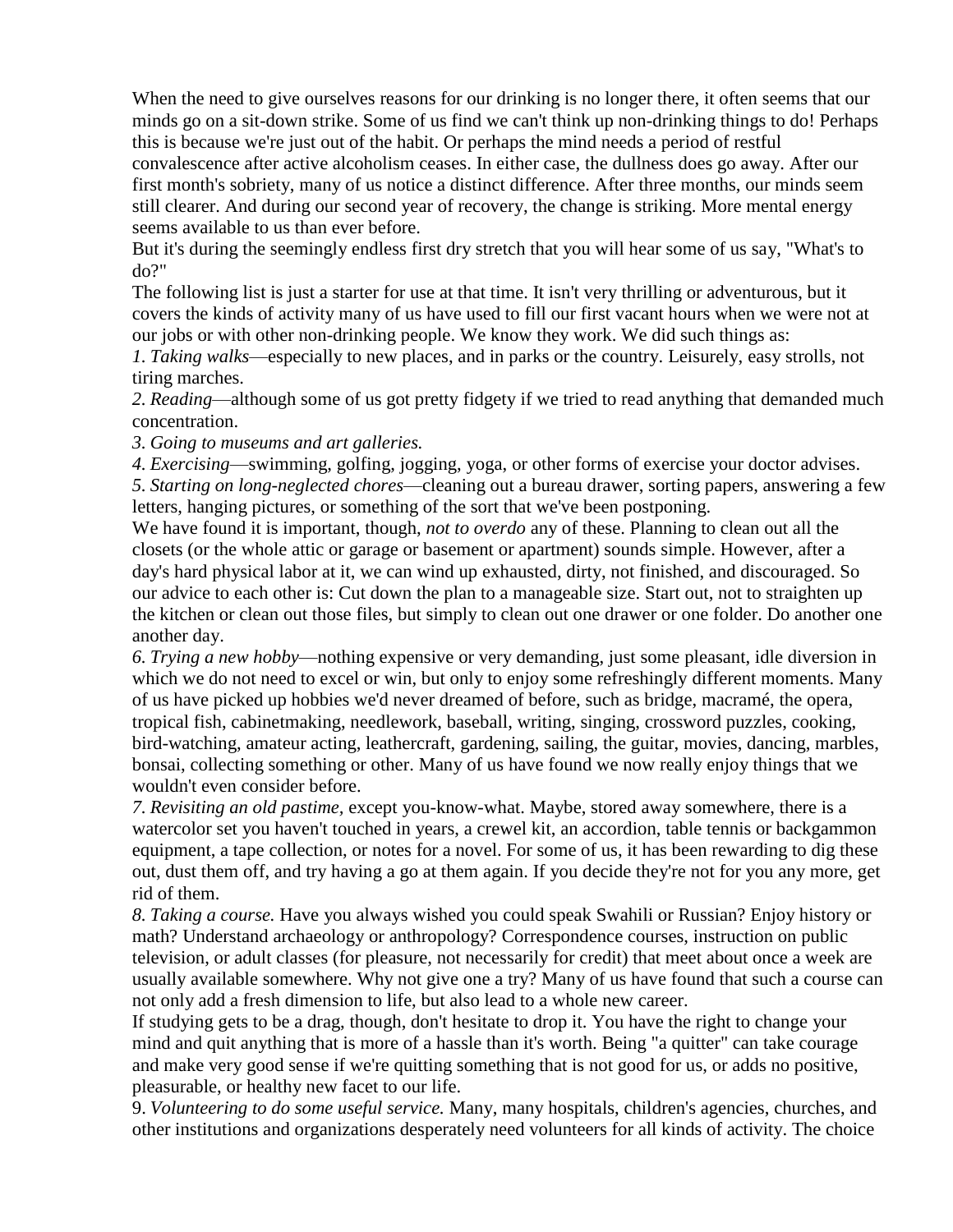When the need to give ourselves reasons for our drinking is no longer there, it often seems that our minds go on a sit-down strike. Some of us find we can't think up non-drinking things to do! Perhaps this is because we're just out of the habit. Or perhaps the mind needs a period of restful convalescence after active alcoholism ceases. In either case, the dullness does go away. After our first month's sobriety, many of us notice a distinct difference. After three months, our minds seem still clearer. And during our second year of recovery, the change is striking. More mental energy seems available to us than ever before.

But it's during the seemingly endless first dry stretch that you will hear some of us say, "What's to do?"

The following list is just a starter for use at that time. It isn't very thrilling or adventurous, but it covers the kinds of activity many of us have used to fill our first vacant hours when we were not at our jobs or with other non-drinking people. We know they work. We did such things as:

*1. Taking walks*—especially to new places, and in parks or the country. Leisurely, easy strolls, not tiring marches.

*2. Reading*—although some of us got pretty fidgety if we tried to read anything that demanded much concentration.

*3. Going to museums and art galleries.*

*4. Exercising*—swimming, golfing, jogging, yoga, or other forms of exercise your doctor advises.

*5. Starting on long-neglected chores*—cleaning out a bureau drawer, sorting papers, answering a few letters, hanging pictures, or something of the sort that we've been postponing.

We have found it is important, though, *not to overdo* any of these. Planning to clean out all the closets (or the whole attic or garage or basement or apartment) sounds simple. However, after a day's hard physical labor at it, we can wind up exhausted, dirty, not finished, and discouraged. So our advice to each other is: Cut down the plan to a manageable size. Start out, not to straighten up the kitchen or clean out those files, but simply to clean out one drawer or one folder. Do another one another day.

*6. Trying a new hobby*—nothing expensive or very demanding, just some pleasant, idle diversion in which we do not need to excel or win, but only to enjoy some refreshingly different moments. Many of us have picked up hobbies we'd never dreamed of before, such as bridge, macramé, the opera, tropical fish, cabinetmaking, needlework, baseball, writing, singing, crossword puzzles, cooking, bird-watching, amateur acting, leathercraft, gardening, sailing, the guitar, movies, dancing, marbles, bonsai, collecting something or other. Many of us have found we now really enjoy things that we wouldn't even consider before.

*7. Revisiting an old pastime,* except you-know-what. Maybe, stored away somewhere, there is a watercolor set you haven't touched in years, a crewel kit, an accordion, table tennis or backgammon equipment, a tape collection, or notes for a novel. For some of us, it has been rewarding to dig these out, dust them off, and try having a go at them again. If you decide they're not for you any more, get rid of them.

*8. Taking a course.* Have you always wished you could speak Swahili or Russian? Enjoy history or math? Understand archaeology or anthropology? Correspondence courses, instruction on public television, or adult classes (for pleasure, not necessarily for credit) that meet about once a week are usually available somewhere. Why not give one a try? Many of us have found that such a course can not only add a fresh dimension to life, but also lead to a whole new career.

If studying gets to be a drag, though, don't hesitate to drop it. You have the right to change your mind and quit anything that is more of a hassle than it's worth. Being "a quitter" can take courage and make very good sense if we're quitting something that is not good for us, or adds no positive, pleasurable, or healthy new facet to our life.

9. *Volunteering to do some useful service.* Many, many hospitals, children's agencies, churches, and other institutions and organizations desperately need volunteers for all kinds of activity. The choice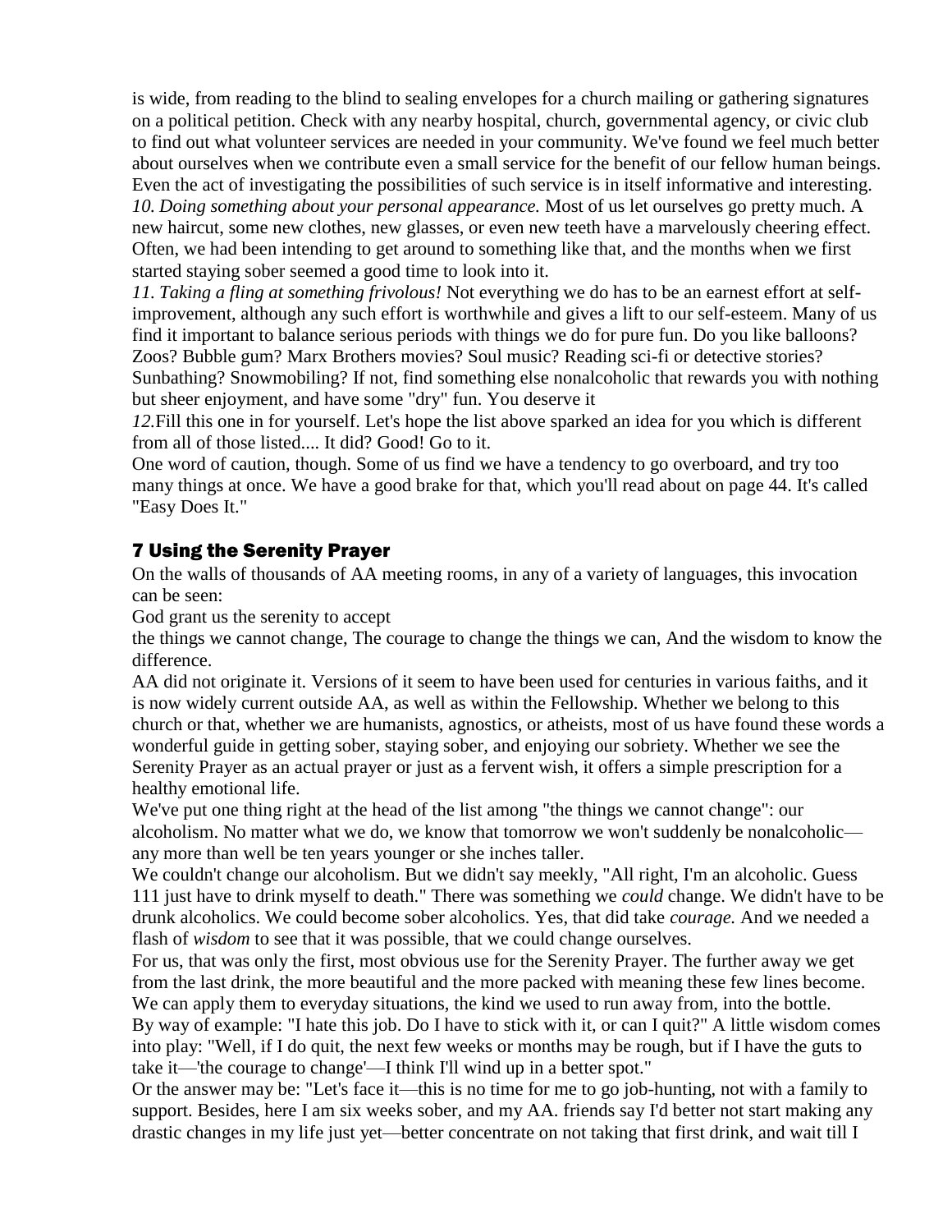is wide, from reading to the blind to sealing envelopes for a church mailing or gathering signatures on a political petition. Check with any nearby hospital, church, governmental agency, or civic club to find out what volunteer services are needed in your community. We've found we feel much better about ourselves when we contribute even a small service for the benefit of our fellow human beings. Even the act of investigating the possibilities of such service is in itself informative and interesting.

*10. Doing something about your personal appearance.* Most of us let ourselves go pretty much. A new haircut, some new clothes, new glasses, or even new teeth have a marvelously cheering effect. Often, we had been intending to get around to something like that, and the months when we first started staying sober seemed a good time to look into it.

*11. Taking a fling at something frivolous!* Not everything we do has to be an earnest effort at self-improvement, although any such effort is worthwhile and gives a lift to our self-esteem. Many of us find it important to balance serious periods with things we do for pure fun. Do you like balloons? Zoos? Bubble gum? Marx Brothers movies? Soul music? Reading sci-fi or detective stories? Sunbathing? Snowmobiling? If not, find something else nonalcoholic that rewards you with nothing but sheer enjoyment, and have some "dry" fun. You deserve it

*12.*Fill this one in for yourself. Let's hope the list above sparked an idea for you which is different from all of those listed.... It did? Good! Go to it.

One word of caution, though. Some of us find we have a tendency to go overboard, and try too many things at once. We have a good brake for that, which you'll read about on page 44. It's called "Easy Does It."

## 7 Using the Serenity Prayer

On the walls of thousands of AA meeting rooms, in any of a variety of languages, this invocation can be seen:

God grant us the serenity to accept
the things we cannot change, The courage to change the things we can, And the wisdom to know the difference.

AA did not originate it. Versions of it seem to have been used for centuries in various faiths, and it is now widely current outside AA, as well as within the Fellowship. Whether we belong to this church or that, whether we are humanists, agnostics, or atheists, most of us have found these words a wonderful guide in getting sober, staying sober, and enjoying our sobriety. Whether we see the Serenity Prayer as an actual prayer or just as a fervent wish, it offers a simple prescription for a healthy emotional life.

We've put one thing right at the head of the list among "the things we cannot change": our alcoholism. No matter what we do, we know that tomorrow we won't suddenly be nonalcoholic—any more than well be ten years younger or she inches taller.

We couldn't change our alcoholism. But we didn't say meekly, "All right, I'm an alcoholic. Guess 111 just have to drink myself to death." There was something we *could* change. We didn't have to be drunk alcoholics. We could become sober alcoholics. Yes, that did take *courage.* And we needed a flash of *wisdom* to see that it was possible, that we could change ourselves.

For us, that was only the first, most obvious use for the Serenity Prayer. The further away we get from the last drink, the more beautiful and the more packed with meaning these few lines become. We can apply them to everyday situations, the kind we used to run away from, into the bottle.

By way of example: "I hate this job. Do I have to stick with it, or can I quit?" A little wisdom comes into play: "Well, if I do quit, the next few weeks or months may be rough, but if I have the guts to take it—'the courage to change'—I think I'll wind up in a better spot."

Or the answer may be: "Let's face it—this is no time for me to go job-hunting, not with a family to support. Besides, here I am six weeks sober, and my AA. friends say I'd better not start making any drastic changes in my life just yet—better concentrate on not taking that first drink, and wait till I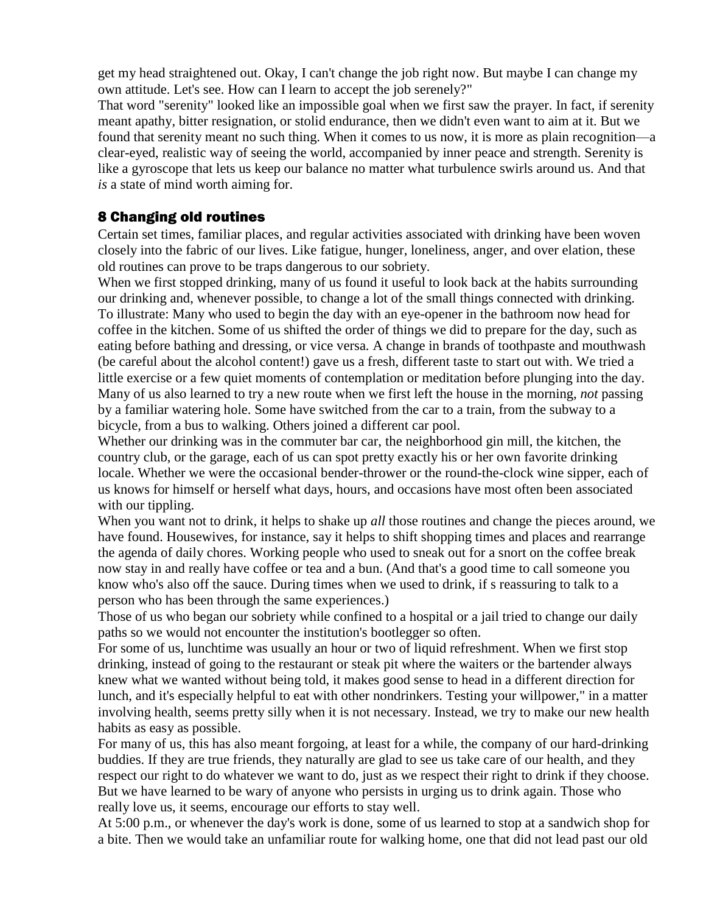get my head straightened out. Okay, I can't change the job right now. But maybe I can change my own attitude. Let's see. How can I learn to accept the job serenely?"

That word "serenity" looked like an impossible goal when we first saw the prayer. In fact, if serenity meant apathy, bitter resignation, or stolid endurance, then we didn't even want to aim at it. But we found that serenity meant no such thing. When it comes to us now, it is more as plain recognition—a clear-eyed, realistic way of seeing the world, accompanied by inner peace and strength. Serenity is like a gyroscope that lets us keep our balance no matter what turbulence swirls around us. And that *is* a state of mind worth aiming for.

## 8 Changing old routines

Certain set times, familiar places, and regular activities associated with drinking have been woven closely into the fabric of our lives. Like fatigue, hunger, loneliness, anger, and over elation, these old routines can prove to be traps dangerous to our sobriety.

When we first stopped drinking, many of us found it useful to look back at the habits surrounding our drinking and, whenever possible, to change a lot of the small things connected with drinking. To illustrate: Many who used to begin the day with an eye-opener in the bathroom now head for coffee in the kitchen. Some of us shifted the order of things we did to prepare for the day, such as eating before bathing and dressing, or vice versa. A change in brands of toothpaste and mouthwash (be careful about the alcohol content!) gave us a fresh, different taste to start out with. We tried a little exercise or a few quiet moments of contemplation or meditation before plunging into the day. Many of us also learned to try a new route when we first left the house in the morning, *not* passing by a familiar watering hole. Some have switched from the car to a train, from the subway to a bicycle, from a bus to walking. Others joined a different car pool.

Whether our drinking was in the commuter bar car, the neighborhood gin mill, the kitchen, the country club, or the garage, each of us can spot pretty exactly his or her own favorite drinking locale. Whether we were the occasional bender-thrower or the round-the-clock wine sipper, each of us knows for himself or herself what days, hours, and occasions have most often been associated with our tippling.

When you want not to drink, it helps to shake up *all* those routines and change the pieces around, we have found. Housewives, for instance, say it helps to shift shopping times and places and rearrange the agenda of daily chores. Working people who used to sneak out for a snort on the coffee break now stay in and really have coffee or tea and a bun. (And that's a good time to call someone you know who's also off the sauce. During times when we used to drink, if s reassuring to talk to a person who has been through the same experiences.)

Those of us who began our sobriety while confined to a hospital or a jail tried to change our daily paths so we would not encounter the institution's bootlegger so often.

For some of us, lunchtime was usually an hour or two of liquid refreshment. When we first stop drinking, instead of going to the restaurant or steak pit where the waiters or the bartender always knew what we wanted without being told, it makes good sense to head in a different direction for lunch, and it's especially helpful to eat with other nondrinkers. Testing your willpower," in a matter involving health, seems pretty silly when it is not necessary. Instead, we try to make our new health habits as easy as possible.

For many of us, this has also meant forgoing, at least for a while, the company of our hard-drinking buddies. If they are true friends, they naturally are glad to see us take care of our health, and they respect our right to do whatever we want to do, just as we respect their right to drink if they choose. But we have learned to be wary of anyone who persists in urging us to drink again. Those who really love us, it seems, encourage our efforts to stay well.

At 5:00 p.m., or whenever the day's work is done, some of us learned to stop at a sandwich shop for a bite. Then we would take an unfamiliar route for walking home, one that did not lead past our old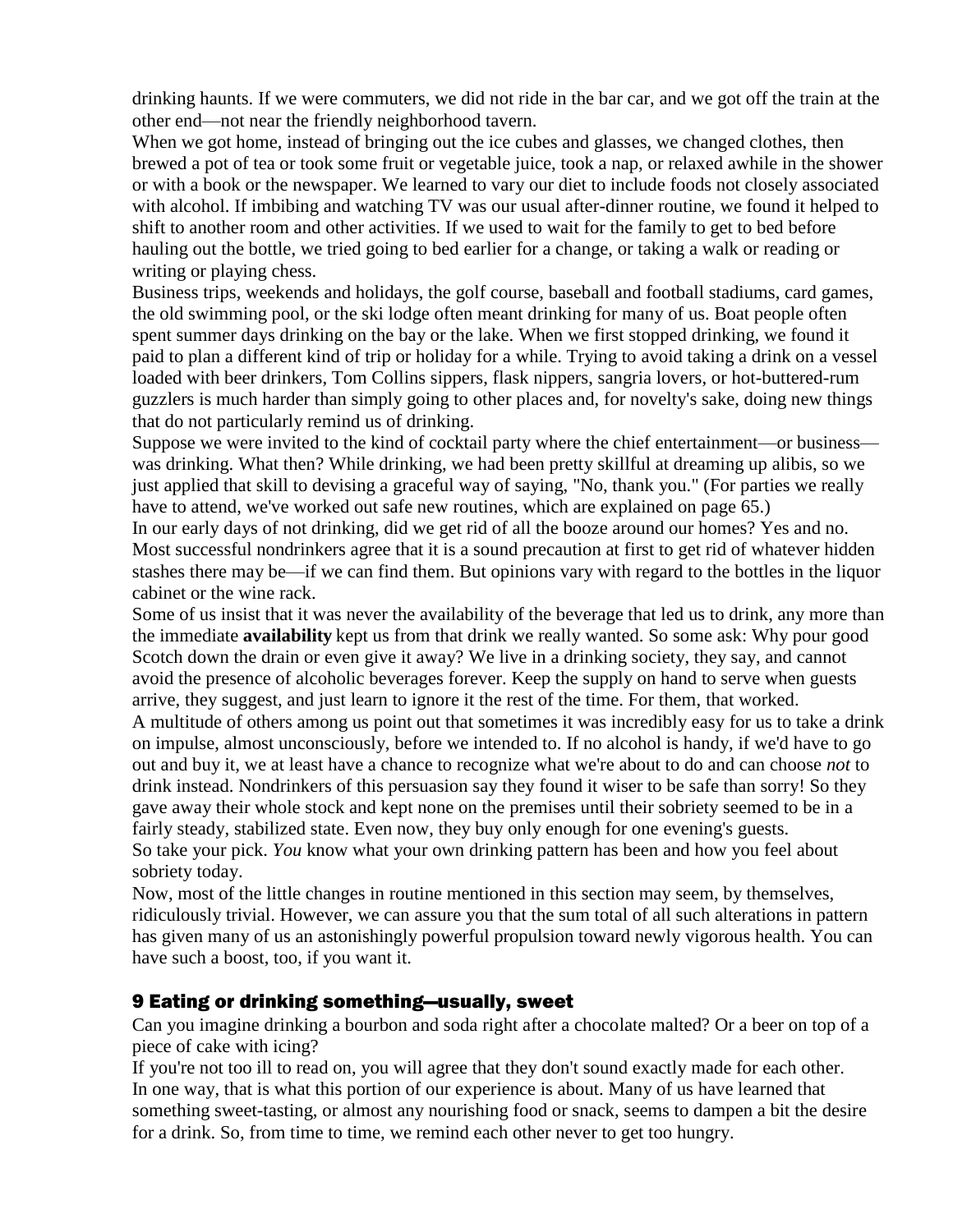drinking haunts. If we were commuters, we did not ride in the bar car, and we got off the train at the other end—not near the friendly neighborhood tavern.

When we got home, instead of bringing out the ice cubes and glasses, we changed clothes, then brewed a pot of tea or took some fruit or vegetable juice, took a nap, or relaxed awhile in the shower or with a book or the newspaper. We learned to vary our diet to include foods not closely associated with alcohol. If imbibing and watching TV was our usual after-dinner routine, we found it helped to shift to another room and other activities. If we used to wait for the family to get to bed before hauling out the bottle, we tried going to bed earlier for a change, or taking a walk or reading or writing or playing chess.

Business trips, weekends and holidays, the golf course, baseball and football stadiums, card games, the old swimming pool, or the ski lodge often meant drinking for many of us. Boat people often spent summer days drinking on the bay or the lake. When we first stopped drinking, we found it paid to plan a different kind of trip or holiday for a while. Trying to avoid taking a drink on a vessel loaded with beer drinkers, Tom Collins sippers, flask nippers, sangria lovers, or hot-buttered-rum guzzlers is much harder than simply going to other places and, for novelty's sake, doing new things that do not particularly remind us of drinking.

Suppose we were invited to the kind of cocktail party where the chief entertainment—or business—was drinking. What then? While drinking, we had been pretty skillful at dreaming up alibis, so we just applied that skill to devising a graceful way of saying, "No, thank you." (For parties we really have to attend, we've worked out safe new routines, which are explained on page 65.)

In our early days of not drinking, did we get rid of all the booze around our homes? Yes and no. Most successful nondrinkers agree that it is a sound precaution at first to get rid of whatever hidden stashes there may be—if we can find them. But opinions vary with regard to the bottles in the liquor cabinet or the wine rack.

Some of us insist that it was never the availability of the beverage that led us to drink, any more than the immediate **availability** kept us from that drink we really wanted. So some ask: Why pour good Scotch down the drain or even give it away? We live in a drinking society, they say, and cannot avoid the presence of alcoholic beverages forever. Keep the supply on hand to serve when guests arrive, they suggest, and just learn to ignore it the rest of the time. For them, that worked.

A multitude of others among us point out that sometimes it was incredibly easy for us to take a drink on impulse, almost unconsciously, before we intended to. If no alcohol is handy, if we'd have to go out and buy it, we at least have a chance to recognize what we're about to do and can choose *not* to drink instead. Nondrinkers of this persuasion say they found it wiser to be safe than sorry! So they gave away their whole stock and kept none on the premises until their sobriety seemed to be in a fairly steady, stabilized state. Even now, they buy only enough for one evening's guests.

So take your pick. *You* know what your own drinking pattern has been and how you feel about sobriety today.

Now, most of the little changes in routine mentioned in this section may seem, by themselves, ridiculously trivial. However, we can assure you that the sum total of all such alterations in pattern has given many of us an astonishingly powerful propulsion toward newly vigorous health. You can have such a boost, too, if you want it.

## 9 Eating or drinking something—usually, sweet

Can you imagine drinking a bourbon and soda right after a chocolate malted? Or a beer on top of a piece of cake with icing?

If you're not too ill to read on, you will agree that they don't sound exactly made for each other. In one way, that is what this portion of our experience is about. Many of us have learned that something sweet-tasting, or almost any nourishing food or snack, seems to dampen a bit the desire for a drink. So, from time to time, we remind each other never to get too hungry.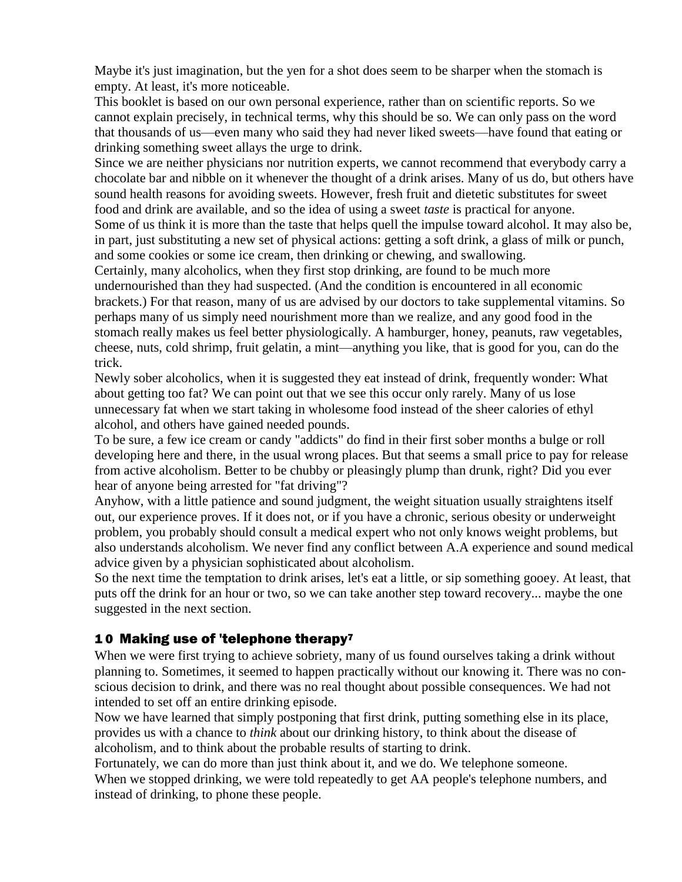Maybe it's just imagination, but the yen for a shot does seem to be sharper when the stomach is empty. At least, it's more noticeable.

This booklet is based on our own personal experience, rather than on scientific reports. So we cannot explain precisely, in technical terms, why this should be so. We can only pass on the word that thousands of us—even many who said they had never liked sweets—have found that eating or drinking something sweet allays the urge to drink.

Since we are neither physicians nor nutrition experts, we cannot recommend that everybody carry a chocolate bar and nibble on it whenever the thought of a drink arises. Many of us do, but others have sound health reasons for avoiding sweets. However, fresh fruit and dietetic substitutes for sweet food and drink are available, and so the idea of using a sweet *taste* is practical for anyone.

Some of us think it is more than the taste that helps quell the impulse toward alcohol. It may also be, in part, just substituting a new set of physical actions: getting a soft drink, a glass of milk or punch, and some cookies or some ice cream, then drinking or chewing, and swallowing.

Certainly, many alcoholics, when they first stop drinking, are found to be much more undernourished than they had suspected. (And the condition is encountered in all economic brackets.) For that reason, many of us are advised by our doctors to take supplemental vitamins. So perhaps many of us simply need nourishment more than we realize, and any good food in the stomach really makes us feel better physiologically. A hamburger, honey, peanuts, raw vegetables, cheese, nuts, cold shrimp, fruit gelatin, a mint—anything you like, that is good for you, can do the trick.

Newly sober alcoholics, when it is suggested they eat instead of drink, frequently wonder: What about getting too fat? We can point out that we see this occur only rarely. Many of us lose unnecessary fat when we start taking in wholesome food instead of the sheer calories of ethyl alcohol, and others have gained needed pounds.

To be sure, a few ice cream or candy "addicts" do find in their first sober months a bulge or roll developing here and there, in the usual wrong places. But that seems a small price to pay for release from active alcoholism. Better to be chubby or pleasingly plump than drunk, right? Did you ever hear of anyone being arrested for "fat driving"?

Anyhow, with a little patience and sound judgment, the weight situation usually straightens itself out, our experience proves. If it does not, or if you have a chronic, serious obesity or underweight problem, you probably should consult a medical expert who not only knows weight problems, but also understands alcoholism. We never find any conflict between A.A experience and sound medical advice given by a physician sophisticated about alcoholism.

So the next time the temptation to drink arises, let's eat a little, or sip something gooey. At least, that puts off the drink for an hour or two, so we can take another step toward recovery... maybe the one suggested in the next section.

## 10 Making use of 'telephone therapy'

When we were first trying to achieve sobriety, many of us found ourselves taking a drink without planning to. Sometimes, it seemed to happen practically without our knowing it. There was no conscious decision to drink, and there was no real thought about possible consequences. We had not intended to set off an entire drinking episode.

Now we have learned that simply postponing that first drink, putting something else in its place, provides us with a chance to *think* about our drinking history, to think about the disease of alcoholism, and to think about the probable results of starting to drink.

Fortunately, we can do more than just think about it, and we do. We telephone someone.

When we stopped drinking, we were told repeatedly to get AA people's telephone numbers, and instead of drinking, to phone these people.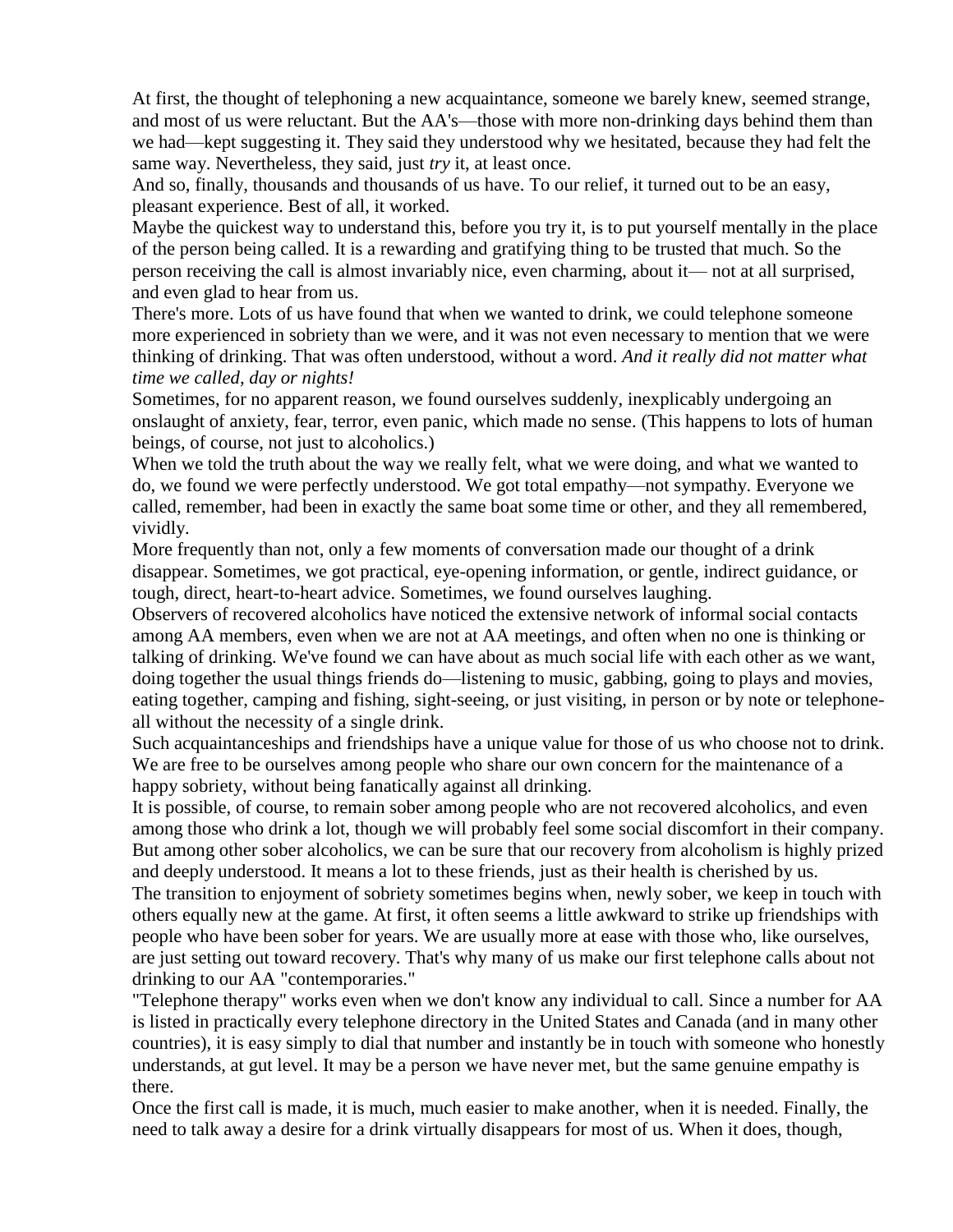At first, the thought of telephoning a new acquaintance, someone we barely knew, seemed strange, and most of us were reluctant. But the AA's—those with more non-drinking days behind them than we had—kept suggesting it. They said they understood why we hesitated, because they had felt the same way. Nevertheless, they said, just *try* it, at least once.

And so, finally, thousands and thousands of us have. To our relief, it turned out to be an easy, pleasant experience. Best of all, it worked.

Maybe the quickest way to understand this, before you try it, is to put yourself mentally in the place of the person being called. It is a rewarding and gratifying thing to be trusted that much. So the person receiving the call is almost invariably nice, even charming, about it— not at all surprised, and even glad to hear from us.

There's more. Lots of us have found that when we wanted to drink, we could telephone someone more experienced in sobriety than we were, and it was not even necessary to mention that we were thinking of drinking. That was often understood, without a word. *And it really did not matter what time we called, day or nights!*

Sometimes, for no apparent reason, we found ourselves suddenly, inexplicably undergoing an onslaught of anxiety, fear, terror, even panic, which made no sense. (This happens to lots of human beings, of course, not just to alcoholics.)

When we told the truth about the way we really felt, what we were doing, and what we wanted to do, we found we were perfectly understood. We got total empathy—not sympathy. Everyone we called, remember, had been in exactly the same boat some time or other, and they all remembered, vividly.

More frequently than not, only a few moments of conversation made our thought of a drink disappear. Sometimes, we got practical, eye-opening information, or gentle, indirect guidance, or tough, direct, heart-to-heart advice. Sometimes, we found ourselves laughing.

Observers of recovered alcoholics have noticed the extensive network of informal social contacts among AA members, even when we are not at AA meetings, and often when no one is thinking or talking of drinking. We've found we can have about as much social life with each other as we want, doing together the usual things friends do—listening to music, gabbing, going to plays and movies, eating together, camping and fishing, sight-seeing, or just visiting, in person or by note or telephone-all without the necessity of a single drink.

Such acquaintanceships and friendships have a unique value for those of us who choose not to drink. We are free to be ourselves among people who share our own concern for the maintenance of a happy sobriety, without being fanatically against all drinking.

It is possible, of course, to remain sober among people who are not recovered alcoholics, and even among those who drink a lot, though we will probably feel some social discomfort in their company. But among other sober alcoholics, we can be sure that our recovery from alcoholism is highly prized and deeply understood. It means a lot to these friends, just as their health is cherished by us.

The transition to enjoyment of sobriety sometimes begins when, newly sober, we keep in touch with others equally new at the game. At first, it often seems a little awkward to strike up friendships with people who have been sober for years. We are usually more at ease with those who, like ourselves, are just setting out toward recovery. That's why many of us make our first telephone calls about not drinking to our AA "contemporaries."

"Telephone therapy" works even when we don't know any individual to call. Since a number for AA is listed in practically every telephone directory in the United States and Canada (and in many other countries), it is easy simply to dial that number and instantly be in touch with someone who honestly understands, at gut level. It may be a person we have never met, but the same genuine empathy is there.

Once the first call is made, it is much, much easier to make another, when it is needed. Finally, the need to talk away a desire for a drink virtually disappears for most of us. When it does, though,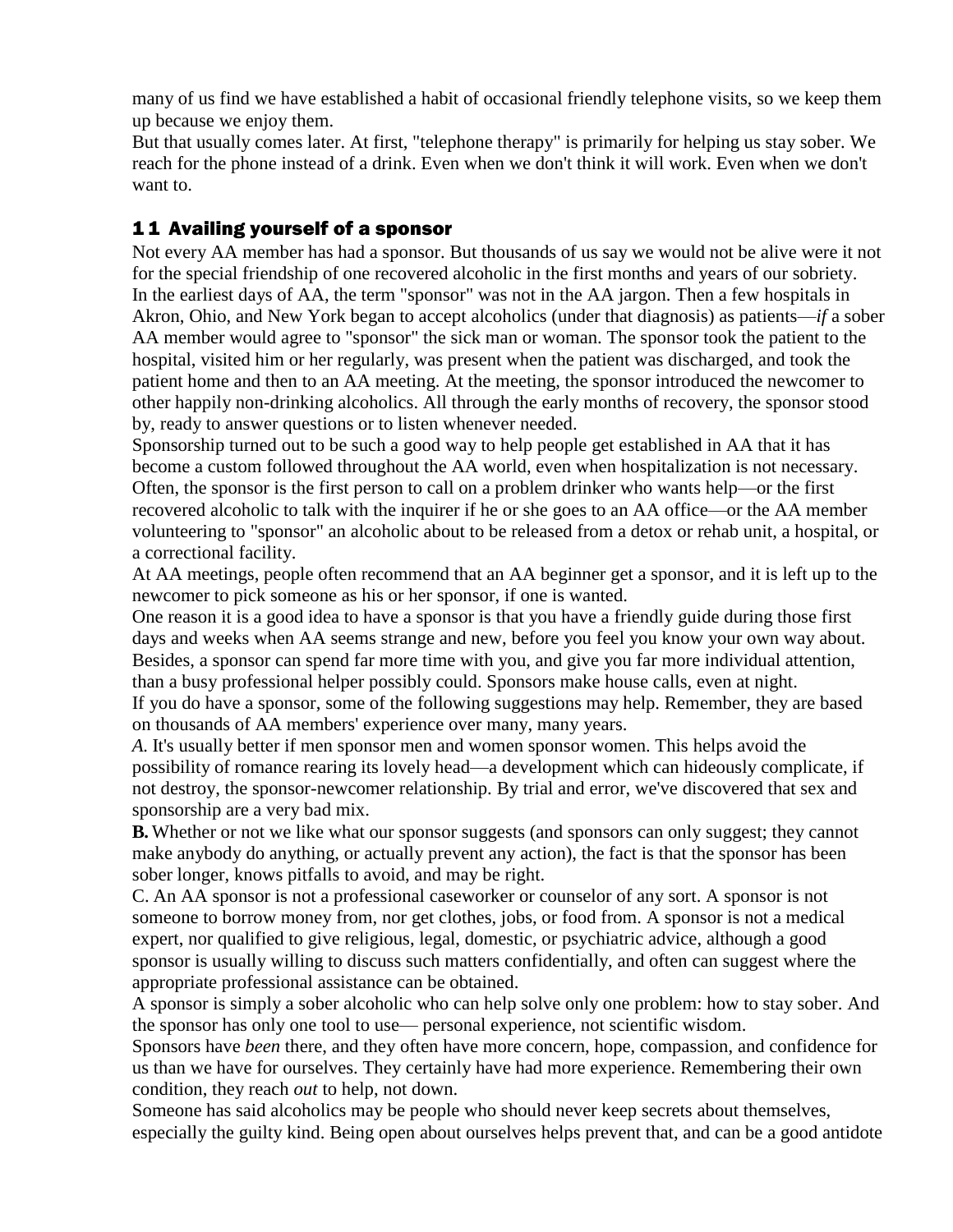many of us find we have established a habit of occasional friendly telephone visits, so we keep them up because we enjoy them.

But that usually comes later. At first, "telephone therapy" is primarily for helping us stay sober. We reach for the phone instead of a drink. Even when we don't think it will work. Even when we don't want to.

## 1 1 Availing yourself of a sponsor

Not every AA member has had a sponsor. But thousands of us say we would not be alive were it not for the special friendship of one recovered alcoholic in the first months and years of our sobriety.

In the earliest days of AA, the term "sponsor" was not in the AA jargon. Then a few hospitals in Akron, Ohio, and New York began to accept alcoholics (under that diagnosis) as patients—*if* a sober AA member would agree to "sponsor" the sick man or woman. The sponsor took the patient to the hospital, visited him or her regularly, was present when the patient was discharged, and took the patient home and then to an AA meeting. At the meeting, the sponsor introduced the newcomer to other happily non-drinking alcoholics. All through the early months of recovery, the sponsor stood by, ready to answer questions or to listen whenever needed.

Sponsorship turned out to be such a good way to help people get established in AA that it has become a custom followed throughout the AA world, even when hospitalization is not necessary. Often, the sponsor is the first person to call on a problem drinker who wants help—or the first recovered alcoholic to talk with the inquirer if he or she goes to an AA office—or the AA member volunteering to "sponsor" an alcoholic about to be released from a detox or rehab unit, a hospital, or a correctional facility.

At AA meetings, people often recommend that an AA beginner get a sponsor, and it is left up to the newcomer to pick someone as his or her sponsor, if one is wanted.

One reason it is a good idea to have a sponsor is that you have a friendly guide during those first days and weeks when AA seems strange and new, before you feel you know your own way about. Besides, a sponsor can spend far more time with you, and give you far more individual attention, than a busy professional helper possibly could. Sponsors make house calls, even at night.

If you do have a sponsor, some of the following suggestions may help. Remember, they are based on thousands of AA members' experience over many, many years.

*A.* It's usually better if men sponsor men and women sponsor women. This helps avoid the possibility of romance rearing its lovely head—a development which can hideously complicate, if not destroy, the sponsor-newcomer relationship. By trial and error, we've discovered that sex and sponsorship are a very bad mix.

**B.** Whether or not we like what our sponsor suggests (and sponsors can only suggest; they cannot make anybody do anything, or actually prevent any action), the fact is that the sponsor has been sober longer, knows pitfalls to avoid, and may be right.

C. An AA sponsor is not a professional caseworker or counselor of any sort. A sponsor is not someone to borrow money from, nor get clothes, jobs, or food from. A sponsor is not a medical expert, nor qualified to give religious, legal, domestic, or psychiatric advice, although a good sponsor is usually willing to discuss such matters confidentially, and often can suggest where the appropriate professional assistance can be obtained.

A sponsor is simply a sober alcoholic who can help solve only one problem: how to stay sober. And the sponsor has only one tool to use— personal experience, not scientific wisdom.

Sponsors have *been* there, and they often have more concern, hope, compassion, and confidence for us than we have for ourselves. They certainly have had more experience. Remembering their own condition, they reach *out* to help, not down.

Someone has said alcoholics may be people who should never keep secrets about themselves, especially the guilty kind. Being open about ourselves helps prevent that, and can be a good antidote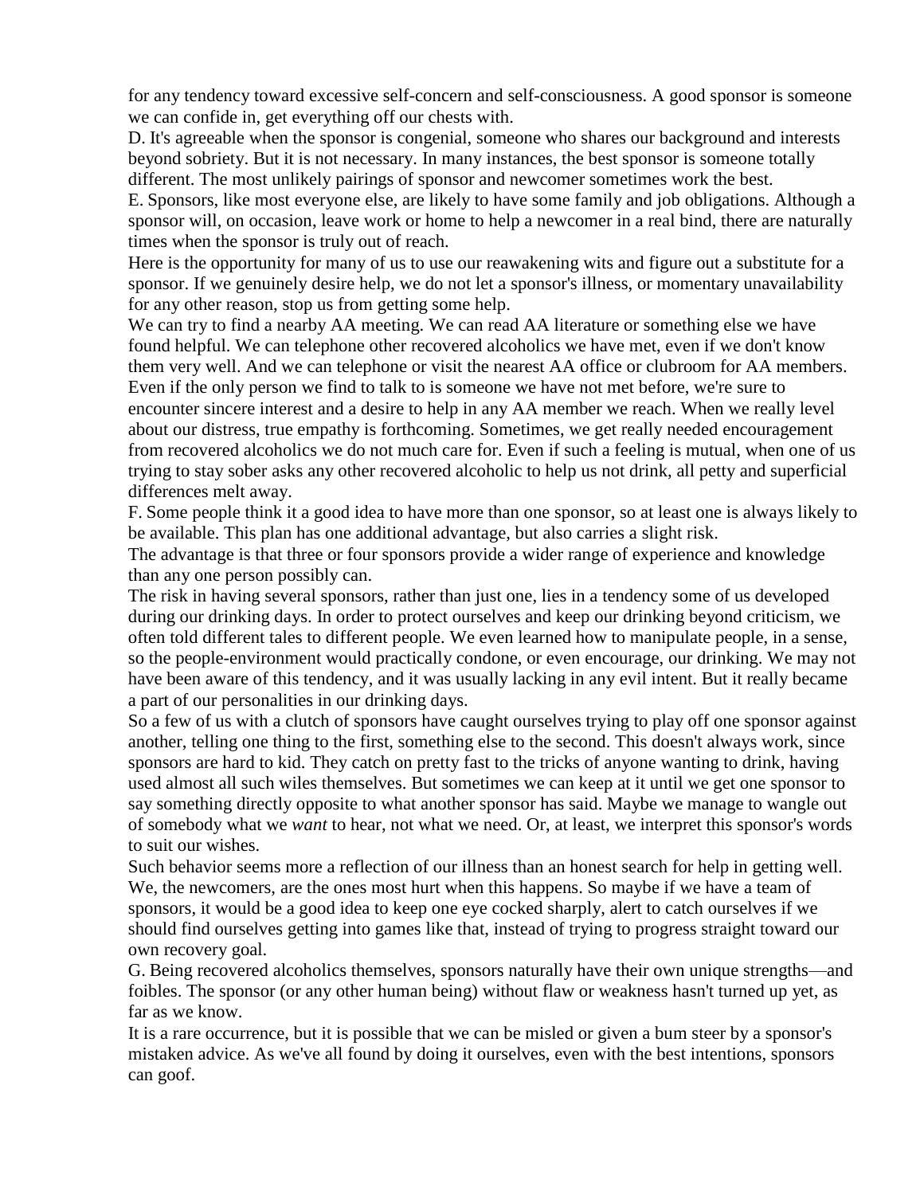for any tendency toward excessive self-concern and self-consciousness. A good sponsor is someone we can confide in, get everything off our chests with.

D. It's agreeable when the sponsor is congenial, someone who shares our background and interests beyond sobriety. But it is not necessary. In many instances, the best sponsor is someone totally different. The most unlikely pairings of sponsor and newcomer sometimes work the best.

E. Sponsors, like most everyone else, are likely to have some family and job obligations. Although a sponsor will, on occasion, leave work or home to help a newcomer in a real bind, there are naturally times when the sponsor is truly out of reach.

Here is the opportunity for many of us to use our reawakening wits and figure out a substitute for a sponsor. If we genuinely desire help, we do not let a sponsor's illness, or momentary unavailability for any other reason, stop us from getting some help.

We can try to find a nearby AA meeting. We can read AA literature or something else we have found helpful. We can telephone other recovered alcoholics we have met, even if we don't know them very well. And we can telephone or visit the nearest AA office or clubroom for AA members. Even if the only person we find to talk to is someone we have not met before, we're sure to encounter sincere interest and a desire to help in any AA member we reach. When we really level about our distress, true empathy is forthcoming. Sometimes, we get really needed encouragement from recovered alcoholics we do not much care for. Even if such a feeling is mutual, when one of us trying to stay sober asks any other recovered alcoholic to help us not drink, all petty and superficial differences melt away.

F. Some people think it a good idea to have more than one sponsor, so at least one is always likely to be available. This plan has one additional advantage, but also carries a slight risk.

The advantage is that three or four sponsors provide a wider range of experience and knowledge than any one person possibly can.

The risk in having several sponsors, rather than just one, lies in a tendency some of us developed during our drinking days. In order to protect ourselves and keep our drinking beyond criticism, we often told different tales to different people. We even learned how to manipulate people, in a sense, so the people-environment would practically condone, or even encourage, our drinking. We may not have been aware of this tendency, and it was usually lacking in any evil intent. But it really became a part of our personalities in our drinking days.

So a few of us with a clutch of sponsors have caught ourselves trying to play off one sponsor against another, telling one thing to the first, something else to the second. This doesn't always work, since sponsors are hard to kid. They catch on pretty fast to the tricks of anyone wanting to drink, having used almost all such wiles themselves. But sometimes we can keep at it until we get one sponsor to say something directly opposite to what another sponsor has said. Maybe we manage to wangle out of somebody what we *want* to hear, not what we need. Or, at least, we interpret this sponsor's words to suit our wishes.

Such behavior seems more a reflection of our illness than an honest search for help in getting well. We, the newcomers, are the ones most hurt when this happens. So maybe if we have a team of sponsors, it would be a good idea to keep one eye cocked sharply, alert to catch ourselves if we should find ourselves getting into games like that, instead of trying to progress straight toward our own recovery goal.

G. Being recovered alcoholics themselves, sponsors naturally have their own unique strengths—and foibles. The sponsor (or any other human being) without flaw or weakness hasn't turned up yet, as far as we know.

It is a rare occurrence, but it is possible that we can be misled or given a bum steer by a sponsor's mistaken advice. As we've all found by doing it ourselves, even with the best intentions, sponsors can goof.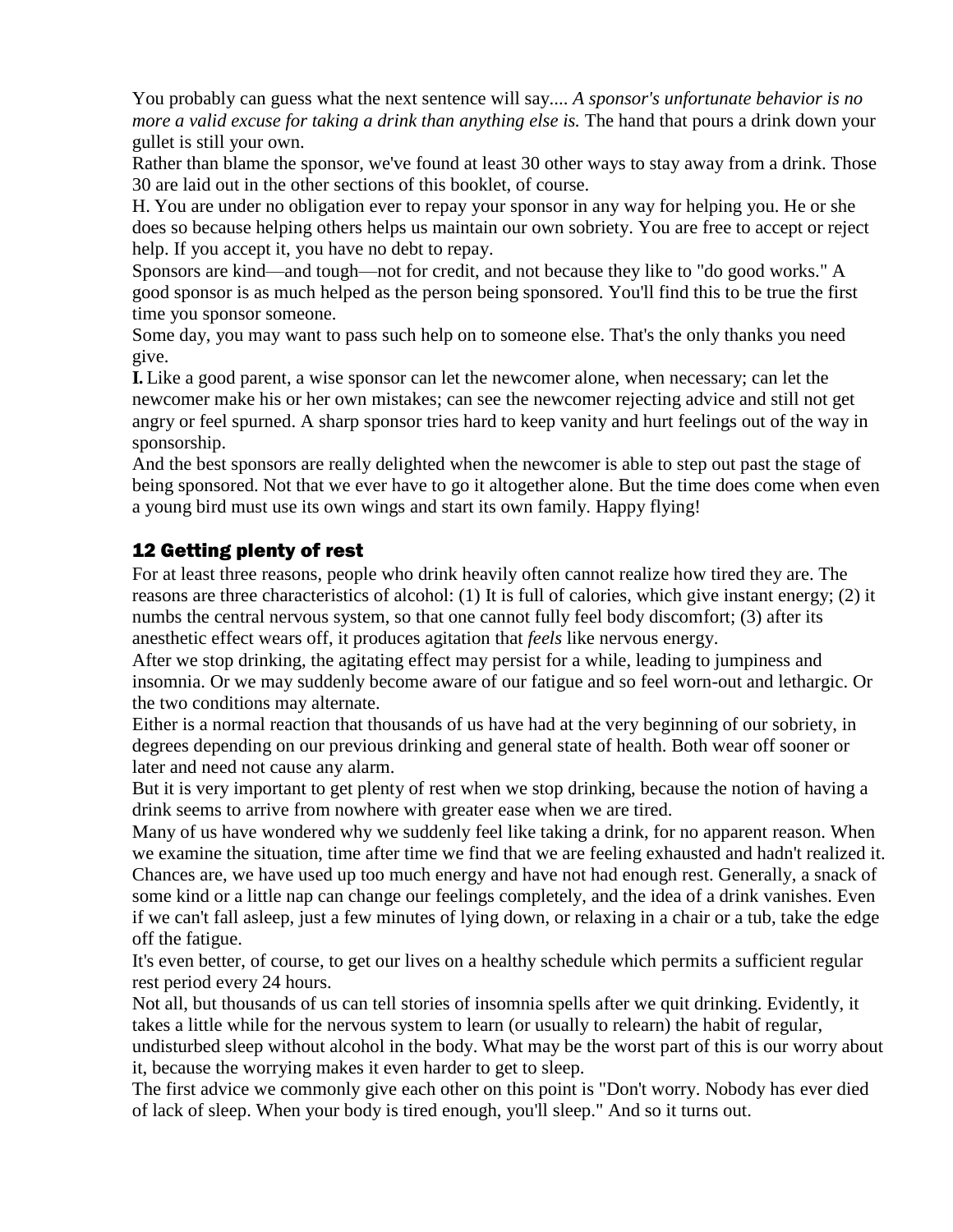You probably can guess what the next sentence will say.... *A sponsor's unfortunate behavior is no more a valid excuse for taking a drink than anything else is.* The hand that pours a drink down your gullet is still your own.

Rather than blame the sponsor, we've found at least 30 other ways to stay away from a drink. Those 30 are laid out in the other sections of this booklet, of course.

H. You are under no obligation ever to repay your sponsor in any way for helping you. He or she does so because helping others helps us maintain our own sobriety. You are free to accept or reject help. If you accept it, you have no debt to repay.

Sponsors are kind—and tough—not for credit, and not because they like to "do good works." A good sponsor is as much helped as the person being sponsored. You'll find this to be true the first time you sponsor someone.

Some day, you may want to pass such help on to someone else. That's the only thanks you need give.

**I.** Like a good parent, a wise sponsor can let the newcomer alone, when necessary; can let the newcomer make his or her own mistakes; can see the newcomer rejecting advice and still not get angry or feel spurned. A sharp sponsor tries hard to keep vanity and hurt feelings out of the way in sponsorship.

And the best sponsors are really delighted when the newcomer is able to step out past the stage of being sponsored. Not that we ever have to go it altogether alone. But the time does come when even a young bird must use its own wings and start its own family. Happy flying!

## 12 Getting plenty of rest

For at least three reasons, people who drink heavily often cannot realize how tired they are. The reasons are three characteristics of alcohol: (1) It is full of calories, which give instant energy; (2) it numbs the central nervous system, so that one cannot fully feel body discomfort; (3) after its anesthetic effect wears off, it produces agitation that *feels* like nervous energy.

After we stop drinking, the agitating effect may persist for a while, leading to jumpiness and insomnia. Or we may suddenly become aware of our fatigue and so feel worn-out and lethargic. Or the two conditions may alternate.

Either is a normal reaction that thousands of us have had at the very beginning of our sobriety, in degrees depending on our previous drinking and general state of health. Both wear off sooner or later and need not cause any alarm.

But it is very important to get plenty of rest when we stop drinking, because the notion of having a drink seems to arrive from nowhere with greater ease when we are tired.

Many of us have wondered why we suddenly feel like taking a drink, for no apparent reason. When we examine the situation, time after time we find that we are feeling exhausted and hadn't realized it. Chances are, we have used up too much energy and have not had enough rest. Generally, a snack of some kind or a little nap can change our feelings completely, and the idea of a drink vanishes. Even if we can't fall asleep, just a few minutes of lying down, or relaxing in a chair or a tub, take the edge off the fatigue.

It's even better, of course, to get our lives on a healthy schedule which permits a sufficient regular rest period every 24 hours.

Not all, but thousands of us can tell stories of insomnia spells after we quit drinking. Evidently, it takes a little while for the nervous system to learn (or usually to relearn) the habit of regular, undisturbed sleep without alcohol in the body. What may be the worst part of this is our worry about it, because the worrying makes it even harder to get to sleep.

The first advice we commonly give each other on this point is "Don't worry. Nobody has ever died of lack of sleep. When your body is tired enough, you'll sleep." And so it turns out.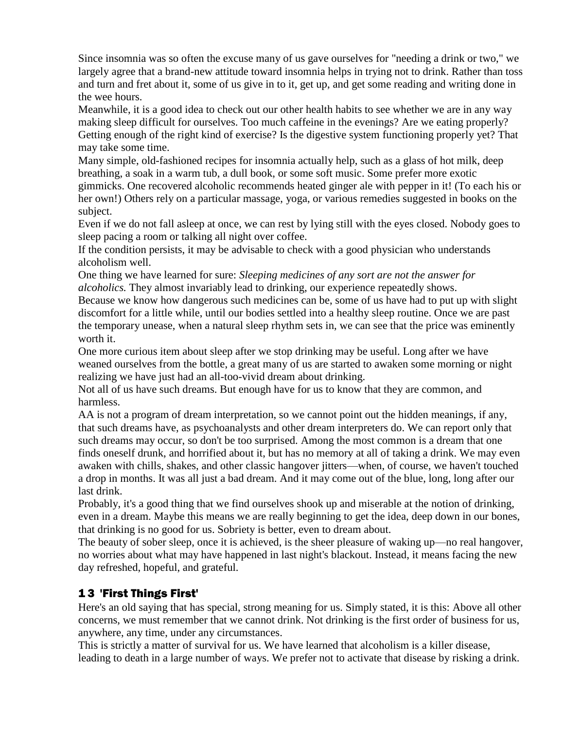Since insomnia was so often the excuse many of us gave ourselves for "needing a drink or two," we largely agree that a brand-new attitude toward insomnia helps in trying not to drink. Rather than toss and turn and fret about it, some of us give in to it, get up, and get some reading and writing done in the wee hours.

Meanwhile, it is a good idea to check out our other health habits to see whether we are in any way making sleep difficult for ourselves. Too much caffeine in the evenings? Are we eating properly? Getting enough of the right kind of exercise? Is the digestive system functioning properly yet? That may take some time.

Many simple, old-fashioned recipes for insomnia actually help, such as a glass of hot milk, deep breathing, a soak in a warm tub, a dull book, or some soft music. Some prefer more exotic gimmicks. One recovered alcoholic recommends heated ginger ale with pepper in it! (To each his or her own!) Others rely on a particular massage, yoga, or various remedies suggested in books on the subject.

Even if we do not fall asleep at once, we can rest by lying still with the eyes closed. Nobody goes to sleep pacing a room or talking all night over coffee.

If the condition persists, it may be advisable to check with a good physician who understands alcoholism well.

One thing we have learned for sure: *Sleeping medicines of any sort are not the answer for alcoholics.* They almost invariably lead to drinking, our experience repeatedly shows.

Because we know how dangerous such medicines can be, some of us have had to put up with slight discomfort for a little while, until our bodies settled into a healthy sleep routine. Once we are past the temporary unease, when a natural sleep rhythm sets in, we can see that the price was eminently worth it.

One more curious item about sleep after we stop drinking may be useful. Long after we have weaned ourselves from the bottle, a great many of us are started to awaken some morning or night realizing we have just had an all-too-vivid dream about drinking.

Not all of us have such dreams. But enough have for us to know that they are common, and harmless.

AA is not a program of dream interpretation, so we cannot point out the hidden meanings, if any, that such dreams have, as psychoanalysts and other dream interpreters do. We can report only that such dreams may occur, so don't be too surprised. Among the most common is a dream that one finds oneself drunk, and horrified about it, but has no memory at all of taking a drink. We may even awaken with chills, shakes, and other classic hangover jitters—when, of course, we haven't touched a drop in months. It was all just a bad dream. And it may come out of the blue, long, long after our last drink.

Probably, it's a good thing that we find ourselves shook up and miserable at the notion of drinking, even in a dream. Maybe this means we are really beginning to get the idea, deep down in our bones, that drinking is no good for us. Sobriety is better, even to dream about.

The beauty of sober sleep, once it is achieved, is the sheer pleasure of waking up—no real hangover, no worries about what may have happened in last night's blackout. Instead, it means facing the new day refreshed, hopeful, and grateful.

## 13 'First Things First'

Here's an old saying that has special, strong meaning for us. Simply stated, it is this: Above all other concerns, we must remember that we cannot drink. Not drinking is the first order of business for us, anywhere, any time, under any circumstances.

This is strictly a matter of survival for us. We have learned that alcoholism is a killer disease, leading to death in a large number of ways. We prefer not to activate that disease by risking a drink.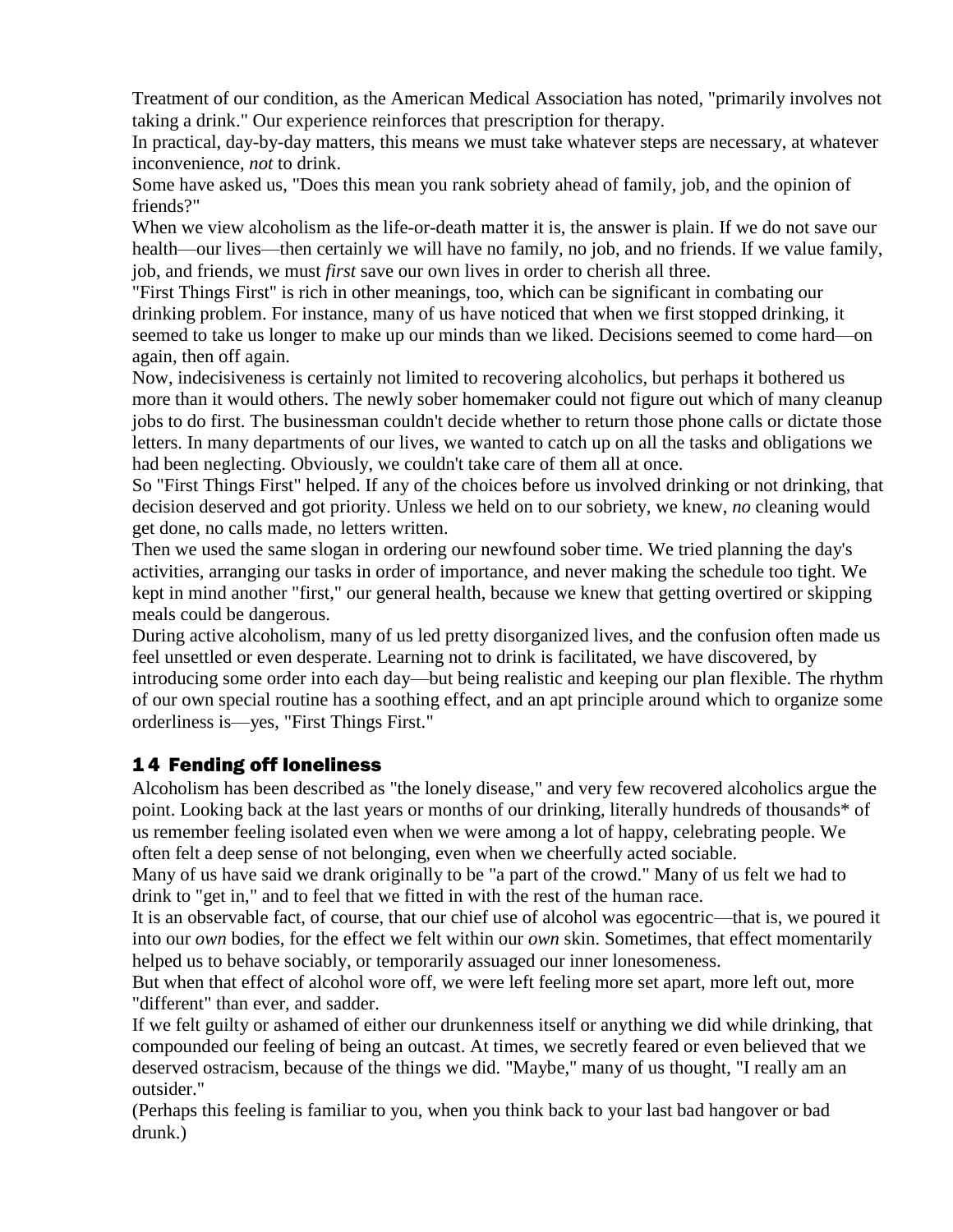Treatment of our condition, as the American Medical Association has noted, "primarily involves not taking a drink." Our experience reinforces that prescription for therapy.

In practical, day-by-day matters, this means we must take whatever steps are necessary, at whatever inconvenience, *not* to drink.

Some have asked us, "Does this mean you rank sobriety ahead of family, job, and the opinion of friends?"

When we view alcoholism as the life-or-death matter it is, the answer is plain. If we do not save our health—our lives—then certainly we will have no family, no job, and no friends. If we value family, job, and friends, we must *first* save our own lives in order to cherish all three.

"First Things First" is rich in other meanings, too, which can be significant in combating our drinking problem. For instance, many of us have noticed that when we first stopped drinking, it seemed to take us longer to make up our minds than we liked. Decisions seemed to come hard—on again, then off again.

Now, indecisiveness is certainly not limited to recovering alcoholics, but perhaps it bothered us more than it would others. The newly sober homemaker could not figure out which of many cleanup jobs to do first. The businessman couldn't decide whether to return those phone calls or dictate those letters. In many departments of our lives, we wanted to catch up on all the tasks and obligations we had been neglecting. Obviously, we couldn't take care of them all at once.

So "First Things First" helped. If any of the choices before us involved drinking or not drinking, that decision deserved and got priority. Unless we held on to our sobriety, we knew, *no* cleaning would get done, no calls made, no letters written.

Then we used the same slogan in ordering our newfound sober time. We tried planning the day's activities, arranging our tasks in order of importance, and never making the schedule too tight. We kept in mind another "first," our general health, because we knew that getting overtired or skipping meals could be dangerous.

During active alcoholism, many of us led pretty disorganized lives, and the confusion often made us feel unsettled or even desperate. Learning not to drink is facilitated, we have discovered, by introducing some order into each day—but being realistic and keeping our plan flexible. The rhythm of our own special routine has a soothing effect, and an apt principle around which to organize some orderliness is—yes, "First Things First."

## 14 Fending off loneliness

Alcoholism has been described as "the lonely disease," and very few recovered alcoholics argue the point. Looking back at the last years or months of our drinking, literally hundreds of thousands* of us remember feeling isolated even when we were among a lot of happy, celebrating people. We often felt a deep sense of not belonging, even when we cheerfully acted sociable.

Many of us have said we drank originally to be "a part of the crowd." Many of us felt we had to drink to "get in," and to feel that we fitted in with the rest of the human race.

It is an observable fact, of course, that our chief use of alcohol was egocentric—that is, we poured it into our *own* bodies, for the effect we felt within our *own* skin. Sometimes, that effect momentarily helped us to behave sociably, or temporarily assuaged our inner lonesomeness.

But when that effect of alcohol wore off, we were left feeling more set apart, more left out, more "different" than ever, and sadder.

If we felt guilty or ashamed of either our drunkenness itself or anything we did while drinking, that compounded our feeling of being an outcast. At times, we secretly feared or even believed that we deserved ostracism, because of the things we did. "Maybe," many of us thought, "I really am an outsider."

(Perhaps this feeling is familiar to you, when you think back to your last bad hangover or bad drunk.)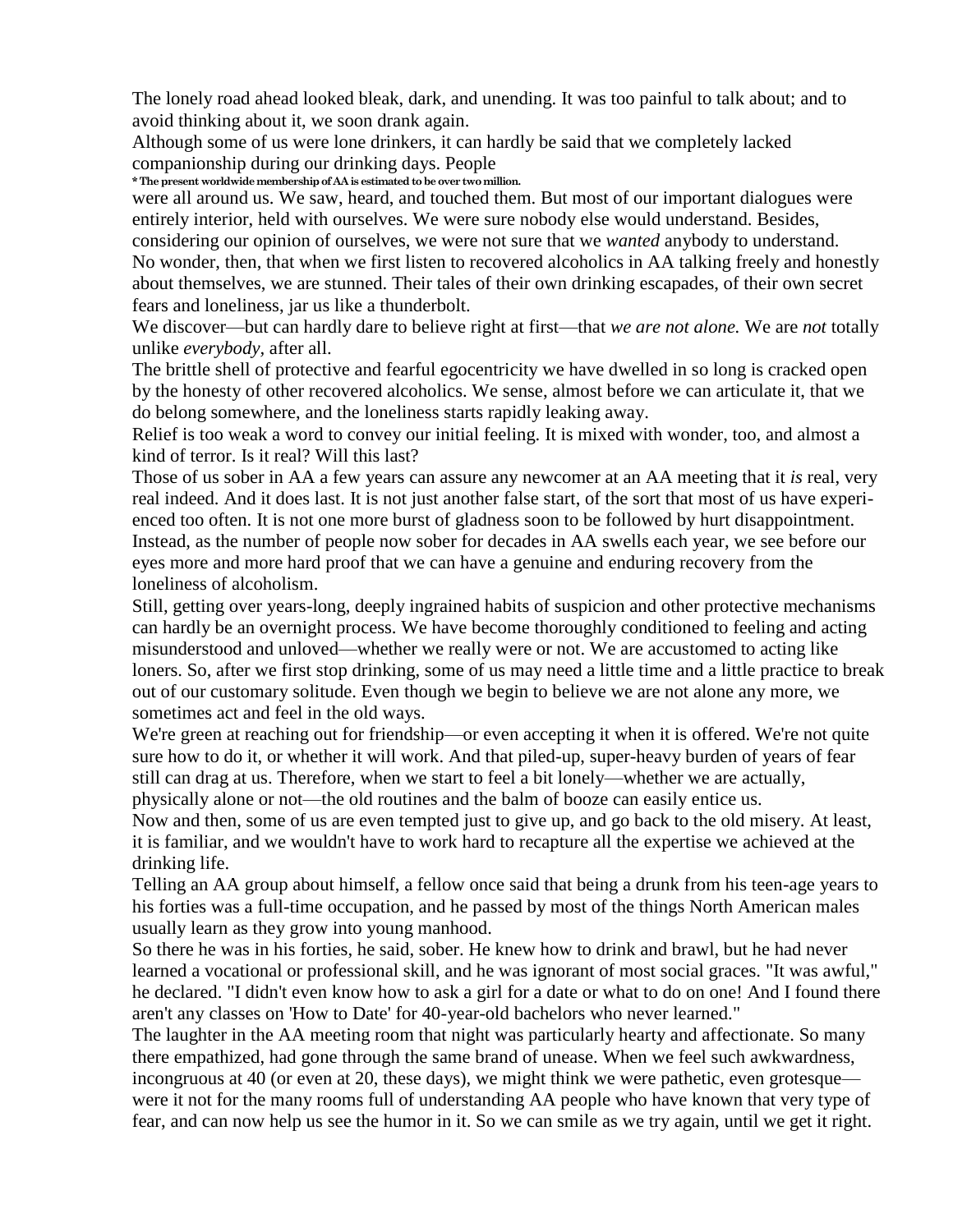The lonely road ahead looked bleak, dark, and unending. It was too painful to talk about; and to avoid thinking about it, we soon drank again.

Although some of us were lone drinkers, it can hardly be said that we completely lacked companionship during our drinking days. People were all around us. We saw, heard, and touched them. But most of our important dialogues were entirely interior, held with ourselves. We were sure nobody else would understand. Besides, considering our opinion of ourselves, we were not sure that we *wanted* anybody to understand.

\* The present worldwide membership of AA is estimated to be over two million.

No wonder, then, that when we first listen to recovered alcoholics in AA talking freely and honestly about themselves, we are stunned. Their tales of their own drinking escapades, of their own secret fears and loneliness, jar us like a thunderbolt.

We discover—but can hardly dare to believe right at first—that *we are not alone.* We are *not* totally unlike *everybody,* after all.

The brittle shell of protective and fearful egocentricity we have dwelled in so long is cracked open by the honesty of other recovered alcoholics. We sense, almost before we can articulate it, that we do belong somewhere, and the loneliness starts rapidly leaking away.

Relief is too weak a word to convey our initial feeling. It is mixed with wonder, too, and almost a kind of terror. Is it real? Will this last?

Those of us sober in AA a few years can assure any newcomer at an AA meeting that it *is* real, very real indeed. And it does last. It is not just another false start, of the sort that most of us have experienced too often. It is not one more burst of gladness soon to be followed by hurt disappointment. Instead, as the number of people now sober for decades in AA swells each year, we see before our eyes more and more hard proof that we can have a genuine and enduring recovery from the loneliness of alcoholism.

Still, getting over years-long, deeply ingrained habits of suspicion and other protective mechanisms can hardly be an overnight process. We have become thoroughly conditioned to feeling and acting misunderstood and unloved—whether we really were or not. We are accustomed to acting like loners. So, after we first stop drinking, some of us may need a little time and a little practice to break out of our customary solitude. Even though we begin to believe we are not alone any more, we sometimes act and feel in the old ways.

We're green at reaching out for friendship—or even accepting it when it is offered. We're not quite sure how to do it, or whether it will work. And that piled-up, super-heavy burden of years of fear still can drag at us. Therefore, when we start to feel a bit lonely—whether we are actually, physically alone or not—the old routines and the balm of booze can easily entice us.

Now and then, some of us are even tempted just to give up, and go back to the old misery. At least, it is familiar, and we wouldn't have to work hard to recapture all the expertise we achieved at the drinking life.

Telling an AA group about himself, a fellow once said that being a drunk from his teen-age years to his forties was a full-time occupation, and he passed by most of the things North American males usually learn as they grow into young manhood.

So there he was in his forties, he said, sober. He knew how to drink and brawl, but he had never learned a vocational or professional skill, and he was ignorant of most social graces. "It was awful," he declared. "I didn't even know how to ask a girl for a date or what to do on one! And I found there aren't any classes on 'How to Date' for 40-year-old bachelors who never learned."

The laughter in the AA meeting room that night was particularly hearty and affectionate. So many there empathized, had gone through the same brand of unease. When we feel such awkwardness, incongruous at 40 (or even at 20, these days), we might think we were pathetic, even grotesque—were it not for the many rooms full of understanding AA people who have known that very type of fear, and can now help us see the humor in it. So we can smile as we try again, until we get it right.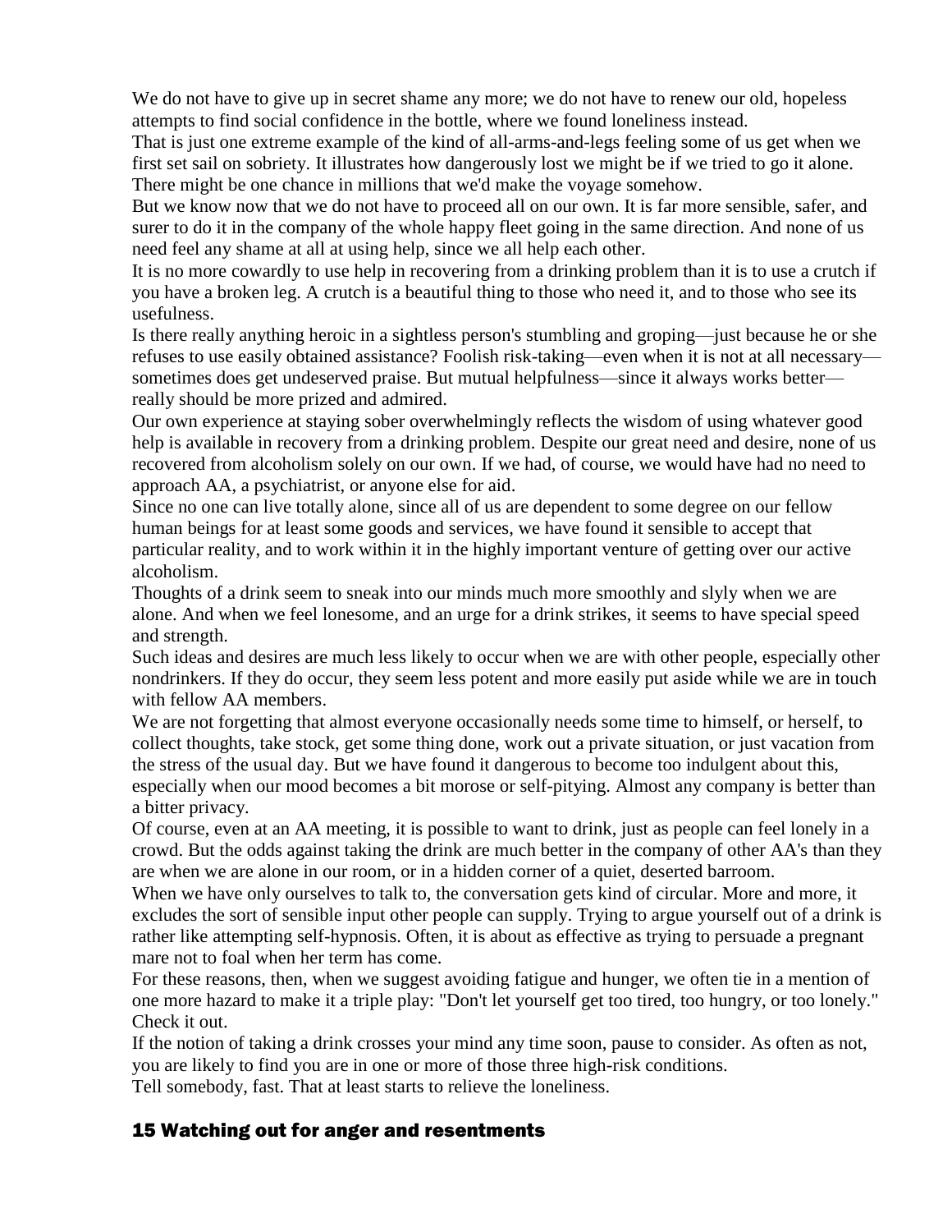We do not have to give up in secret shame any more; we do not have to renew our old, hopeless attempts to find social confidence in the bottle, where we found loneliness instead.

That is just one extreme example of the kind of all-arms-and-legs feeling some of us get when we first set sail on sobriety. It illustrates how dangerously lost we might be if we tried to go it alone. There might be one chance in millions that we'd make the voyage somehow.

But we know now that we do not have to proceed all on our own. It is far more sensible, safer, and surer to do it in the company of the whole happy fleet going in the same direction. And none of us need feel any shame at all at using help, since we all help each other.

It is no more cowardly to use help in recovering from a drinking problem than it is to use a crutch if you have a broken leg. A crutch is a beautiful thing to those who need it, and to those who see its usefulness.

Is there really anything heroic in a sightless person's stumbling and groping—just because he or she refuses to use easily obtained assistance? Foolish risk-taking—even when it is not at all necessary—sometimes does get undeserved praise. But mutual helpfulness—since it always works better—really should be more prized and admired.

Our own experience at staying sober overwhelmingly reflects the wisdom of using whatever good help is available in recovery from a drinking problem. Despite our great need and desire, none of us recovered from alcoholism solely on our own. If we had, of course, we would have had no need to approach AA, a psychiatrist, or anyone else for aid.

Since no one can live totally alone, since all of us are dependent to some degree on our fellow human beings for at least some goods and services, we have found it sensible to accept that particular reality, and to work within it in the highly important venture of getting over our active alcoholism.

Thoughts of a drink seem to sneak into our minds much more smoothly and slyly when we are alone. And when we feel lonesome, and an urge for a drink strikes, it seems to have special speed and strength.

Such ideas and desires are much less likely to occur when we are with other people, especially other nondrinkers. If they do occur, they seem less potent and more easily put aside while we are in touch with fellow AA members.

We are not forgetting that almost everyone occasionally needs some time to himself, or herself, to collect thoughts, take stock, get some thing done, work out a private situation, or just vacation from the stress of the usual day. But we have found it dangerous to become too indulgent about this, especially when our mood becomes a bit morose or self-pitying. Almost any company is better than a bitter privacy.

Of course, even at an AA meeting, it is possible to want to drink, just as people can feel lonely in a crowd. But the odds against taking the drink are much better in the company of other AA's than they are when we are alone in our room, or in a hidden corner of a quiet, deserted barroom.

When we have only ourselves to talk to, the conversation gets kind of circular. More and more, it excludes the sort of sensible input other people can supply. Trying to argue yourself out of a drink is rather like attempting self-hypnosis. Often, it is about as effective as trying to persuade a pregnant mare not to foal when her term has come.

For these reasons, then, when we suggest avoiding fatigue and hunger, we often tie in a mention of one more hazard to make it a triple play: "Don't let yourself get too tired, too hungry, or too lonely." Check it out.

If the notion of taking a drink crosses your mind any time soon, pause to consider. As often as not, you are likely to find you are in one or more of those three high-risk conditions.

Tell somebody, fast. That at least starts to relieve the loneliness.

## 15 Watching out for anger and resentments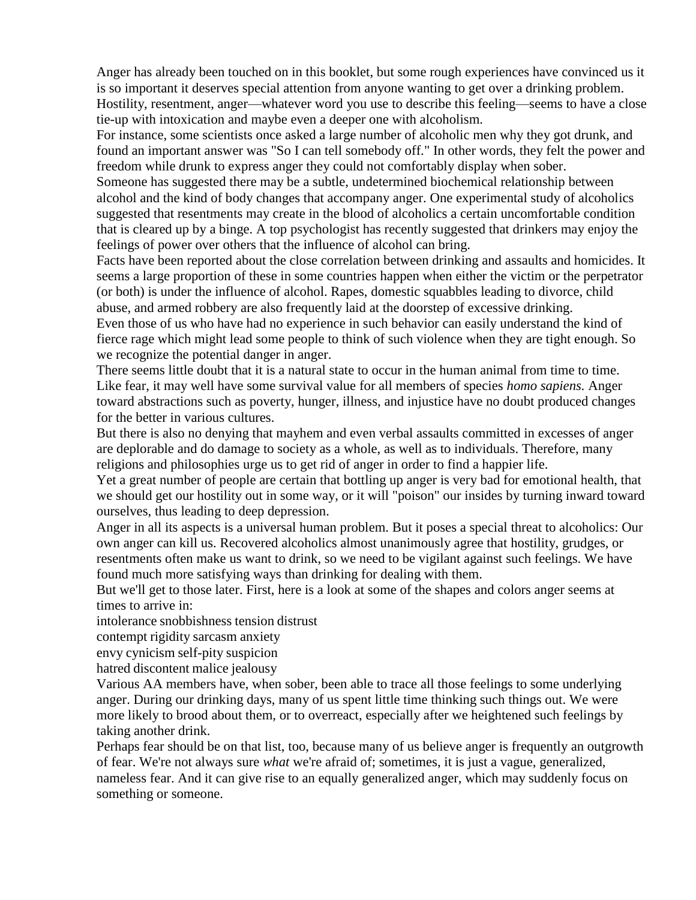Anger has already been touched on in this booklet, but some rough experiences have convinced us it is so important it deserves special attention from anyone wanting to get over a drinking problem. Hostility, resentment, anger—whatever word you use to describe this feeling—seems to have a close tie-up with intoxication and maybe even a deeper one with alcoholism.

For instance, some scientists once asked a large number of alcoholic men why they got drunk, and found an important answer was "So I can tell somebody off." In other words, they felt the power and freedom while drunk to express anger they could not comfortably display when sober.

Someone has suggested there may be a subtle, undetermined biochemical relationship between alcohol and the kind of body changes that accompany anger. One experimental study of alcoholics suggested that resentments may create in the blood of alcoholics a certain uncomfortable condition that is cleared up by a binge. A top psychologist has recently suggested that drinkers may enjoy the feelings of power over others that the influence of alcohol can bring.

Facts have been reported about the close correlation between drinking and assaults and homicides. It seems a large proportion of these in some countries happen when either the victim or the perpetrator (or both) is under the influence of alcohol. Rapes, domestic squabbles leading to divorce, child abuse, and armed robbery are also frequently laid at the doorstep of excessive drinking.

Even those of us who have had no experience in such behavior can easily understand the kind of fierce rage which might lead some people to think of such violence when they are tight enough. So we recognize the potential danger in anger.

There seems little doubt that it is a natural state to occur in the human animal from time to time. Like fear, it may well have some survival value for all members of species *homo sapiens.* Anger toward abstractions such as poverty, hunger, illness, and injustice have no doubt produced changes for the better in various cultures.

But there is also no denying that mayhem and even verbal assaults committed in excesses of anger are deplorable and do damage to society as a whole, as well as to individuals. Therefore, many religions and philosophies urge us to get rid of anger in order to find a happier life.

Yet a great number of people are certain that bottling up anger is very bad for emotional health, that we should get our hostility out in some way, or it will "poison" our insides by turning inward toward ourselves, thus leading to deep depression.

Anger in all its aspects is a universal human problem. But it poses a special threat to alcoholics: Our own anger can kill us. Recovered alcoholics almost unanimously agree that hostility, grudges, or resentments often make us want to drink, so we need to be vigilant against such feelings. We have found much more satisfying ways than drinking for dealing with them.

But we'll get to those later. First, here is a look at some of the shapes and colors anger seems at times to arrive in:

intolerance snobbishness tension distrust
contempt rigidity sarcasm anxiety
envy cynicism self-pity suspicion
hatred discontent malice jealousy

Various AA members have, when sober, been able to trace all those feelings to some underlying anger. During our drinking days, many of us spent little time thinking such things out. We were more likely to brood about them, or to overreact, especially after we heightened such feelings by taking another drink.

Perhaps fear should be on that list, too, because many of us believe anger is frequently an outgrowth of fear. We're not always sure *what* we're afraid of; sometimes, it is just a vague, generalized, nameless fear. And it can give rise to an equally generalized anger, which may suddenly focus on something or someone.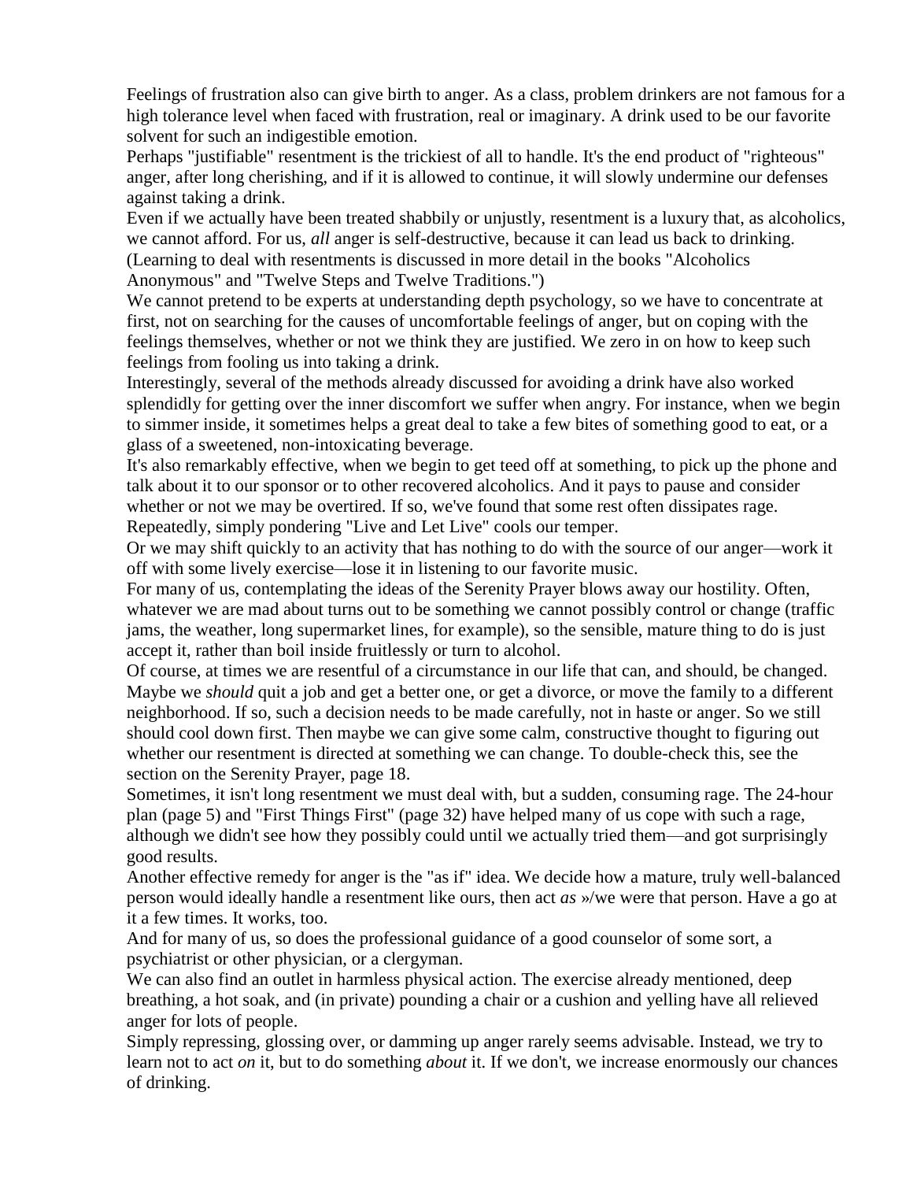Feelings of frustration also can give birth to anger. As a class, problem drinkers are not famous for a high tolerance level when faced with frustration, real or imaginary. A drink used to be our favorite solvent for such an indigestible emotion.

Perhaps "justifiable" resentment is the trickiest of all to handle. It's the end product of "righteous" anger, after long cherishing, and if it is allowed to continue, it will slowly undermine our defenses against taking a drink.

Even if we actually have been treated shabbily or unjustly, resentment is a luxury that, as alcoholics, we cannot afford. For us, *all* anger is self-destructive, because it can lead us back to drinking. (Learning to deal with resentments is discussed in more detail in the books "Alcoholics Anonymous" and "Twelve Steps and Twelve Traditions.")

We cannot pretend to be experts at understanding depth psychology, so we have to concentrate at first, not on searching for the causes of uncomfortable feelings of anger, but on coping with the feelings themselves, whether or not we think they are justified. We zero in on how to keep such feelings from fooling us into taking a drink.

Interestingly, several of the methods already discussed for avoiding a drink have also worked splendidly for getting over the inner discomfort we suffer when angry. For instance, when we begin to simmer inside, it sometimes helps a great deal to take a few bites of something good to eat, or a glass of a sweetened, non-intoxicating beverage.

It's also remarkably effective, when we begin to get teed off at something, to pick up the phone and talk about it to our sponsor or to other recovered alcoholics. And it pays to pause and consider whether or not we may be overtired. If so, we've found that some rest often dissipates rage. Repeatedly, simply pondering "Live and Let Live" cools our temper.

Or we may shift quickly to an activity that has nothing to do with the source of our anger—work it off with some lively exercise—lose it in listening to our favorite music.

For many of us, contemplating the ideas of the Serenity Prayer blows away our hostility. Often, whatever we are mad about turns out to be something we cannot possibly control or change (traffic jams, the weather, long supermarket lines, for example), so the sensible, mature thing to do is just accept it, rather than boil inside fruitlessly or turn to alcohol.

Of course, at times we are resentful of a circumstance in our life that can, and should, be changed. Maybe we *should* quit a job and get a better one, or get a divorce, or move the family to a different neighborhood. If so, such a decision needs to be made carefully, not in haste or anger. So we still should cool down first. Then maybe we can give some calm, constructive thought to figuring out whether our resentment is directed at something we can change. To double-check this, see the section on the Serenity Prayer, page 18.

Sometimes, it isn't long resentment we must deal with, but a sudden, consuming rage. The 24-hour plan (page 5) and "First Things First" (page 32) have helped many of us cope with such a rage, although we didn't see how they possibly could until we actually tried them—and got surprisingly good results.

Another effective remedy for anger is the "as if" idea. We decide how a mature, truly well-balanced person would ideally handle a resentment like ours, then act *as* »/we were that person. Have a go at it a few times. It works, too.

And for many of us, so does the professional guidance of a good counselor of some sort, a psychiatrist or other physician, or a clergyman.

We can also find an outlet in harmless physical action. The exercise already mentioned, deep breathing, a hot soak, and (in private) pounding a chair or a cushion and yelling have all relieved anger for lots of people.

Simply repressing, glossing over, or damming up anger rarely seems advisable. Instead, we try to learn not to act *on* it, but to do something *about* it. If we don't, we increase enormously our chances of drinking.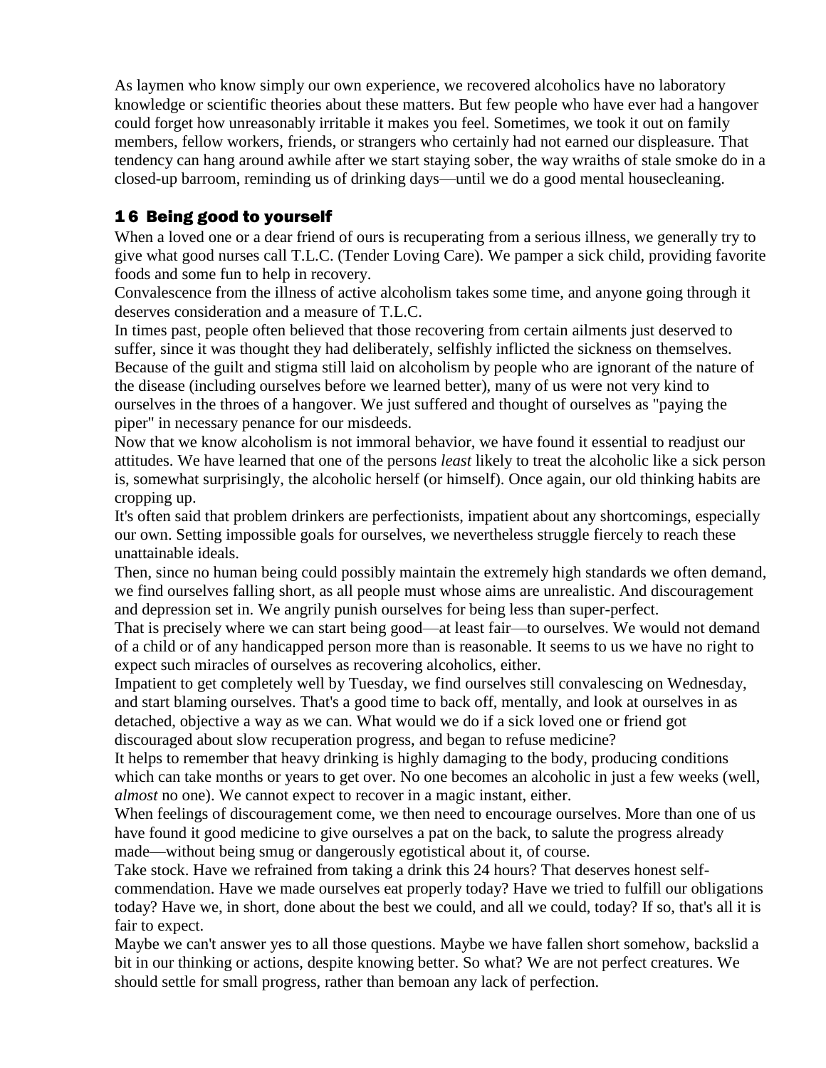As laymen who know simply our own experience, we recovered alcoholics have no laboratory knowledge or scientific theories about these matters. But few people who have ever had a hangover could forget how unreasonably irritable it makes you feel. Sometimes, we took it out on family members, fellow workers, friends, or strangers who certainly had not earned our displeasure. That tendency can hang around awhile after we start staying sober, the way wraiths of stale smoke do in a closed-up barroom, reminding us of drinking days—until we do a good mental housecleaning.

## 1 6 Being good to yourself

When a loved one or a dear friend of ours is recuperating from a serious illness, we generally try to give what good nurses call T.L.C. (Tender Loving Care). We pamper a sick child, providing favorite foods and some fun to help in recovery.

Convalescence from the illness of active alcoholism takes some time, and anyone going through it deserves consideration and a measure of T.L.C.

In times past, people often believed that those recovering from certain ailments just deserved to suffer, since it was thought they had deliberately, selfishly inflicted the sickness on themselves. Because of the guilt and stigma still laid on alcoholism by people who are ignorant of the nature of the disease (including ourselves before we learned better), many of us were not very kind to ourselves in the throes of a hangover. We just suffered and thought of ourselves as "paying the piper" in necessary penance for our misdeeds.

Now that we know alcoholism is not immoral behavior, we have found it essential to readjust our attitudes. We have learned that one of the persons *least* likely to treat the alcoholic like a sick person is, somewhat surprisingly, the alcoholic herself (or himself). Once again, our old thinking habits are cropping up.

It's often said that problem drinkers are perfectionists, impatient about any shortcomings, especially our own. Setting impossible goals for ourselves, we nevertheless struggle fiercely to reach these unattainable ideals.

Then, since no human being could possibly maintain the extremely high standards we often demand, we find ourselves falling short, as all people must whose aims are unrealistic. And discouragement and depression set in. We angrily punish ourselves for being less than super-perfect.

That is precisely where we can start being good—at least fair—to ourselves. We would not demand of a child or of any handicapped person more than is reasonable. It seems to us we have no right to expect such miracles of ourselves as recovering alcoholics, either.

Impatient to get completely well by Tuesday, we find ourselves still convalescing on Wednesday, and start blaming ourselves. That's a good time to back off, mentally, and look at ourselves in as detached, objective a way as we can. What would we do if a sick loved one or friend got discouraged about slow recuperation progress, and began to refuse medicine?

It helps to remember that heavy drinking is highly damaging to the body, producing conditions which can take months or years to get over. No one becomes an alcoholic in just a few weeks (well, *almost* no one). We cannot expect to recover in a magic instant, either.

When feelings of discouragement come, we then need to encourage ourselves. More than one of us have found it good medicine to give ourselves a pat on the back, to salute the progress already made—without being smug or dangerously egotistical about it, of course.

Take stock. Have we refrained from taking a drink this 24 hours? That deserves honest self-commendation. Have we made ourselves eat properly today? Have we tried to fulfill our obligations today? Have we, in short, done about the best we could, and all we could, today? If so, that's all it is fair to expect.

Maybe we can't answer yes to all those questions. Maybe we have fallen short somehow, backslid a bit in our thinking or actions, despite knowing better. So what? We are not perfect creatures. We should settle for small progress, rather than bemoan any lack of perfection.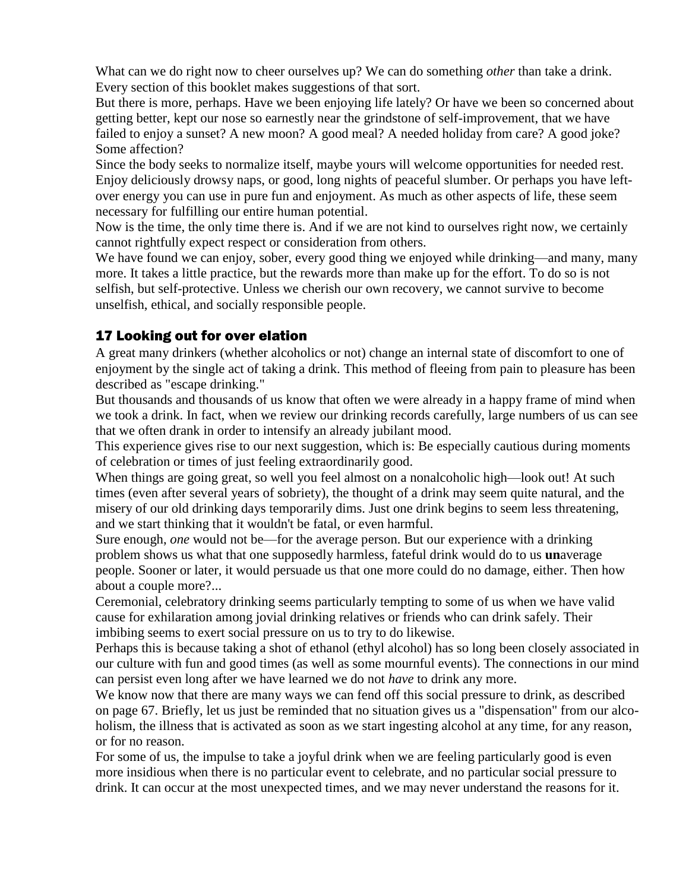What can we do right now to cheer ourselves up? We can do something *other* than take a drink. Every section of this booklet makes suggestions of that sort.

But there is more, perhaps. Have we been enjoying life lately? Or have we been so concerned about getting better, kept our nose so earnestly near the grindstone of self-improvement, that we have failed to enjoy a sunset? A new moon? A good meal? A needed holiday from care? A good joke? Some affection?

Since the body seeks to normalize itself, maybe yours will welcome opportunities for needed rest. Enjoy deliciously drowsy naps, or good, long nights of peaceful slumber. Or perhaps you have left-over energy you can use in pure fun and enjoyment. As much as other aspects of life, these seem necessary for fulfilling our entire human potential.

Now is the time, the only time there is. And if we are not kind to ourselves right now, we certainly cannot rightfully expect respect or consideration from others.

We have found we can enjoy, sober, every good thing we enjoyed while drinking—and many, many more. It takes a little practice, but the rewards more than make up for the effort. To do so is not selfish, but self-protective. Unless we cherish our own recovery, we cannot survive to become unselfish, ethical, and socially responsible people.

## 17 Looking out for over elation

A great many drinkers (whether alcoholics or not) change an internal state of discomfort to one of enjoyment by the single act of taking a drink. This method of fleeing from pain to pleasure has been described as "escape drinking."

But thousands and thousands of us know that often we were already in a happy frame of mind when we took a drink. In fact, when we review our drinking records carefully, large numbers of us can see that we often drank in order to intensify an already jubilant mood.

This experience gives rise to our next suggestion, which is: Be especially cautious during moments of celebration or times of just feeling extraordinarily good.

When things are going great, so well you feel almost on a nonalcoholic high—look out! At such times (even after several years of sobriety), the thought of a drink may seem quite natural, and the misery of our old drinking days temporarily dims. Just one drink begins to seem less threatening, and we start thinking that it wouldn't be fatal, or even harmful.

Sure enough, *one* would not be—for the average person. But our experience with a drinking problem shows us what that one supposedly harmless, fateful drink would do to us **un**average people. Sooner or later, it would persuade us that one more could do no damage, either. Then how about a couple more?...

Ceremonial, celebratory drinking seems particularly tempting to some of us when we have valid cause for exhilaration among jovial drinking relatives or friends who can drink safely. Their imbibing seems to exert social pressure on us to try to do likewise.

Perhaps this is because taking a shot of ethanol (ethyl alcohol) has so long been closely associated in our culture with fun and good times (as well as some mournful events). The connections in our mind can persist even long after we have learned we do not *have* to drink any more.

We know now that there are many ways we can fend off this social pressure to drink, as described on page 67. Briefly, let us just be reminded that no situation gives us a "dispensation" from our alcoholism, the illness that is activated as soon as we start ingesting alcohol at any time, for any reason, or for no reason.

For some of us, the impulse to take a joyful drink when we are feeling particularly good is even more insidious when there is no particular event to celebrate, and no particular social pressure to drink. It can occur at the most unexpected times, and we may never understand the reasons for it.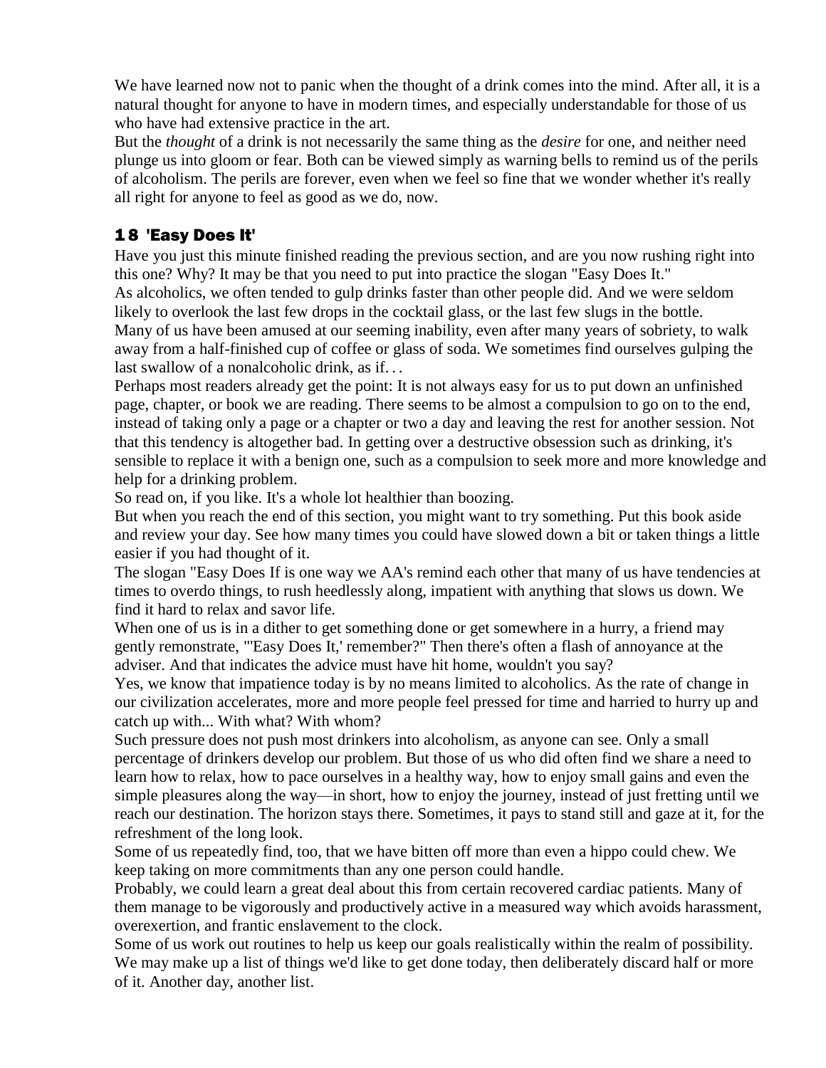We have learned now not to panic when the thought of a drink comes into the mind. After all, it is a natural thought for anyone to have in modern times, and especially understandable for those of us who have had extensive practice in the art.

But the *thought* of a drink is not necessarily the same thing as the *desire* for one, and neither need plunge us into gloom or fear. Both can be viewed simply as warning bells to remind us of the perils of alcoholism. The perils are forever, even when we feel so fine that we wonder whether it's really all right for anyone to feel as good as we do, now.

## 1 8 'Easy Does It'

Have you just this minute finished reading the previous section, and are you now rushing right into this one? Why? It may be that you need to put into practice the slogan "Easy Does It."

As alcoholics, we often tended to gulp drinks faster than other people did. And we were seldom likely to overlook the last few drops in the cocktail glass, or the last few slugs in the bottle.

Many of us have been amused at our seeming inability, even after many years of sobriety, to walk away from a half-finished cup of coffee or glass of soda. We sometimes find ourselves gulping the last swallow of a nonalcoholic drink, as if. . .

Perhaps most readers already get the point: It is not always easy for us to put down an unfinished page, chapter, or book we are reading. There seems to be almost a compulsion to go on to the end, instead of taking only a page or a chapter or two a day and leaving the rest for another session. Not that this tendency is altogether bad. In getting over a destructive obsession such as drinking, it's sensible to replace it with a benign one, such as a compulsion to seek more and more knowledge and help for a drinking problem.

So read on, if you like. It's a whole lot healthier than boozing.

But when you reach the end of this section, you might want to try something. Put this book aside and review your day. See how many times you could have slowed down a bit or taken things a little easier if you had thought of it.

The slogan "Easy Does If is one way we AA's remind each other that many of us have tendencies at times to overdo things, to rush heedlessly along, impatient with anything that slows us down. We find it hard to relax and savor life.

When one of us is in a dither to get something done or get somewhere in a hurry, a friend may gently remonstrate, "'Easy Does It,' remember?" Then there's often a flash of annoyance at the adviser. And that indicates the advice must have hit home, wouldn't you say?

Yes, we know that impatience today is by no means limited to alcoholics. As the rate of change in our civilization accelerates, more and more people feel pressed for time and harried to hurry up and catch up with... With what? With whom?

Such pressure does not push most drinkers into alcoholism, as anyone can see. Only a small percentage of drinkers develop our problem. But those of us who did often find we share a need to learn how to relax, how to pace ourselves in a healthy way, how to enjoy small gains and even the simple pleasures along the way—in short, how to enjoy the journey, instead of just fretting until we reach our destination. The horizon stays there. Sometimes, it pays to stand still and gaze at it, for the refreshment of the long look.

Some of us repeatedly find, too, that we have bitten off more than even a hippo could chew. We keep taking on more commitments than any one person could handle.

Probably, we could learn a great deal about this from certain recovered cardiac patients. Many of them manage to be vigorously and productively active in a measured way which avoids harassment, overexertion, and frantic enslavement to the clock.

Some of us work out routines to help us keep our goals realistically within the realm of possibility. We may make up a list of things we'd like to get done today, then deliberately discard half or more of it. Another day, another list.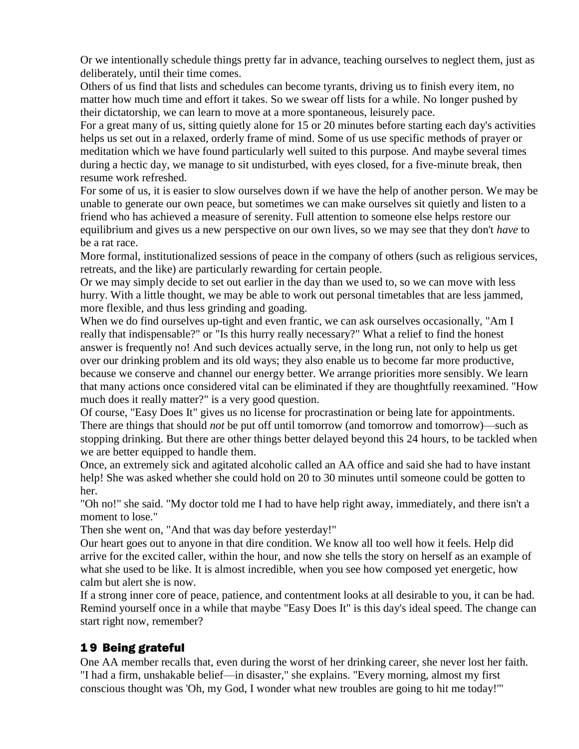Or we intentionally schedule things pretty far in advance, teaching ourselves to neglect them, just as deliberately, until their time comes.

Others of us find that lists and schedules can become tyrants, driving us to finish every item, no matter how much time and effort it takes. So we swear off lists for a while. No longer pushed by their dictatorship, we can learn to move at a more spontaneous, leisurely pace.

For a great many of us, sitting quietly alone for 15 or 20 minutes before starting each day's activities helps us set out in a relaxed, orderly frame of mind. Some of us use specific methods of prayer or meditation which we have found particularly well suited to this purpose. And maybe several times during a hectic day, we manage to sit undisturbed, with eyes closed, for a five-minute break, then resume work refreshed.

For some of us, it is easier to slow ourselves down if we have the help of another person. We may be unable to generate our own peace, but sometimes we can make ourselves sit quietly and listen to a friend who has achieved a measure of serenity. Full attention to someone else helps restore our equilibrium and gives us a new perspective on our own lives, so we may see that they don't *have* to be a rat race.

More formal, institutionalized sessions of peace in the company of others (such as religious services, retreats, and the like) are particularly rewarding for certain people.

Or we may simply decide to set out earlier in the day than we used to, so we can move with less hurry. With a little thought, we may be able to work out personal timetables that are less jammed, more flexible, and thus less grinding and goading.

When we do find ourselves up-tight and even frantic, we can ask ourselves occasionally, "Am I really that indispensable?" or "Is this hurry really necessary?" What a relief to find the honest answer is frequently no! And such devices actually serve, in the long run, not only to help us get over our drinking problem and its old ways; they also enable us to become far more productive, because we conserve and channel our energy better. We arrange priorities more sensibly. We learn that many actions once considered vital can be eliminated if they are thoughtfully reexamined. "How much does it really matter?" is a very good question.

Of course, "Easy Does It" gives us no license for procrastination or being late for appointments. There are things that should *not* be put off until tomorrow (and tomorrow and tomorrow)—such as stopping drinking. But there are other things better delayed beyond this 24 hours, to be tackled when we are better equipped to handle them.

Once, an extremely sick and agitated alcoholic called an AA office and said she had to have instant help! She was asked whether she could hold on 20 to 30 minutes until someone could be gotten to her.

"Oh no!" she said. "My doctor told me I had to have help right away, immediately, and there isn't a moment to lose."

Then she went on, "And that was day before yesterday!"

Our heart goes out to anyone in that dire condition. We know all too well how it feels. Help did arrive for the excited caller, within the hour, and now she tells the story on herself as an example of what she used to be like. It is almost incredible, when you see how composed yet energetic, how calm but alert she is now.

If a strong inner core of peace, patience, and contentment looks at all desirable to you, it can be had. Remind yourself once in a while that maybe "Easy Does It" is this day's ideal speed. The change can start right now, remember?

## 19 Being grateful

One AA member recalls that, even during the worst of her drinking career, she never lost her faith. "I had a firm, unshakable belief—in disaster," she explains. "Every morning, almost my first conscious thought was 'Oh, my God, I wonder what new troubles are going to hit me today!'"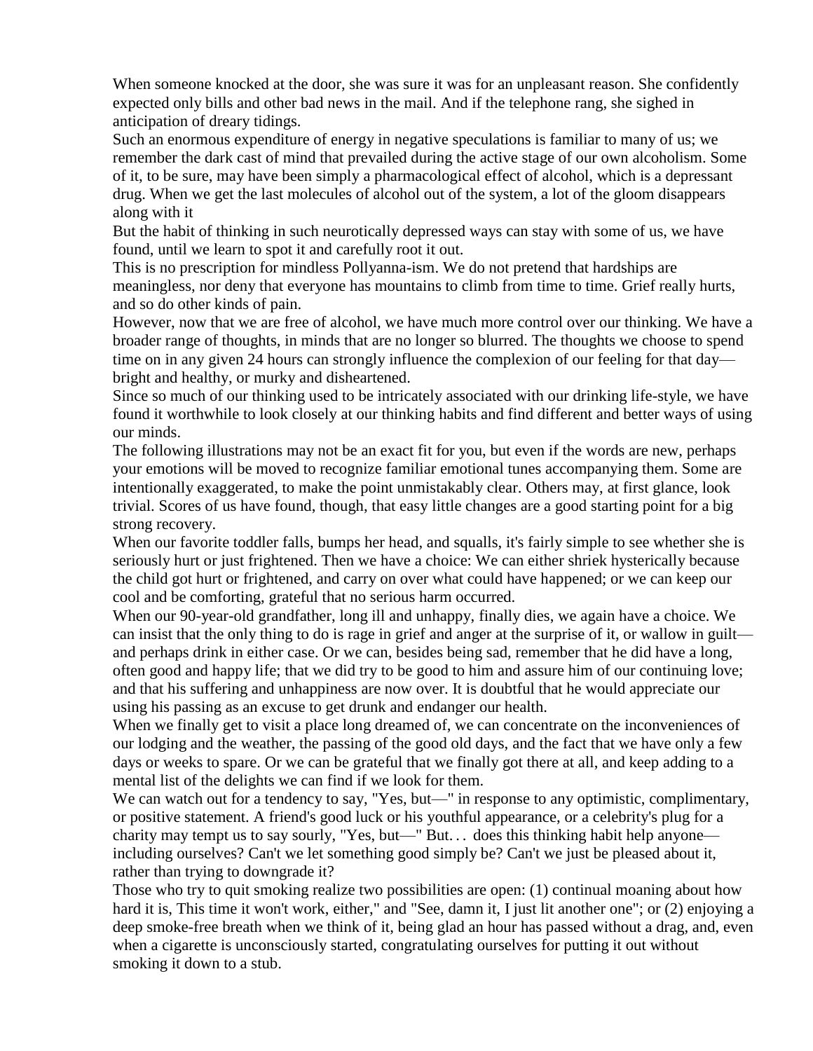When someone knocked at the door, she was sure it was for an unpleasant reason. She confidently expected only bills and other bad news in the mail. And if the telephone rang, she sighed in anticipation of dreary tidings.

Such an enormous expenditure of energy in negative speculations is familiar to many of us; we remember the dark cast of mind that prevailed during the active stage of our own alcoholism. Some of it, to be sure, may have been simply a pharmacological effect of alcohol, which is a depressant drug. When we get the last molecules of alcohol out of the system, a lot of the gloom disappears along with it

But the habit of thinking in such neurotically depressed ways can stay with some of us, we have found, until we learn to spot it and carefully root it out.

This is no prescription for mindless Pollyanna-ism. We do not pretend that hardships are meaningless, nor deny that everyone has mountains to climb from time to time. Grief really hurts, and so do other kinds of pain.

However, now that we are free of alcohol, we have much more control over our thinking. We have a broader range of thoughts, in minds that are no longer so blurred. The thoughts we choose to spend time on in any given 24 hours can strongly influence the complexion of our feeling for that day—bright and healthy, or murky and disheartened.

Since so much of our thinking used to be intricately associated with our drinking life-style, we have found it worthwhile to look closely at our thinking habits and find different and better ways of using our minds.

The following illustrations may not be an exact fit for you, but even if the words are new, perhaps your emotions will be moved to recognize familiar emotional tunes accompanying them. Some are intentionally exaggerated, to make the point unmistakably clear. Others may, at first glance, look trivial. Scores of us have found, though, that easy little changes are a good starting point for a big strong recovery.

When our favorite toddler falls, bumps her head, and squalls, it's fairly simple to see whether she is seriously hurt or just frightened. Then we have a choice: We can either shriek hysterically because the child got hurt or frightened, and carry on over what could have happened; or we can keep our cool and be comforting, grateful that no serious harm occurred.

When our 90-year-old grandfather, long ill and unhappy, finally dies, we again have a choice. We can insist that the only thing to do is rage in grief and anger at the surprise of it, or wallow in guilt—and perhaps drink in either case. Or we can, besides being sad, remember that he did have a long, often good and happy life; that we did try to be good to him and assure him of our continuing love; and that his suffering and unhappiness are now over. It is doubtful that he would appreciate our using his passing as an excuse to get drunk and endanger our health.

When we finally get to visit a place long dreamed of, we can concentrate on the inconveniences of our lodging and the weather, the passing of the good old days, and the fact that we have only a few days or weeks to spare. Or we can be grateful that we finally got there at all, and keep adding to a mental list of the delights we can find if we look for them.

We can watch out for a tendency to say, "Yes, but—" in response to any optimistic, complimentary, or positive statement. A friend's good luck or his youthful appearance, or a celebrity's plug for a charity may tempt us to say sourly, "Yes, but—" But. . . does this thinking habit help anyone—including ourselves? Can't we let something good simply be? Can't we just be pleased about it, rather than trying to downgrade it?

Those who try to quit smoking realize two possibilities are open: (1) continual moaning about how hard it is, This time it won't work, either," and "See, damn it, I just lit another one"; or (2) enjoying a deep smoke-free breath when we think of it, being glad an hour has passed without a drag, and, even when a cigarette is unconsciously started, congratulating ourselves for putting it out without smoking it down to a stub.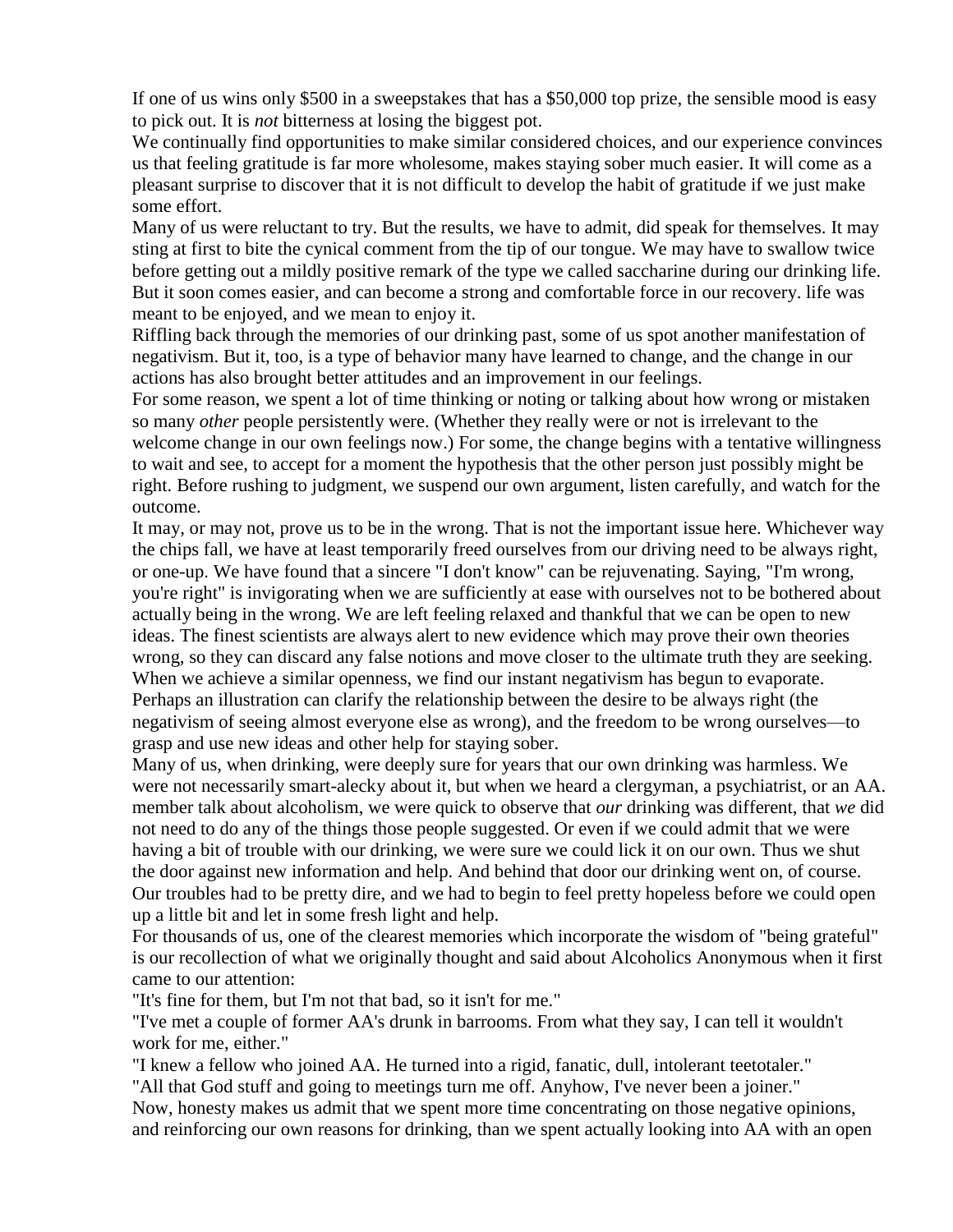If one of us wins only $500 in a sweepstakes that has a $50,000 top prize, the sensible mood is easy to pick out. It is *not* bitterness at losing the biggest pot.

We continually find opportunities to make similar considered choices, and our experience convinces us that feeling gratitude is far more wholesome, makes staying sober much easier. It will come as a pleasant surprise to discover that it is not difficult to develop the habit of gratitude if we just make some effort.

Many of us were reluctant to try. But the results, we have to admit, did speak for themselves. It may sting at first to bite the cynical comment from the tip of our tongue. We may have to swallow twice before getting out a mildly positive remark of the type we called saccharine during our drinking life. But it soon comes easier, and can become a strong and comfortable force in our recovery. life was meant to be enjoyed, and we mean to enjoy it.

Riffling back through the memories of our drinking past, some of us spot another manifestation of negativism. But it, too, is a type of behavior many have learned to change, and the change in our actions has also brought better attitudes and an improvement in our feelings.

For some reason, we spent a lot of time thinking or noting or talking about how wrong or mistaken so many *other* people persistently were. (Whether they really were or not is irrelevant to the welcome change in our own feelings now.) For some, the change begins with a tentative willingness to wait and see, to accept for a moment the hypothesis that the other person just possibly might be right. Before rushing to judgment, we suspend our own argument, listen carefully, and watch for the outcome.

It may, or may not, prove us to be in the wrong. That is not the important issue here. Whichever way the chips fall, we have at least temporarily freed ourselves from our driving need to be always right, or one-up. We have found that a sincere "I don't know" can be rejuvenating. Saying, "I'm wrong, you're right" is invigorating when we are sufficiently at ease with ourselves not to be bothered about actually being in the wrong. We are left feeling relaxed and thankful that we can be open to new ideas. The finest scientists are always alert to new evidence which may prove their own theories wrong, so they can discard any false notions and move closer to the ultimate truth they are seeking. When we achieve a similar openness, we find our instant negativism has begun to evaporate.

Perhaps an illustration can clarify the relationship between the desire to be always right (the negativism of seeing almost everyone else as wrong), and the freedom to be wrong ourselves—to grasp and use new ideas and other help for staying sober.

Many of us, when drinking, were deeply sure for years that our own drinking was harmless. We were not necessarily smart-alecky about it, but when we heard a clergyman, a psychiatrist, or an AA. member talk about alcoholism, we were quick to observe that *our* drinking was different, that *we* did not need to do any of the things those people suggested. Or even if we could admit that we were having a bit of trouble with our drinking, we were sure we could lick it on our own. Thus we shut the door against new information and help. And behind that door our drinking went on, of course. Our troubles had to be pretty dire, and we had to begin to feel pretty hopeless before we could open up a little bit and let in some fresh light and help.

For thousands of us, one of the clearest memories which incorporate the wisdom of "being grateful" is our recollection of what we originally thought and said about Alcoholics Anonymous when it first came to our attention:

"It's fine for them, but I'm not that bad, so it isn't for me."

"I've met a couple of former AA's drunk in barrooms. From what they say, I can tell it wouldn't work for me, either."

"I knew a fellow who joined AA. He turned into a rigid, fanatic, dull, intolerant teetotaler."

"All that God stuff and going to meetings turn me off. Anyhow, I've never been a joiner."

Now, honesty makes us admit that we spent more time concentrating on those negative opinions, and reinforcing our own reasons for drinking, than we spent actually looking into AA with an open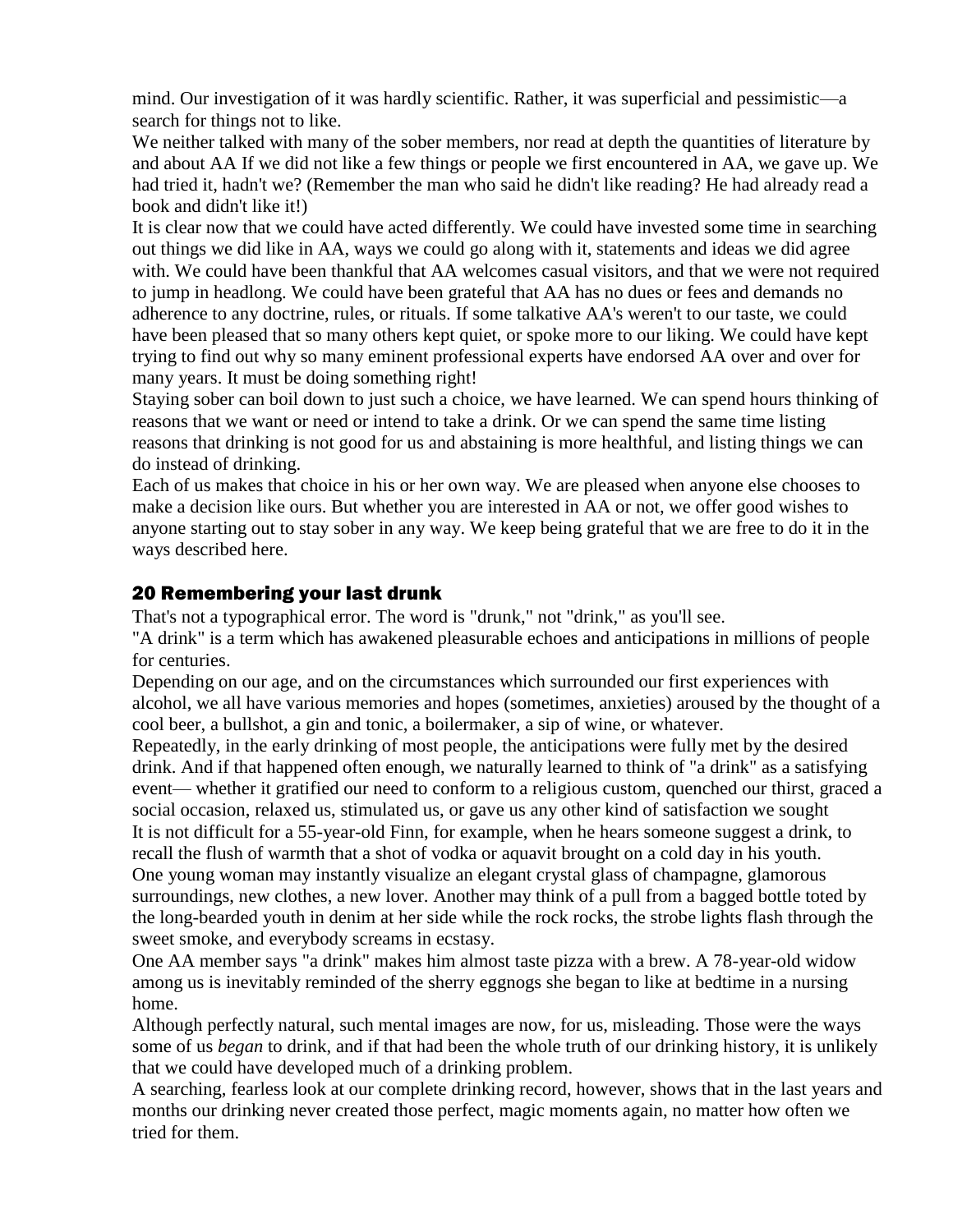mind. Our investigation of it was hardly scientific. Rather, it was superficial and pessimistic—a search for things not to like.

We neither talked with many of the sober members, nor read at depth the quantities of literature by and about AA If we did not like a few things or people we first encountered in AA, we gave up. We had tried it, hadn't we? (Remember the man who said he didn't like reading? He had already read a book and didn't like it!)

It is clear now that we could have acted differently. We could have invested some time in searching out things we did like in AA, ways we could go along with it, statements and ideas we did agree with. We could have been thankful that AA welcomes casual visitors, and that we were not required to jump in headlong. We could have been grateful that AA has no dues or fees and demands no adherence to any doctrine, rules, or rituals. If some talkative AA's weren't to our taste, we could have been pleased that so many others kept quiet, or spoke more to our liking. We could have kept trying to find out why so many eminent professional experts have endorsed AA over and over for many years. It must be doing something right!

Staying sober can boil down to just such a choice, we have learned. We can spend hours thinking of reasons that we want or need or intend to take a drink. Or we can spend the same time listing reasons that drinking is not good for us and abstaining is more healthful, and listing things we can do instead of drinking.

Each of us makes that choice in his or her own way. We are pleased when anyone else chooses to make a decision like ours. But whether you are interested in AA or not, we offer good wishes to anyone starting out to stay sober in any way. We keep being grateful that we are free to do it in the ways described here.

## 20 Remembering your last drunk

That's not a typographical error. The word is "drunk," not "drink," as you'll see.

"A drink" is a term which has awakened pleasurable echoes and anticipations in millions of people for centuries.

Depending on our age, and on the circumstances which surrounded our first experiences with alcohol, we all have various memories and hopes (sometimes, anxieties) aroused by the thought of a cool beer, a bullshot, a gin and tonic, a boilermaker, a sip of wine, or whatever.

Repeatedly, in the early drinking of most people, the anticipations were fully met by the desired drink. And if that happened often enough, we naturally learned to think of "a drink" as a satisfying event— whether it gratified our need to conform to a religious custom, quenched our thirst, graced a social occasion, relaxed us, stimulated us, or gave us any other kind of satisfaction we sought

It is not difficult for a 55-year-old Finn, for example, when he hears someone suggest a drink, to recall the flush of warmth that a shot of vodka or aquavit brought on a cold day in his youth.

One young woman may instantly visualize an elegant crystal glass of champagne, glamorous surroundings, new clothes, a new lover. Another may think of a pull from a bagged bottle toted by the long-bearded youth in denim at her side while the rock rocks, the strobe lights flash through the sweet smoke, and everybody screams in ecstasy.

One AA member says "a drink" makes him almost taste pizza with a brew. A 78-year-old widow among us is inevitably reminded of the sherry eggnogs she began to like at bedtime in a nursing home.

Although perfectly natural, such mental images are now, for us, misleading. Those were the ways some of us *began* to drink, and if that had been the whole truth of our drinking history, it is unlikely that we could have developed much of a drinking problem.

A searching, fearless look at our complete drinking record, however, shows that in the last years and months our drinking never created those perfect, magic moments again, no matter how often we tried for them.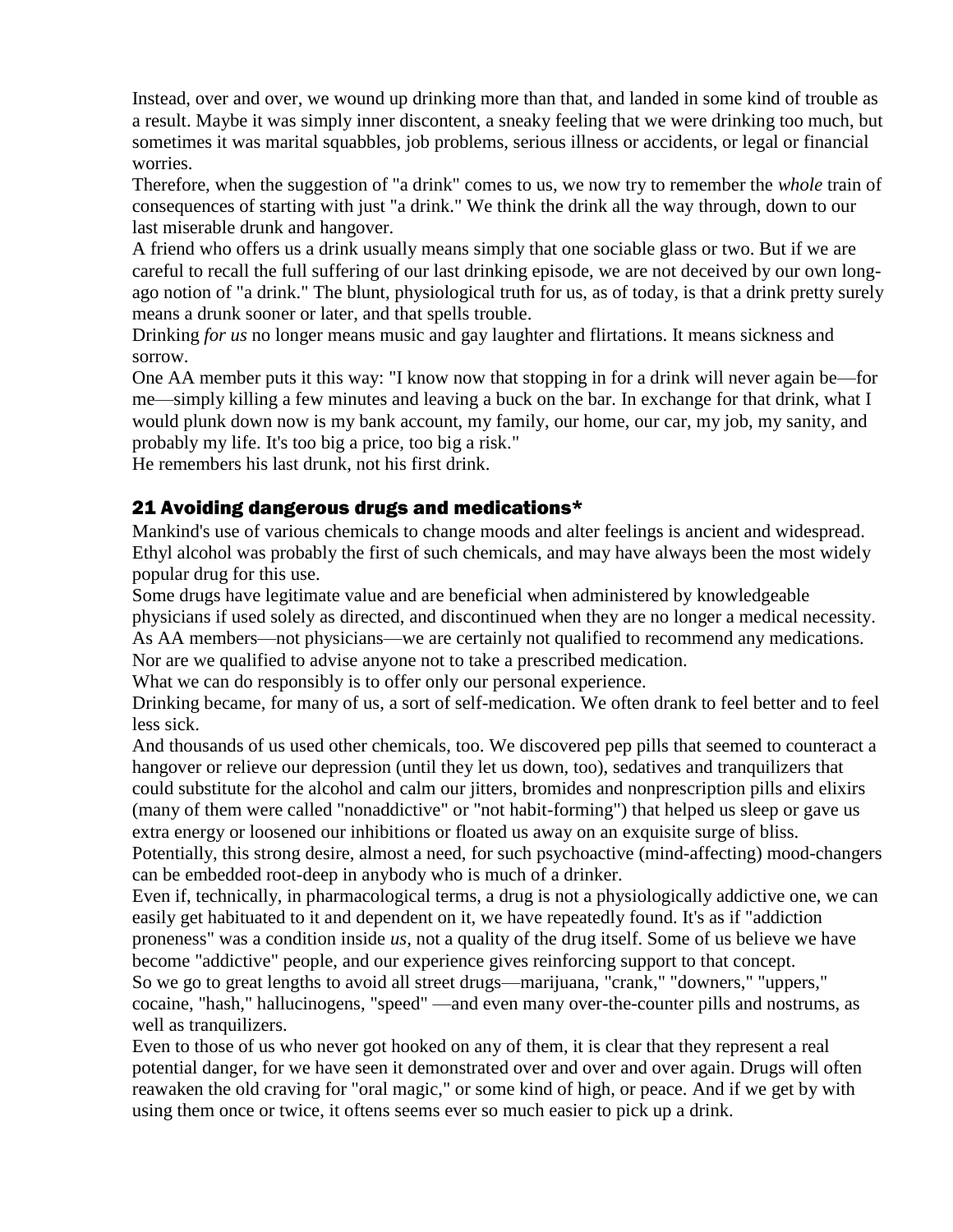Instead, over and over, we wound up drinking more than that, and landed in some kind of trouble as a result. Maybe it was simply inner discontent, a sneaky feeling that we were drinking too much, but sometimes it was marital squabbles, job problems, serious illness or accidents, or legal or financial worries.

Therefore, when the suggestion of "a drink" comes to us, we now try to remember the *whole* train of consequences of starting with just "a drink." We think the drink all the way through, down to our last miserable drunk and hangover.

A friend who offers us a drink usually means simply that one sociable glass or two. But if we are careful to recall the full suffering of our last drinking episode, we are not deceived by our own long-ago notion of "a drink." The blunt, physiological truth for us, as of today, is that a drink pretty surely means a drunk sooner or later, and that spells trouble.

Drinking *for us* no longer means music and gay laughter and flirtations. It means sickness and sorrow.

One AA member puts it this way: "I know now that stopping in for a drink will never again be—for me—simply killing a few minutes and leaving a buck on the bar. In exchange for that drink, what I would plunk down now is my bank account, my family, our home, our car, my job, my sanity, and probably my life. It's too big a price, too big a risk."

He remembers his last drunk, not his first drink.

## 21 Avoiding dangerous drugs and medications*

Mankind's use of various chemicals to change moods and alter feelings is ancient and widespread. Ethyl alcohol was probably the first of such chemicals, and may have always been the most widely popular drug for this use.

Some drugs have legitimate value and are beneficial when administered by knowledgeable physicians if used solely as directed, and discontinued when they are no longer a medical necessity. As AA members—not physicians—we are certainly not qualified to recommend any medications. Nor are we qualified to advise anyone not to take a prescribed medication.

What we can do responsibly is to offer only our personal experience.

Drinking became, for many of us, a sort of self-medication. We often drank to feel better and to feel less sick.

And thousands of us used other chemicals, too. We discovered pep pills that seemed to counteract a hangover or relieve our depression (until they let us down, too), sedatives and tranquilizers that could substitute for the alcohol and calm our jitters, bromides and nonprescription pills and elixirs (many of them were called "nonaddictive" or "not habit-forming") that helped us sleep or gave us extra energy or loosened our inhibitions or floated us away on an exquisite surge of bliss.

Potentially, this strong desire, almost a need, for such psychoactive (mind-affecting) mood-changers can be embedded root-deep in anybody who is much of a drinker.

Even if, technically, in pharmacological terms, a drug is not a physiologically addictive one, we can easily get habituated to it and dependent on it, we have repeatedly found. It's as if "addiction proneness" was a condition inside *us*, not a quality of the drug itself. Some of us believe we have become "addictive" people, and our experience gives reinforcing support to that concept.

So we go to great lengths to avoid all street drugs—marijuana, "crank," "downers," "uppers," cocaine, "hash," hallucinogens, "speed" —and even many over-the-counter pills and nostrums, as well as tranquilizers.

Even to those of us who never got hooked on any of them, it is clear that they represent a real potential danger, for we have seen it demonstrated over and over and over again. Drugs will often reawaken the old craving for "oral magic," or some kind of high, or peace. And if we get by with using them once or twice, it oftens seems ever so much easier to pick up a drink.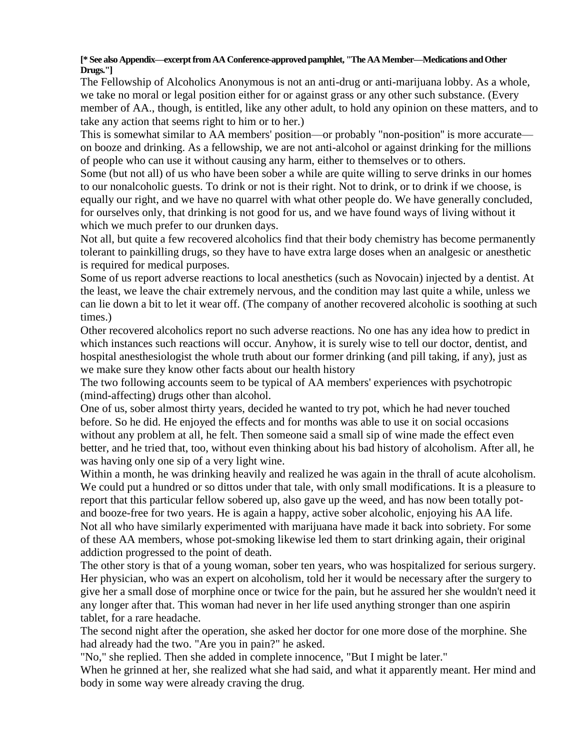**[* See also Appendix—excerpt from AA Conference-approved pamphlet, "The AA Member—Medications and Other Drugs."]**

The Fellowship of Alcoholics Anonymous is not an anti-drug or anti-marijuana lobby. As a whole, we take no moral or legal position either for or against grass or any other such substance. (Every member of AA., though, is entitled, like any other adult, to hold any opinion on these matters, and to take any action that seems right to him or to her.)

This is somewhat similar to AA members' position—or probably "non-position" is more accurate—on booze and drinking. As a fellowship, we are not anti-alcohol or against drinking for the millions of people who can use it without causing any harm, either to themselves or to others.

Some (but not all) of us who have been sober a while are quite willing to serve drinks in our homes to our nonalcoholic guests. To drink or not is their right. Not to drink, or to drink if we choose, is equally our right, and we have no quarrel with what other people do. We have generally concluded, for ourselves only, that drinking is not good for us, and we have found ways of living without it which we much prefer to our drunken days.

Not all, but quite a few recovered alcoholics find that their body chemistry has become permanently tolerant to painkilling drugs, so they have to have extra large doses when an analgesic or anesthetic is required for medical purposes.

Some of us report adverse reactions to local anesthetics (such as Novocain) injected by a dentist. At the least, we leave the chair extremely nervous, and the condition may last quite a while, unless we can lie down a bit to let it wear off. (The company of another recovered alcoholic is soothing at such times.)

Other recovered alcoholics report no such adverse reactions. No one has any idea how to predict in which instances such reactions will occur. Anyhow, it is surely wise to tell our doctor, dentist, and hospital anesthesiologist the whole truth about our former drinking (and pill taking, if any), just as we make sure they know other facts about our health history

The two following accounts seem to be typical of AA members' experiences with psychotropic (mind-affecting) drugs other than alcohol.

One of us, sober almost thirty years, decided he wanted to try pot, which he had never touched before. So he did. He enjoyed the effects and for months was able to use it on social occasions without any problem at all, he felt. Then someone said a small sip of wine made the effect even better, and he tried that, too, without even thinking about his bad history of alcoholism. After all, he was having only one sip of a very light wine.

Within a month, he was drinking heavily and realized he was again in the thrall of acute alcoholism. We could put a hundred or so dittos under that tale, with only small modifications. It is a pleasure to report that this particular fellow sobered up, also gave up the weed, and has now been totally pot- and booze-free for two years. He is again a happy, active sober alcoholic, enjoying his AA life.

Not all who have similarly experimented with marijuana have made it back into sobriety. For some of these AA members, whose pot-smoking likewise led them to start drinking again, their original addiction progressed to the point of death.

The other story is that of a young woman, sober ten years, who was hospitalized for serious surgery. Her physician, who was an expert on alcoholism, told her it would be necessary after the surgery to give her a small dose of morphine once or twice for the pain, but he assured her she wouldn't need it any longer after that. This woman had never in her life used anything stronger than one aspirin tablet, for a rare headache.

The second night after the operation, she asked her doctor for one more dose of the morphine. She had already had the two. "Are you in pain?" he asked.

"No," she replied. Then she added in complete innocence, "But I might be later."

When he grinned at her, she realized what she had said, and what it apparently meant. Her mind and body in some way were already craving the drug.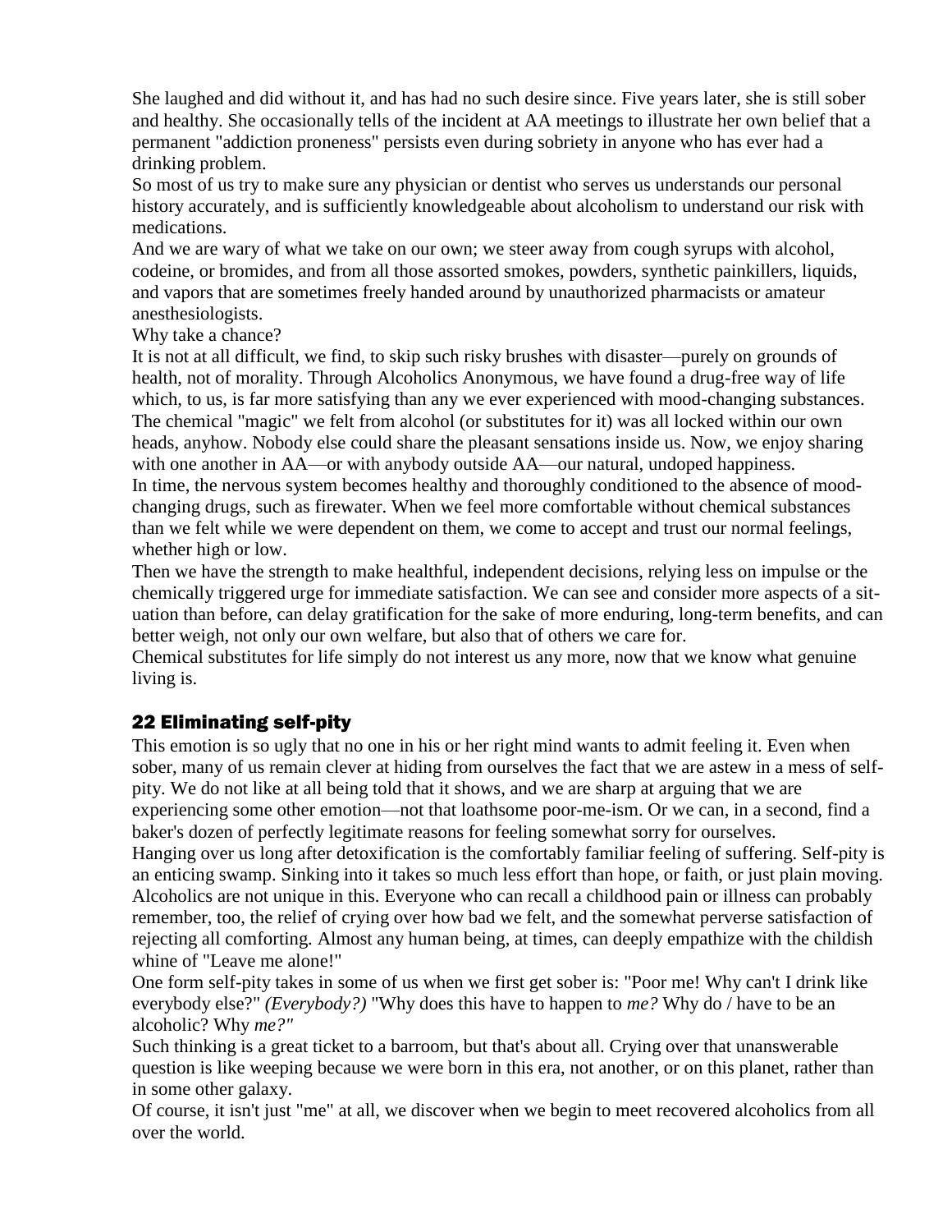She laughed and did without it, and has had no such desire since. Five years later, she is still sober and healthy. She occasionally tells of the incident at AA meetings to illustrate her own belief that a permanent "addiction proneness" persists even during sobriety in anyone who has ever had a drinking problem.

So most of us try to make sure any physician or dentist who serves us understands our personal history accurately, and is sufficiently knowledgeable about alcoholism to understand our risk with medications.

And we are wary of what we take on our own; we steer away from cough syrups with alcohol, codeine, or bromides, and from all those assorted smokes, powders, synthetic painkillers, liquids, and vapors that are sometimes freely handed around by unauthorized pharmacists or amateur anesthesiologists.

Why take a chance?

It is not at all difficult, we find, to skip such risky brushes with disaster—purely on grounds of health, not of morality. Through Alcoholics Anonymous, we have found a drug-free way of life which, to us, is far more satisfying than any we ever experienced with mood-changing substances. The chemical "magic" we felt from alcohol (or substitutes for it) was all locked within our own heads, anyhow. Nobody else could share the pleasant sensations inside us. Now, we enjoy sharing with one another in AA—or with anybody outside AA—our natural, undoped happiness.

In time, the nervous system becomes healthy and thoroughly conditioned to the absence of mood-changing drugs, such as firewater. When we feel more comfortable without chemical substances than we felt while we were dependent on them, we come to accept and trust our normal feelings, whether high or low.

Then we have the strength to make healthful, independent decisions, relying less on impulse or the chemically triggered urge for immediate satisfaction. We can see and consider more aspects of a situation than before, can delay gratification for the sake of more enduring, long-term benefits, and can better weigh, not only our own welfare, but also that of others we care for.

Chemical substitutes for life simply do not interest us any more, now that we know what genuine living is.

## 22 Eliminating self-pity

This emotion is so ugly that no one in his or her right mind wants to admit feeling it. Even when sober, many of us remain clever at hiding from ourselves the fact that we are astew in a mess of self-pity. We do not like at all being told that it shows, and we are sharp at arguing that we are experiencing some other emotion—not that loathsome poor-me-ism. Or we can, in a second, find a baker's dozen of perfectly legitimate reasons for feeling somewhat sorry for ourselves.

Hanging over us long after detoxification is the comfortably familiar feeling of suffering. Self-pity is an enticing swamp. Sinking into it takes so much less effort than hope, or faith, or just plain moving. Alcoholics are not unique in this. Everyone who can recall a childhood pain or illness can probably remember, too, the relief of crying over how bad we felt, and the somewhat perverse satisfaction of rejecting all comforting. Almost any human being, at times, can deeply empathize with the childish whine of "Leave me alone!"

One form self-pity takes in some of us when we first get sober is: "Poor me! Why can't I drink like everybody else?" *(Everybody?)* "Why does this have to happen to *me?* Why do / have to be an alcoholic? Why *me?"*

Such thinking is a great ticket to a barroom, but that's about all. Crying over that unanswerable question is like weeping because we were born in this era, not another, or on this planet, rather than in some other galaxy.

Of course, it isn't just "me" at all, we discover when we begin to meet recovered alcoholics from all over the world.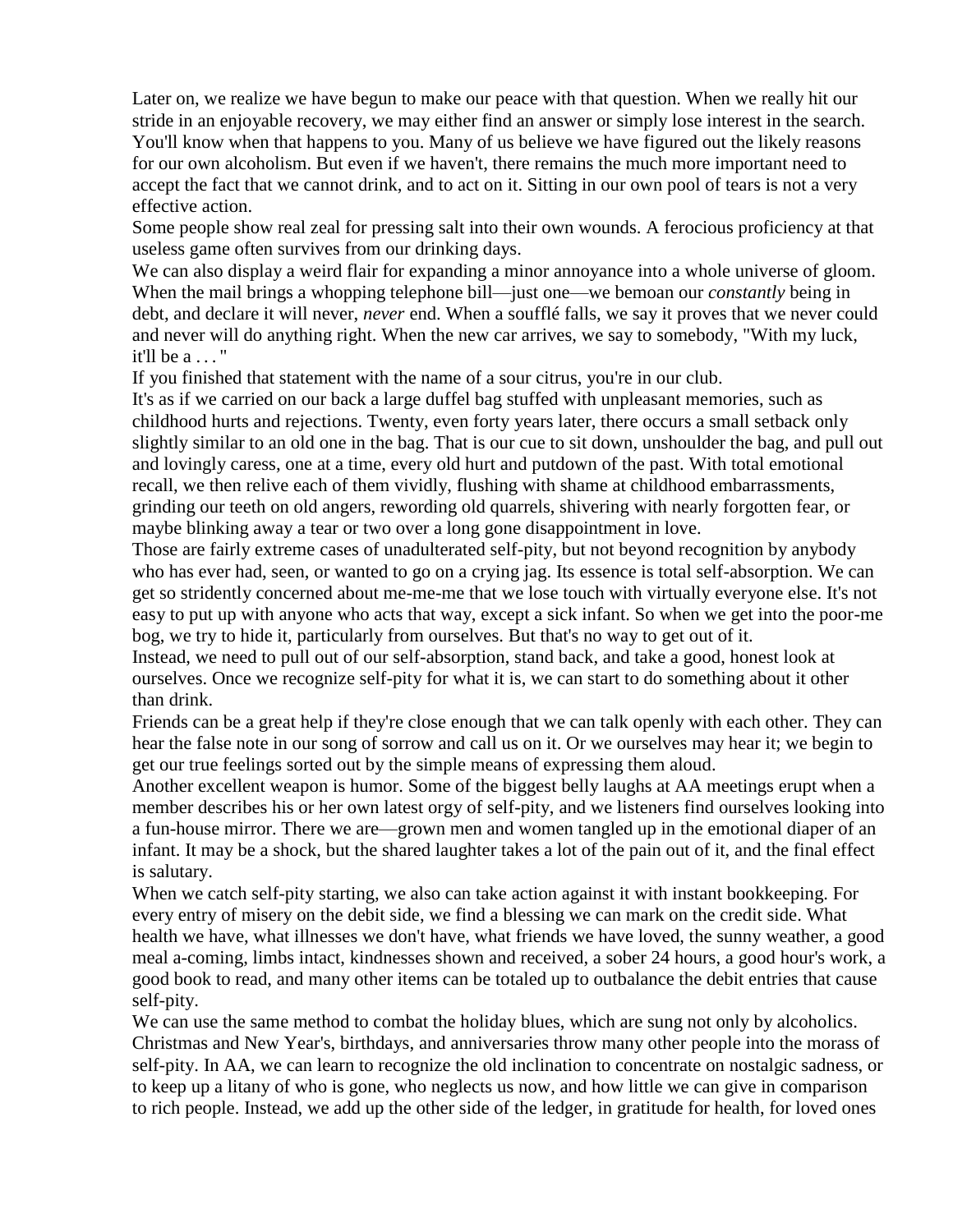Later on, we realize we have begun to make our peace with that question. When we really hit our stride in an enjoyable recovery, we may either find an answer or simply lose interest in the search. You'll know when that happens to you. Many of us believe we have figured out the likely reasons for our own alcoholism. But even if we haven't, there remains the much more important need to accept the fact that we cannot drink, and to act on it. Sitting in our own pool of tears is not a very effective action.

Some people show real zeal for pressing salt into their own wounds. A ferocious proficiency at that useless game often survives from our drinking days.

We can also display a weird flair for expanding a minor annoyance into a whole universe of gloom. When the mail brings a whopping telephone bill—just one—we bemoan our *constantly* being in debt, and declare it will never, *never* end. When a soufflé falls, we say it proves that we never could and never will do anything right. When the new car arrives, we say to somebody, "With my luck, it'll be a . . . "

If you finished that statement with the name of a sour citrus, you're in our club.

It's as if we carried on our back a large duffel bag stuffed with unpleasant memories, such as childhood hurts and rejections. Twenty, even forty years later, there occurs a small setback only slightly similar to an old one in the bag. That is our cue to sit down, unshoulder the bag, and pull out and lovingly caress, one at a time, every old hurt and putdown of the past. With total emotional recall, we then relive each of them vividly, flushing with shame at childhood embarrassments, grinding our teeth on old angers, rewording old quarrels, shivering with nearly forgotten fear, or maybe blinking away a tear or two over a long gone disappointment in love.

Those are fairly extreme cases of unadulterated self-pity, but not beyond recognition by anybody who has ever had, seen, or wanted to go on a crying jag. Its essence is total self-absorption. We can get so stridently concerned about me-me-me that we lose touch with virtually everyone else. It's not easy to put up with anyone who acts that way, except a sick infant. So when we get into the poor-me bog, we try to hide it, particularly from ourselves. But that's no way to get out of it.

Instead, we need to pull out of our self-absorption, stand back, and take a good, honest look at ourselves. Once we recognize self-pity for what it is, we can start to do something about it other than drink.

Friends can be a great help if they're close enough that we can talk openly with each other. They can hear the false note in our song of sorrow and call us on it. Or we ourselves may hear it; we begin to get our true feelings sorted out by the simple means of expressing them aloud.

Another excellent weapon is humor. Some of the biggest belly laughs at AA meetings erupt when a member describes his or her own latest orgy of self-pity, and we listeners find ourselves looking into a fun-house mirror. There we are—grown men and women tangled up in the emotional diaper of an infant. It may be a shock, but the shared laughter takes a lot of the pain out of it, and the final effect is salutary.

When we catch self-pity starting, we also can take action against it with instant bookkeeping. For every entry of misery on the debit side, we find a blessing we can mark on the credit side. What health we have, what illnesses we don't have, what friends we have loved, the sunny weather, a good meal a-coming, limbs intact, kindnesses shown and received, a sober 24 hours, a good hour's work, a good book to read, and many other items can be totaled up to outbalance the debit entries that cause self-pity.

We can use the same method to combat the holiday blues, which are sung not only by alcoholics. Christmas and New Year's, birthdays, and anniversaries throw many other people into the morass of self-pity. In AA, we can learn to recognize the old inclination to concentrate on nostalgic sadness, or to keep up a litany of who is gone, who neglects us now, and how little we can give in comparison to rich people. Instead, we add up the other side of the ledger, in gratitude for health, for loved ones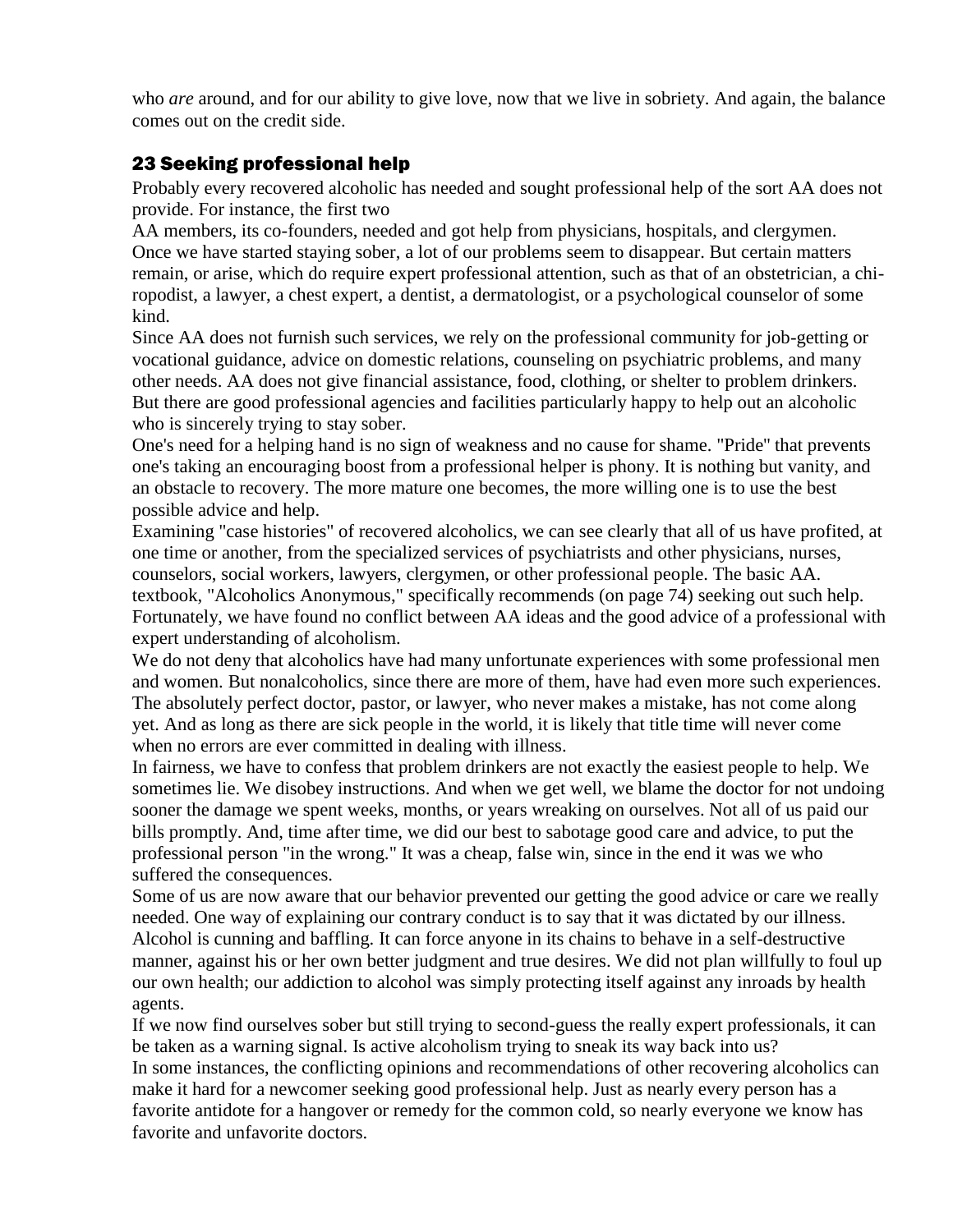who *are* around, and for our ability to give love, now that we live in sobriety. And again, the balance comes out on the credit side.

## 23 Seeking professional help

Probably every recovered alcoholic has needed and sought professional help of the sort AA does not provide. For instance, the first two AA members, its co-founders, needed and got help from physicians, hospitals, and clergymen. Once we have started staying sober, a lot of our problems seem to disappear. But certain matters remain, or arise, which do require expert professional attention, such as that of an obstetrician, a chiropodist, a lawyer, a chest expert, a dentist, a dermatologist, or a psychological counselor of some kind.

Since AA does not furnish such services, we rely on the professional community for job-getting or vocational guidance, advice on domestic relations, counseling on psychiatric problems, and many other needs. AA does not give financial assistance, food, clothing, or shelter to problem drinkers. But there are good professional agencies and facilities particularly happy to help out an alcoholic who is sincerely trying to stay sober.

One's need for a helping hand is no sign of weakness and no cause for shame. "Pride" that prevents one's taking an encouraging boost from a professional helper is phony. It is nothing but vanity, and an obstacle to recovery. The more mature one becomes, the more willing one is to use the best possible advice and help.

Examining "case histories" of recovered alcoholics, we can see clearly that all of us have profited, at one time or another, from the specialized services of psychiatrists and other physicians, nurses, counselors, social workers, lawyers, clergymen, or other professional people. The basic AA. textbook, "Alcoholics Anonymous," specifically recommends (on page 74) seeking out such help. Fortunately, we have found no conflict between AA ideas and the good advice of a professional with expert understanding of alcoholism.

We do not deny that alcoholics have had many unfortunate experiences with some professional men and women. But nonalcoholics, since there are more of them, have had even more such experiences. The absolutely perfect doctor, pastor, or lawyer, who never makes a mistake, has not come along yet. And as long as there are sick people in the world, it is likely that title time will never come when no errors are ever committed in dealing with illness.

In fairness, we have to confess that problem drinkers are not exactly the easiest people to help. We sometimes lie. We disobey instructions. And when we get well, we blame the doctor for not undoing sooner the damage we spent weeks, months, or years wreaking on ourselves. Not all of us paid our bills promptly. And, time after time, we did our best to sabotage good care and advice, to put the professional person "in the wrong." It was a cheap, false win, since in the end it was we who suffered the consequences.

Some of us are now aware that our behavior prevented our getting the good advice or care we really needed. One way of explaining our contrary conduct is to say that it was dictated by our illness. Alcohol is cunning and baffling. It can force anyone in its chains to behave in a self-destructive manner, against his or her own better judgment and true desires. We did not plan willfully to foul up our own health; our addiction to alcohol was simply protecting itself against any inroads by health agents.

If we now find ourselves sober but still trying to second-guess the really expert professionals, it can be taken as a warning signal. Is active alcoholism trying to sneak its way back into us?

In some instances, the conflicting opinions and recommendations of other recovering alcoholics can make it hard for a newcomer seeking good professional help. Just as nearly every person has a favorite antidote for a hangover or remedy for the common cold, so nearly everyone we know has favorite and unfavorite doctors.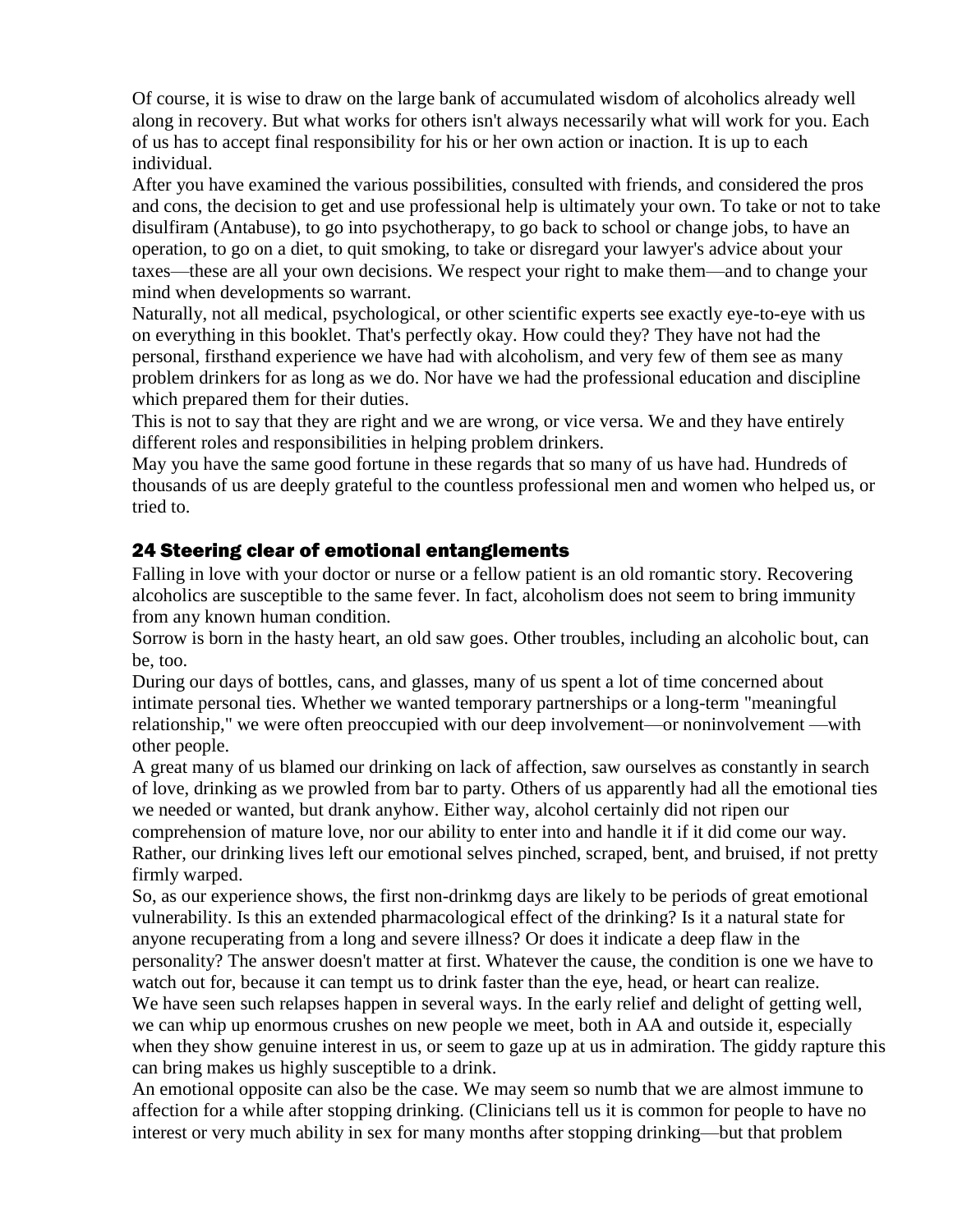Of course, it is wise to draw on the large bank of accumulated wisdom of alcoholics already well along in recovery. But what works for others isn't always necessarily what will work for you. Each of us has to accept final responsibility for his or her own action or inaction. It is up to each individual.

After you have examined the various possibilities, consulted with friends, and considered the pros and cons, the decision to get and use professional help is ultimately your own. To take or not to take disulfiram (Antabuse), to go into psychotherapy, to go back to school or change jobs, to have an operation, to go on a diet, to quit smoking, to take or disregard your lawyer's advice about your taxes—these are all your own decisions. We respect your right to make them—and to change your mind when developments so warrant.

Naturally, not all medical, psychological, or other scientific experts see exactly eye-to-eye with us on everything in this booklet. That's perfectly okay. How could they? They have not had the personal, firsthand experience we have had with alcoholism, and very few of them see as many problem drinkers for as long as we do. Nor have we had the professional education and discipline which prepared them for their duties.

This is not to say that they are right and we are wrong, or vice versa. We and they have entirely different roles and responsibilities in helping problem drinkers.

May you have the same good fortune in these regards that so many of us have had. Hundreds of thousands of us are deeply grateful to the countless professional men and women who helped us, or tried to.

## 24 Steering clear of emotional entanglements

Falling in love with your doctor or nurse or a fellow patient is an old romantic story. Recovering alcoholics are susceptible to the same fever. In fact, alcoholism does not seem to bring immunity from any known human condition.

Sorrow is born in the hasty heart, an old saw goes. Other troubles, including an alcoholic bout, can be, too.

During our days of bottles, cans, and glasses, many of us spent a lot of time concerned about intimate personal ties. Whether we wanted temporary partnerships or a long-term "meaningful relationship," we were often preoccupied with our deep involvement—or noninvolvement —with other people.

A great many of us blamed our drinking on lack of affection, saw ourselves as constantly in search of love, drinking as we prowled from bar to party. Others of us apparently had all the emotional ties we needed or wanted, but drank anyhow. Either way, alcohol certainly did not ripen our comprehension of mature love, nor our ability to enter into and handle it if it did come our way. Rather, our drinking lives left our emotional selves pinched, scraped, bent, and bruised, if not pretty firmly warped.

So, as our experience shows, the first non-drinkmg days are likely to be periods of great emotional vulnerability. Is this an extended pharmacological effect of the drinking? Is it a natural state for anyone recuperating from a long and severe illness? Or does it indicate a deep flaw in the personality? The answer doesn't matter at first. Whatever the cause, the condition is one we have to watch out for, because it can tempt us to drink faster than the eye, head, or heart can realize.

We have seen such relapses happen in several ways. In the early relief and delight of getting well, we can whip up enormous crushes on new people we meet, both in AA and outside it, especially when they show genuine interest in us, or seem to gaze up at us in admiration. The giddy rapture this can bring makes us highly susceptible to a drink.

An emotional opposite can also be the case. We may seem so numb that we are almost immune to affection for a while after stopping drinking. (Clinicians tell us it is common for people to have no interest or very much ability in sex for many months after stopping drinking—but that problem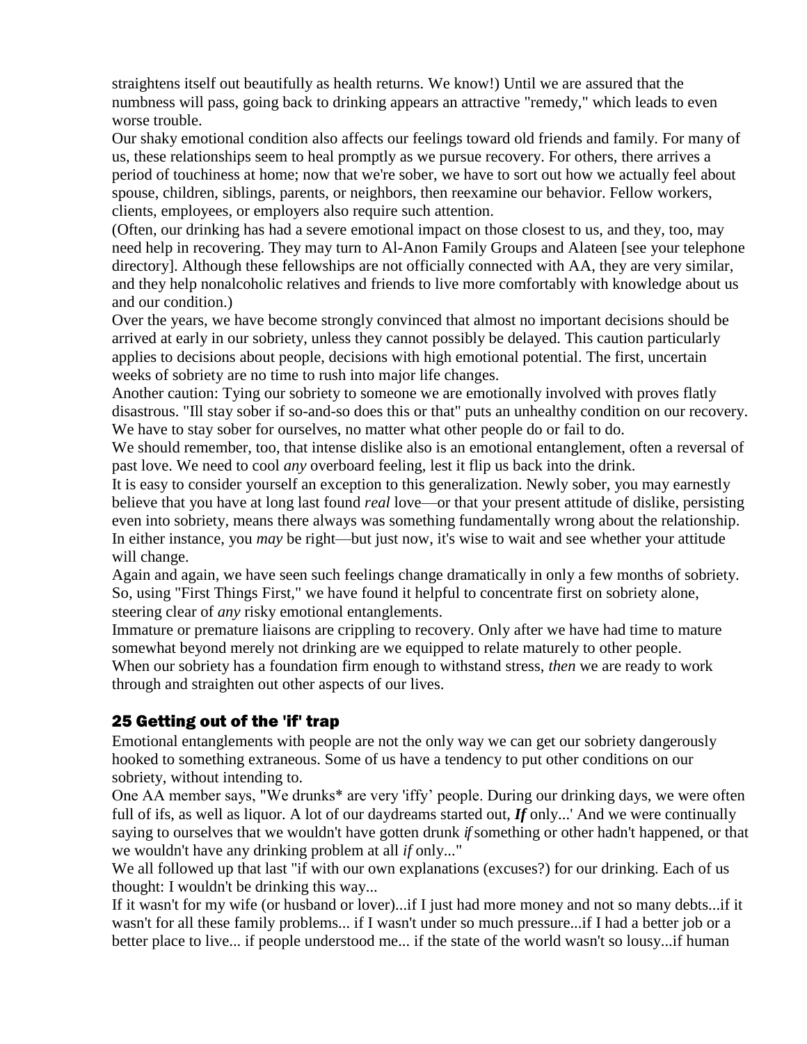straightens itself out beautifully as health returns. We know!) Until we are assured that the numbness will pass, going back to drinking appears an attractive "remedy," which leads to even worse trouble.

Our shaky emotional condition also affects our feelings toward old friends and family. For many of us, these relationships seem to heal promptly as we pursue recovery. For others, there arrives a period of touchiness at home; now that we're sober, we have to sort out how we actually feel about spouse, children, siblings, parents, or neighbors, then reexamine our behavior. Fellow workers, clients, employees, or employers also require such attention.

(Often, our drinking has had a severe emotional impact on those closest to us, and they, too, may need help in recovering. They may turn to Al-Anon Family Groups and Alateen [see your telephone directory]. Although these fellowships are not officially connected with AA, they are very similar, and they help nonalcoholic relatives and friends to live more comfortably with knowledge about us and our condition.)

Over the years, we have become strongly convinced that almost no important decisions should be arrived at early in our sobriety, unless they cannot possibly be delayed. This caution particularly applies to decisions about people, decisions with high emotional potential. The first, uncertain weeks of sobriety are no time to rush into major life changes.

Another caution: Tying our sobriety to someone we are emotionally involved with proves flatly disastrous. "Ill stay sober if so-and-so does this or that" puts an unhealthy condition on our recovery. We have to stay sober for ourselves, no matter what other people do or fail to do.

We should remember, too, that intense dislike also is an emotional entanglement, often a reversal of past love. We need to cool *any* overboard feeling, lest it flip us back into the drink.

It is easy to consider yourself an exception to this generalization. Newly sober, you may earnestly believe that you have at long last found *real* love—or that your present attitude of dislike, persisting even into sobriety, means there always was something fundamentally wrong about the relationship. In either instance, you *may* be right—but just now, it's wise to wait and see whether your attitude will change.

Again and again, we have seen such feelings change dramatically in only a few months of sobriety. So, using "First Things First," we have found it helpful to concentrate first on sobriety alone, steering clear of *any* risky emotional entanglements.

Immature or premature liaisons are crippling to recovery. Only after we have had time to mature somewhat beyond merely not drinking are we equipped to relate maturely to other people.

When our sobriety has a foundation firm enough to withstand stress, *then* we are ready to work through and straighten out other aspects of our lives.

## 25 Getting out of the 'if' trap

Emotional entanglements with people are not the only way we can get our sobriety dangerously hooked to something extraneous. Some of us have a tendency to put other conditions on our sobriety, without intending to.

One AA member says, "We drunks* are very 'iffy' people. During our drinking days, we were often full of ifs, as well as liquor. A lot of our daydreams started out, ***If*** only...' And we were continually saying to ourselves that we wouldn't have gotten drunk *if* something or other hadn't happened, or that we wouldn't have any drinking problem at all *if* only..."

We all followed up that last "if with our own explanations (excuses?) for our drinking. Each of us thought: I wouldn't be drinking this way...

If it wasn't for my wife (or husband or lover)...if I just had more money and not so many debts...if it wasn't for all these family problems... if I wasn't under so much pressure...if I had a better job or a better place to live... if people understood me... if the state of the world wasn't so lousy...if human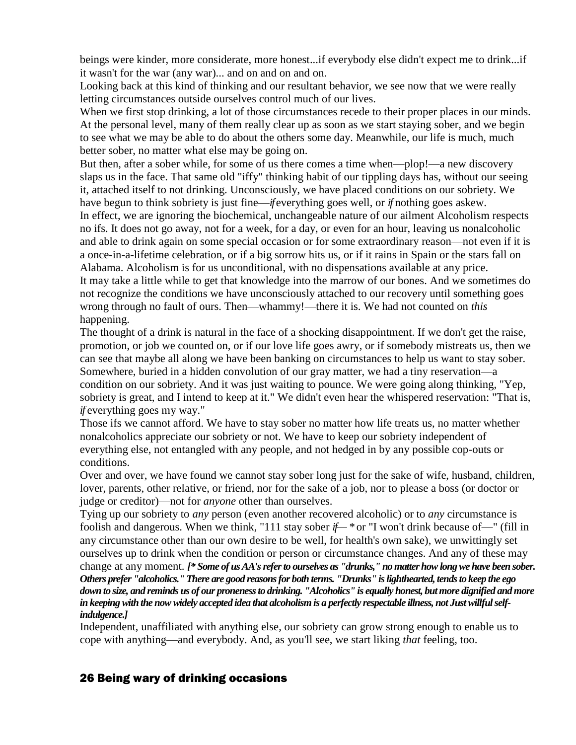beings were kinder, more considerate, more honest...if everybody else didn't expect me to drink...if it wasn't for the war (any war)... and on and on and on.

Looking back at this kind of thinking and our resultant behavior, we see now that we were really letting circumstances outside ourselves control much of our lives.

When we first stop drinking, a lot of those circumstances recede to their proper places in our minds. At the personal level, many of them really clear up as soon as we start staying sober, and we begin to see what we may be able to do about the others some day. Meanwhile, our life is much, much better sober, no matter what else may be going on.

But then, after a sober while, for some of us there comes a time when—plop!—a new discovery slaps us in the face. That same old "iffy" thinking habit of our tippling days has, without our seeing it, attached itself to not drinking. Unconsciously, we have placed conditions on our sobriety. We have begun to think sobriety is just fine—*if* everything goes well, or *if* nothing goes askew.

In effect, we are ignoring the biochemical, unchangeable nature of our ailment Alcoholism respects no ifs. It does not go away, not for a week, for a day, or even for an hour, leaving us nonalcoholic and able to drink again on some special occasion or for some extraordinary reason—not even if it is a once-in-a-lifetime celebration, or if a big sorrow hits us, or if it rains in Spain or the stars fall on Alabama. Alcoholism is for us unconditional, with no dispensations available at any price.

It may take a little while to get that knowledge into the marrow of our bones. And we sometimes do not recognize the conditions we have unconsciously attached to our recovery until something goes wrong through no fault of ours. Then—whammy!—there it is. We had not counted on *this* happening.

The thought of a drink is natural in the face of a shocking disappointment. If we don't get the raise, promotion, or job we counted on, or if our love life goes awry, or if somebody mistreats us, then we can see that maybe all along we have been banking on circumstances to help us want to stay sober. Somewhere, buried in a hidden convolution of our gray matter, we had a tiny reservation—a condition on our sobriety. And it was just waiting to pounce. We were going along thinking, "Yep, sobriety is great, and I intend to keep at it." We didn't even hear the whispered reservation: "That is, *if* everything goes my way."

Those ifs we cannot afford. We have to stay sober no matter how life treats us, no matter whether nonalcoholics appreciate our sobriety or not. We have to keep our sobriety independent of everything else, not entangled with any people, and not hedged in by any possible cop-outs or conditions.

Over and over, we have found we cannot stay sober long just for the sake of wife, husband, children, lover, parents, other relative, or friend, nor for the sake of a job, nor to please a boss (or doctor or judge or creditor)—not for *anyone* other than ourselves.

Tying up our sobriety to *any* person (even another recovered alcoholic) or to *any* circumstance is foolish and dangerous. When we think, "111 stay sober *if*— * or "I won't drink because of—" (fill in any circumstance other than our own desire to be well, for health's own sake), we unwittingly set ourselves up to drink when the condition or person or circumstance changes. And any of these may change at any moment. ***[\* Some of us AA's refer to ourselves as "drunks," no matter how long we have been sober. Others prefer "alcoholics." There are good reasons for both terms. "Drunks" is lighthearted, tends to keep the ego down to size, and reminds us of our proneness to drinking. "Alcoholics" is equally honest, but more dignified and more in keeping with the now widely accepted idea that alcoholism is a perfectly respectable illness, not Just willful self-indulgence.]***

Independent, unaffiliated with anything else, our sobriety can grow strong enough to enable us to cope with anything—and everybody. And, as you'll see, we start liking *that* feeling, too.

## 26 Being wary of drinking occasions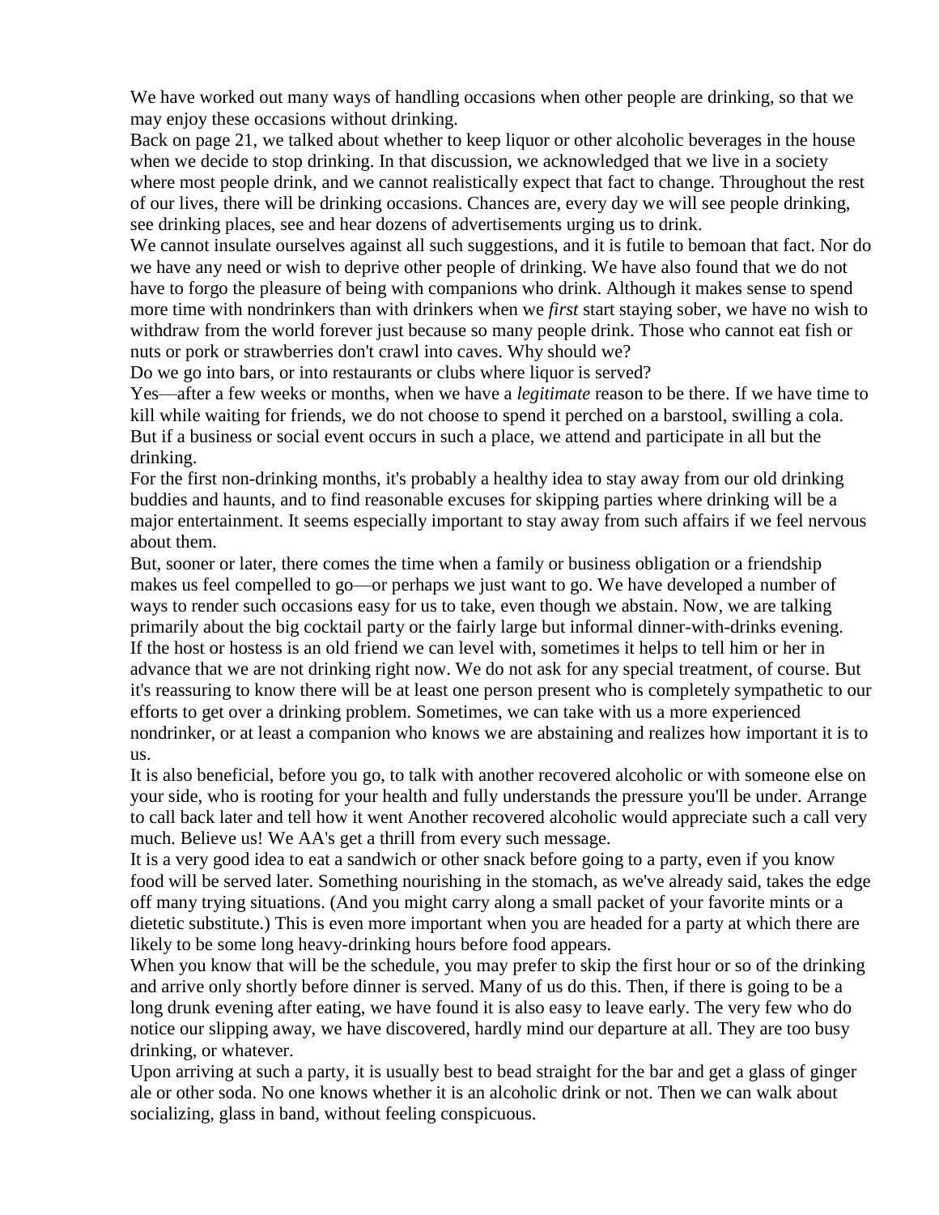We have worked out many ways of handling occasions when other people are drinking, so that we may enjoy these occasions without drinking.

Back on page 21, we talked about whether to keep liquor or other alcoholic beverages in the house when we decide to stop drinking. In that discussion, we acknowledged that we live in a society where most people drink, and we cannot realistically expect that fact to change. Throughout the rest of our lives, there will be drinking occasions. Chances are, every day we will see people drinking, see drinking places, see and hear dozens of advertisements urging us to drink.

We cannot insulate ourselves against all such suggestions, and it is futile to bemoan that fact. Nor do we have any need or wish to deprive other people of drinking. We have also found that we do not have to forgo the pleasure of being with companions who drink. Although it makes sense to spend more time with nondrinkers than with drinkers when we *first* start staying sober, we have no wish to withdraw from the world forever just because so many people drink. Those who cannot eat fish or nuts or pork or strawberries don't crawl into caves. Why should we?

Do we go into bars, or into restaurants or clubs where liquor is served?

Yes—after a few weeks or months, when we have a *legitimate* reason to be there. If we have time to kill while waiting for friends, we do not choose to spend it perched on a barstool, swilling a cola. But if a business or social event occurs in such a place, we attend and participate in all but the drinking.

For the first non-drinking months, it's probably a healthy idea to stay away from our old drinking buddies and haunts, and to find reasonable excuses for skipping parties where drinking will be a major entertainment. It seems especially important to stay away from such affairs if we feel nervous about them.

But, sooner or later, there comes the time when a family or business obligation or a friendship makes us feel compelled to go—or perhaps we just want to go. We have developed a number of ways to render such occasions easy for us to take, even though we abstain. Now, we are talking primarily about the big cocktail party or the fairly large but informal dinner-with-drinks evening.

If the host or hostess is an old friend we can level with, sometimes it helps to tell him or her in advance that we are not drinking right now. We do not ask for any special treatment, of course. But it's reassuring to know there will be at least one person present who is completely sympathetic to our efforts to get over a drinking problem. Sometimes, we can take with us a more experienced nondrinker, or at least a companion who knows we are abstaining and realizes how important it is to us.

It is also beneficial, before you go, to talk with another recovered alcoholic or with someone else on your side, who is rooting for your health and fully understands the pressure you'll be under. Arrange to call back later and tell how it went Another recovered alcoholic would appreciate such a call very much. Believe us! We AA's get a thrill from every such message.

It is a very good idea to eat a sandwich or other snack before going to a party, even if you know food will be served later. Something nourishing in the stomach, as we've already said, takes the edge off many trying situations. (And you might carry along a small packet of your favorite mints or a dietetic substitute.) This is even more important when you are headed for a party at which there are likely to be some long heavy-drinking hours before food appears.

When you know that will be the schedule, you may prefer to skip the first hour or so of the drinking and arrive only shortly before dinner is served. Many of us do this. Then, if there is going to be a long drunk evening after eating, we have found it is also easy to leave early. The very few who do notice our slipping away, we have discovered, hardly mind our departure at all. They are too busy drinking, or whatever.

Upon arriving at such a party, it is usually best to bead straight for the bar and get a glass of ginger ale or other soda. No one knows whether it is an alcoholic drink or not. Then we can walk about socializing, glass in band, without feeling conspicuous.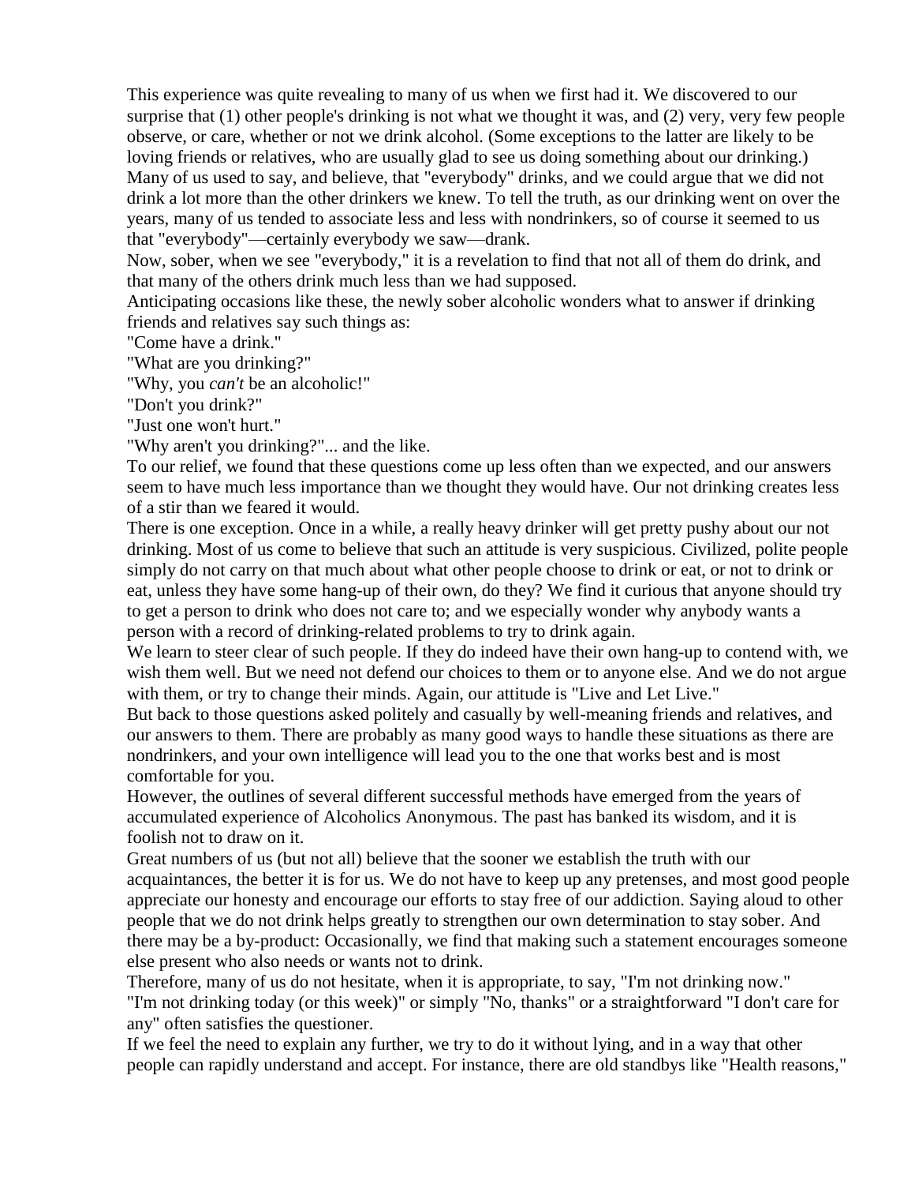This experience was quite revealing to many of us when we first had it. We discovered to our surprise that (1) other people's drinking is not what we thought it was, and (2) very, very few people observe, or care, whether or not we drink alcohol. (Some exceptions to the latter are likely to be loving friends or relatives, who are usually glad to see us doing something about our drinking.) Many of us used to say, and believe, that "everybody" drinks, and we could argue that we did not drink a lot more than the other drinkers we knew. To tell the truth, as our drinking went on over the years, many of us tended to associate less and less with nondrinkers, so of course it seemed to us that "everybody"—certainly everybody we saw—drank.

Now, sober, when we see "everybody," it is a revelation to find that not all of them do drink, and that many of the others drink much less than we had supposed.

Anticipating occasions like these, the newly sober alcoholic wonders what to answer if drinking friends and relatives say such things as:

"Come have a drink."

"What are you drinking?"

"Why, you *can't* be an alcoholic!"

"Don't you drink?"

"Just one won't hurt."

"Why aren't you drinking?"... and the like.

To our relief, we found that these questions come up less often than we expected, and our answers seem to have much less importance than we thought they would have. Our not drinking creates less of a stir than we feared it would.

There is one exception. Once in a while, a really heavy drinker will get pretty pushy about our not drinking. Most of us come to believe that such an attitude is very suspicious. Civilized, polite people simply do not carry on that much about what other people choose to drink or eat, or not to drink or eat, unless they have some hang-up of their own, do they? We find it curious that anyone should try to get a person to drink who does not care to; and we especially wonder why anybody wants a person with a record of drinking-related problems to try to drink again.

We learn to steer clear of such people. If they do indeed have their own hang-up to contend with, we wish them well. But we need not defend our choices to them or to anyone else. And we do not argue with them, or try to change their minds. Again, our attitude is "Live and Let Live."

But back to those questions asked politely and casually by well-meaning friends and relatives, and our answers to them. There are probably as many good ways to handle these situations as there are nondrinkers, and your own intelligence will lead you to the one that works best and is most comfortable for you.

However, the outlines of several different successful methods have emerged from the years of accumulated experience of Alcoholics Anonymous. The past has banked its wisdom, and it is foolish not to draw on it.

Great numbers of us (but not all) believe that the sooner we establish the truth with our acquaintances, the better it is for us. We do not have to keep up any pretenses, and most good people appreciate our honesty and encourage our efforts to stay free of our addiction. Saying aloud to other people that we do not drink helps greatly to strengthen our own determination to stay sober. And there may be a by-product: Occasionally, we find that making such a statement encourages someone else present who also needs or wants not to drink.

Therefore, many of us do not hesitate, when it is appropriate, to say, "I'm not drinking now." "I'm not drinking today (or this week)" or simply "No, thanks" or a straightforward "I don't care for any" often satisfies the questioner.

If we feel the need to explain any further, we try to do it without lying, and in a way that other people can rapidly understand and accept. For instance, there are old standbys like "Health reasons,"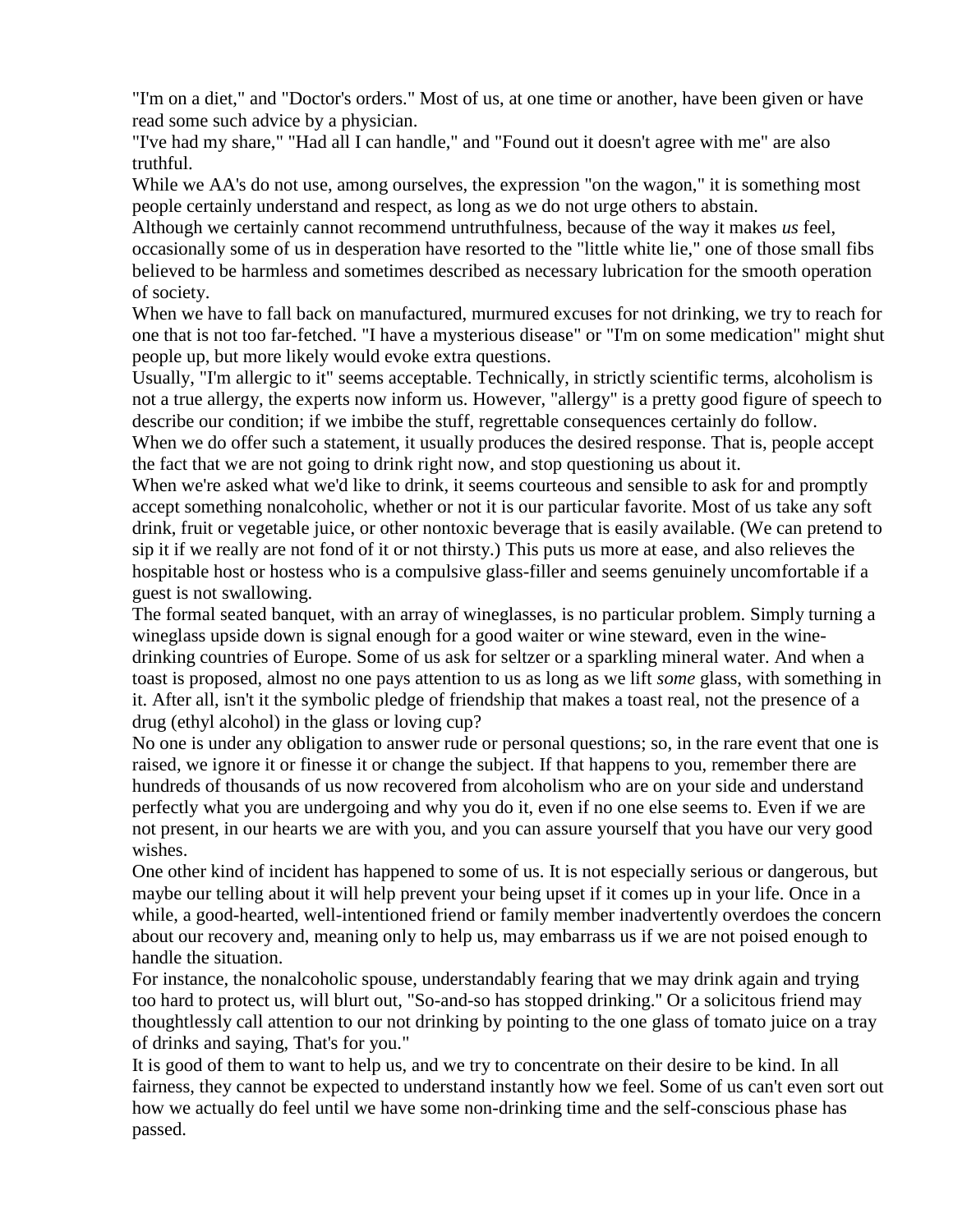"I'm on a diet," and "Doctor's orders." Most of us, at one time or another, have been given or have read some such advice by a physician.

"I've had my share," "Had all I can handle," and "Found out it doesn't agree with me" are also truthful.

While we AA's do not use, among ourselves, the expression "on the wagon," it is something most people certainly understand and respect, as long as we do not urge others to abstain.

Although we certainly cannot recommend untruthfulness, because of the way it makes *us* feel, occasionally some of us in desperation have resorted to the "little white lie," one of those small fibs believed to be harmless and sometimes described as necessary lubrication for the smooth operation of society.

When we have to fall back on manufactured, murmured excuses for not drinking, we try to reach for one that is not too far-fetched. "I have a mysterious disease" or "I'm on some medication" might shut people up, but more likely would evoke extra questions.

Usually, "I'm allergic to it" seems acceptable. Technically, in strictly scientific terms, alcoholism is not a true allergy, the experts now inform us. However, "allergy" is a pretty good figure of speech to describe our condition; if we imbibe the stuff, regrettable consequences certainly do follow.

When we do offer such a statement, it usually produces the desired response. That is, people accept the fact that we are not going to drink right now, and stop questioning us about it.

When we're asked what we'd like to drink, it seems courteous and sensible to ask for and promptly accept something nonalcoholic, whether or not it is our particular favorite. Most of us take any soft drink, fruit or vegetable juice, or other nontoxic beverage that is easily available. (We can pretend to sip it if we really are not fond of it or not thirsty.) This puts us more at ease, and also relieves the hospitable host or hostess who is a compulsive glass-filler and seems genuinely uncomfortable if a guest is not swallowing.

The formal seated banquet, with an array of wineglasses, is no particular problem. Simply turning a wineglass upside down is signal enough for a good waiter or wine steward, even in the wine-drinking countries of Europe. Some of us ask for seltzer or a sparkling mineral water. And when a toast is proposed, almost no one pays attention to us as long as we lift *some* glass, with something in it. After all, isn't it the symbolic pledge of friendship that makes a toast real, not the presence of a drug (ethyl alcohol) in the glass or loving cup?

No one is under any obligation to answer rude or personal questions; so, in the rare event that one is raised, we ignore it or finesse it or change the subject. If that happens to you, remember there are hundreds of thousands of us now recovered from alcoholism who are on your side and understand perfectly what you are undergoing and why you do it, even if no one else seems to. Even if we are not present, in our hearts we are with you, and you can assure yourself that you have our very good wishes.

One other kind of incident has happened to some of us. It is not especially serious or dangerous, but maybe our telling about it will help prevent your being upset if it comes up in your life. Once in a while, a good-hearted, well-intentioned friend or family member inadvertently overdoes the concern about our recovery and, meaning only to help us, may embarrass us if we are not poised enough to handle the situation.

For instance, the nonalcoholic spouse, understandably fearing that we may drink again and trying too hard to protect us, will blurt out, "So-and-so has stopped drinking." Or a solicitous friend may thoughtlessly call attention to our not drinking by pointing to the one glass of tomato juice on a tray of drinks and saying, That's for you."

It is good of them to want to help us, and we try to concentrate on their desire to be kind. In all fairness, they cannot be expected to understand instantly how we feel. Some of us can't even sort out how we actually do feel until we have some non-drinking time and the self-conscious phase has passed.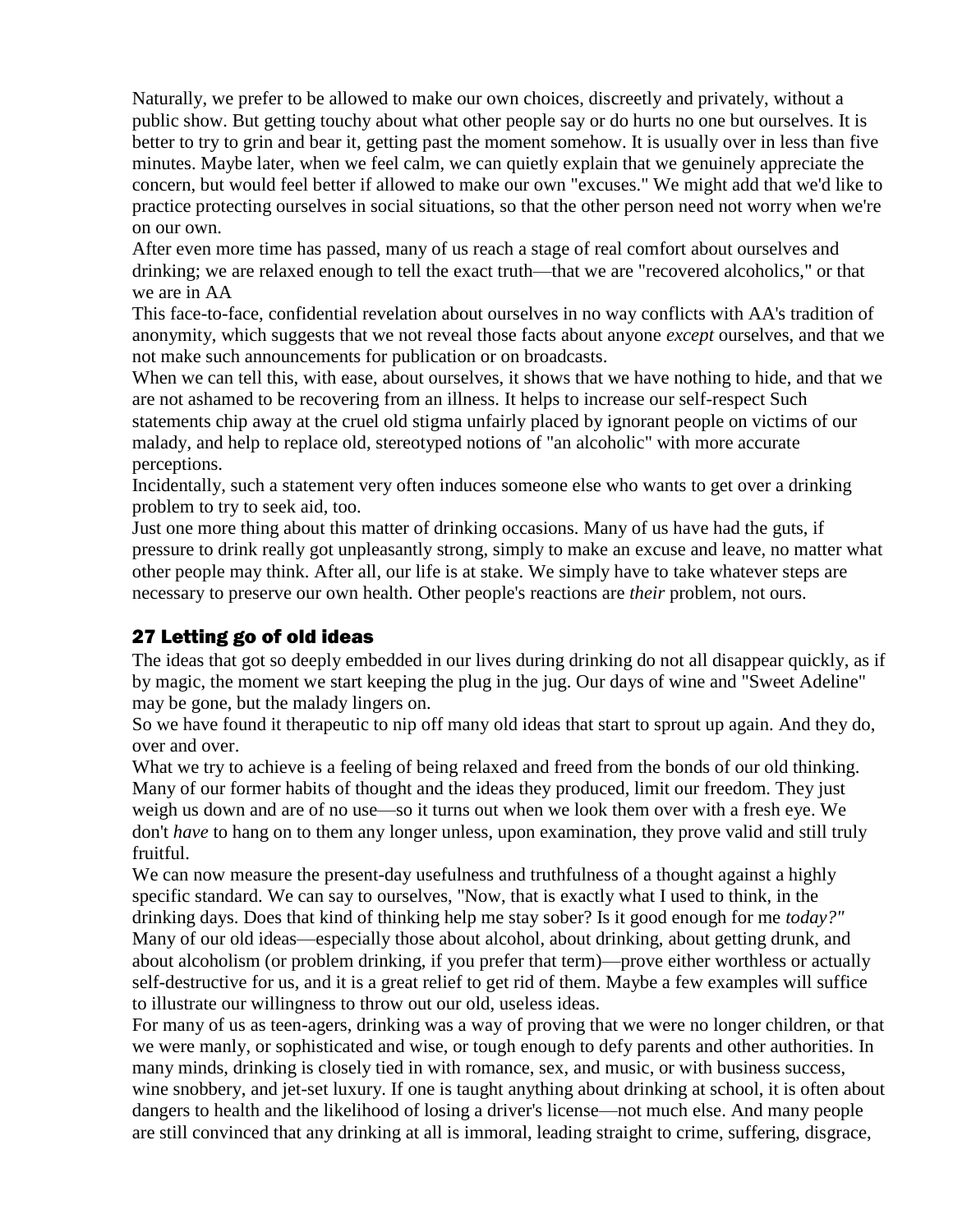Naturally, we prefer to be allowed to make our own choices, discreetly and privately, without a public show. But getting touchy about what other people say or do hurts no one but ourselves. It is better to try to grin and bear it, getting past the moment somehow. It is usually over in less than five minutes. Maybe later, when we feel calm, we can quietly explain that we genuinely appreciate the concern, but would feel better if allowed to make our own "excuses." We might add that we'd like to practice protecting ourselves in social situations, so that the other person need not worry when we're on our own.

After even more time has passed, many of us reach a stage of real comfort about ourselves and drinking; we are relaxed enough to tell the exact truth—that we are "recovered alcoholics," or that we are in AA

This face-to-face, confidential revelation about ourselves in no way conflicts with AA's tradition of anonymity, which suggests that we not reveal those facts about anyone *except* ourselves, and that we not make such announcements for publication or on broadcasts.

When we can tell this, with ease, about ourselves, it shows that we have nothing to hide, and that we are not ashamed to be recovering from an illness. It helps to increase our self-respect Such statements chip away at the cruel old stigma unfairly placed by ignorant people on victims of our malady, and help to replace old, stereotyped notions of "an alcoholic" with more accurate perceptions.

Incidentally, such a statement very often induces someone else who wants to get over a drinking problem to try to seek aid, too.

Just one more thing about this matter of drinking occasions. Many of us have had the guts, if pressure to drink really got unpleasantly strong, simply to make an excuse and leave, no matter what other people may think. After all, our life is at stake. We simply have to take whatever steps are necessary to preserve our own health. Other people's reactions are *their* problem, not ours.

## 27 Letting go of old ideas

The ideas that got so deeply embedded in our lives during drinking do not all disappear quickly, as if by magic, the moment we start keeping the plug in the jug. Our days of wine and "Sweet Adeline" may be gone, but the malady lingers on.

So we have found it therapeutic to nip off many old ideas that start to sprout up again. And they do, over and over.

What we try to achieve is a feeling of being relaxed and freed from the bonds of our old thinking. Many of our former habits of thought and the ideas they produced, limit our freedom. They just weigh us down and are of no use—so it turns out when we look them over with a fresh eye. We don't *have* to hang on to them any longer unless, upon examination, they prove valid and still truly fruitful.

We can now measure the present-day usefulness and truthfulness of a thought against a highly specific standard. We can say to ourselves, "Now, that is exactly what I used to think, in the drinking days. Does that kind of thinking help me stay sober? Is it good enough for me *today?"*

Many of our old ideas—especially those about alcohol, about drinking, about getting drunk, and about alcoholism (or problem drinking, if you prefer that term)—prove either worthless or actually self-destructive for us, and it is a great relief to get rid of them. Maybe a few examples will suffice to illustrate our willingness to throw out our old, useless ideas.

For many of us as teen-agers, drinking was a way of proving that we were no longer children, or that we were manly, or sophisticated and wise, or tough enough to defy parents and other authorities. In many minds, drinking is closely tied in with romance, sex, and music, or with business success, wine snobbery, and jet-set luxury. If one is taught anything about drinking at school, it is often about dangers to health and the likelihood of losing a driver's license—not much else. And many people are still convinced that any drinking at all is immoral, leading straight to crime, suffering, disgrace,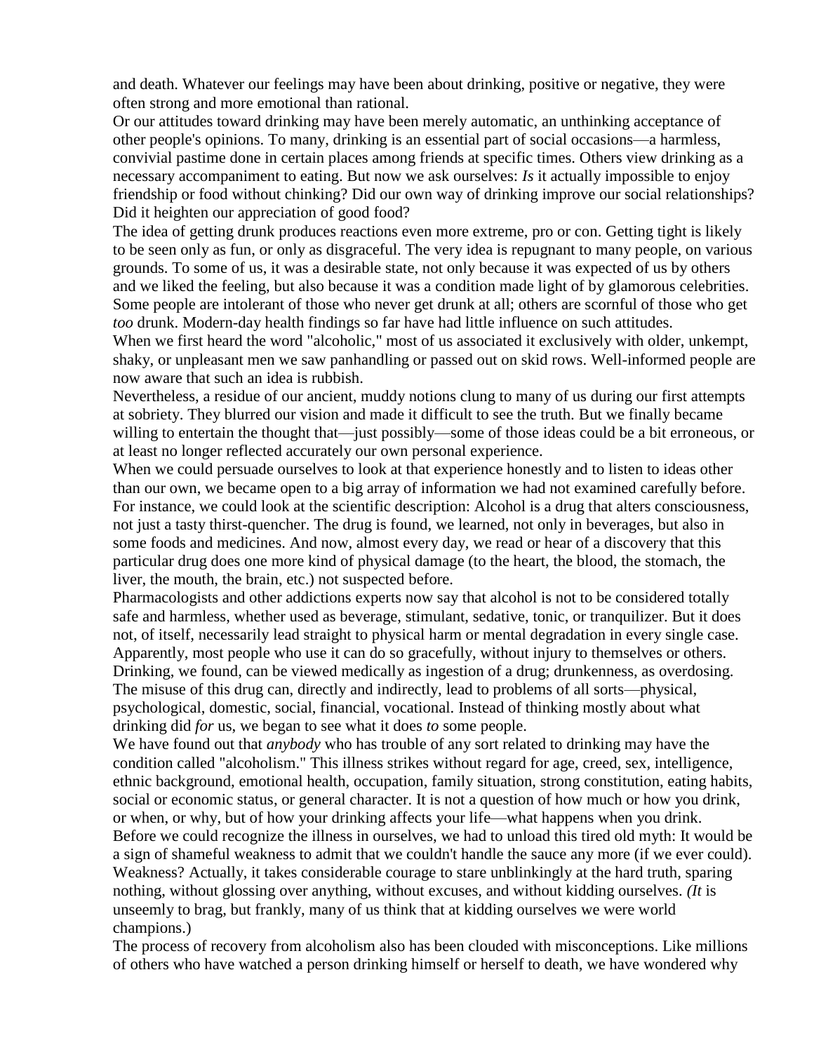and death. Whatever our feelings may have been about drinking, positive or negative, they were often strong and more emotional than rational.

Or our attitudes toward drinking may have been merely automatic, an unthinking acceptance of other people's opinions. To many, drinking is an essential part of social occasions—a harmless, convivial pastime done in certain places among friends at specific times. Others view drinking as a necessary accompaniment to eating. But now we ask ourselves: *Is* it actually impossible to enjoy friendship or food without chinking? Did our own way of drinking improve our social relationships? Did it heighten our appreciation of good food?

The idea of getting drunk produces reactions even more extreme, pro or con. Getting tight is likely to be seen only as fun, or only as disgraceful. The very idea is repugnant to many people, on various grounds. To some of us, it was a desirable state, not only because it was expected of us by others and we liked the feeling, but also because it was a condition made light of by glamorous celebrities. Some people are intolerant of those who never get drunk at all; others are scornful of those who get *too* drunk. Modern-day health findings so far have had little influence on such attitudes.

When we first heard the word "alcoholic," most of us associated it exclusively with older, unkempt, shaky, or unpleasant men we saw panhandling or passed out on skid rows. Well-informed people are now aware that such an idea is rubbish.

Nevertheless, a residue of our ancient, muddy notions clung to many of us during our first attempts at sobriety. They blurred our vision and made it difficult to see the truth. But we finally became willing to entertain the thought that—just possibly—some of those ideas could be a bit erroneous, or at least no longer reflected accurately our own personal experience.

When we could persuade ourselves to look at that experience honestly and to listen to ideas other than our own, we became open to a big array of information we had not examined carefully before. For instance, we could look at the scientific description: Alcohol is a drug that alters consciousness, not just a tasty thirst-quencher. The drug is found, we learned, not only in beverages, but also in some foods and medicines. And now, almost every day, we read or hear of a discovery that this particular drug does one more kind of physical damage (to the heart, the blood, the stomach, the liver, the mouth, the brain, etc.) not suspected before.

Pharmacologists and other addictions experts now say that alcohol is not to be considered totally safe and harmless, whether used as beverage, stimulant, sedative, tonic, or tranquilizer. But it does not, of itself, necessarily lead straight to physical harm or mental degradation in every single case. Apparently, most people who use it can do so gracefully, without injury to themselves or others.

Drinking, we found, can be viewed medically as ingestion of a drug; drunkenness, as overdosing. The misuse of this drug can, directly and indirectly, lead to problems of all sorts—physical, psychological, domestic, social, financial, vocational. Instead of thinking mostly about what drinking did *for* us, we began to see what it does *to* some people.

We have found out that *anybody* who has trouble of any sort related to drinking may have the condition called "alcoholism." This illness strikes without regard for age, creed, sex, intelligence, ethnic background, emotional health, occupation, family situation, strong constitution, eating habits, social or economic status, or general character. It is not a question of how much or how you drink, or when, or why, but of how your drinking affects your life—what happens when you drink.

Before we could recognize the illness in ourselves, we had to unload this tired old myth: It would be a sign of shameful weakness to admit that we couldn't handle the sauce any more (if we ever could). Weakness? Actually, it takes considerable courage to stare unblinkingly at the hard truth, sparing nothing, without glossing over anything, without excuses, and without kidding ourselves. *(It* is unseemly to brag, but frankly, many of us think that at kidding ourselves we were world champions.)

The process of recovery from alcoholism also has been clouded with misconceptions. Like millions of others who have watched a person drinking himself or herself to death, we have wondered why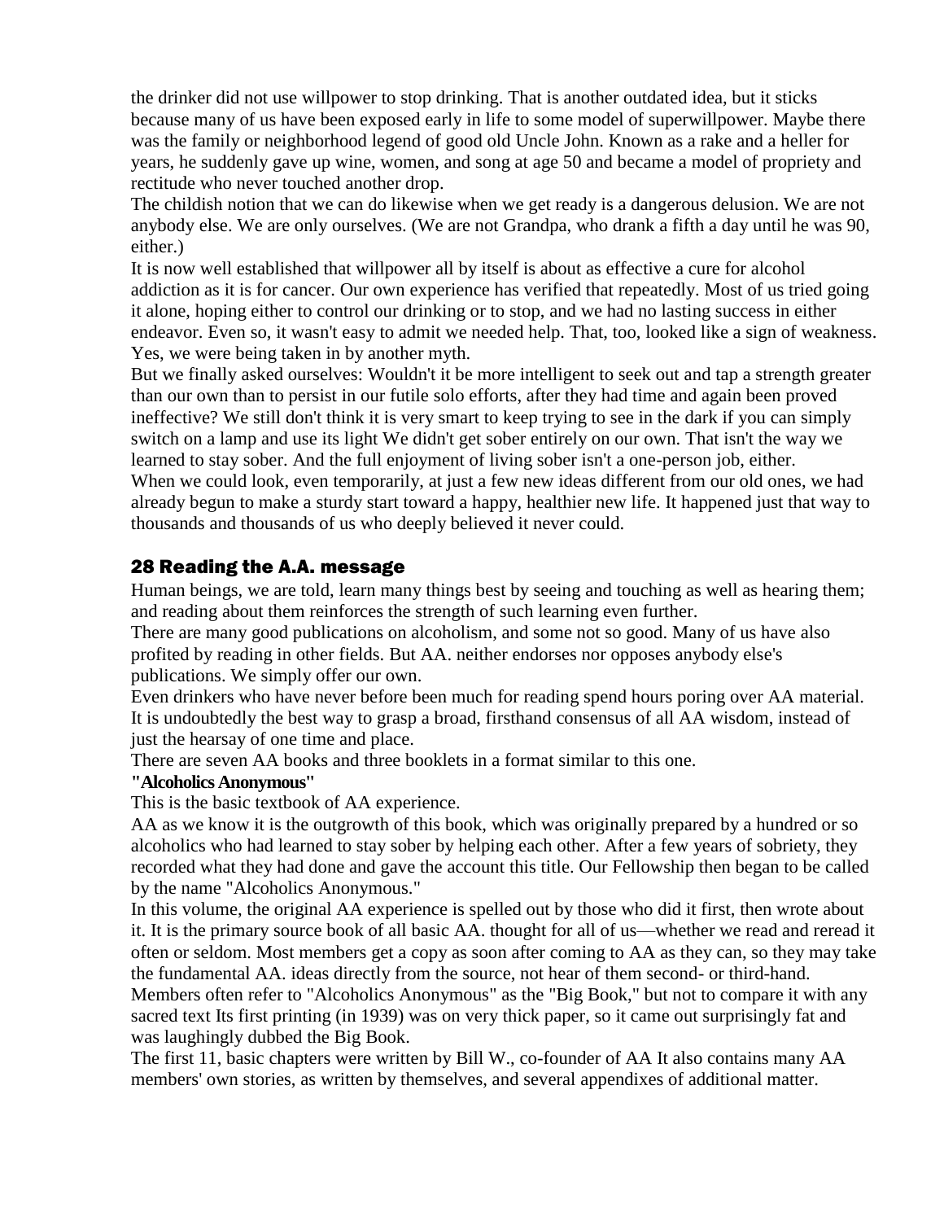the drinker did not use willpower to stop drinking. That is another outdated idea, but it sticks because many of us have been exposed early in life to some model of superwillpower. Maybe there was the family or neighborhood legend of good old Uncle John. Known as a rake and a heller for years, he suddenly gave up wine, women, and song at age 50 and became a model of propriety and rectitude who never touched another drop.

The childish notion that we can do likewise when we get ready is a dangerous delusion. We are not anybody else. We are only ourselves. (We are not Grandpa, who drank a fifth a day until he was 90, either.)

It is now well established that willpower all by itself is about as effective a cure for alcohol addiction as it is for cancer. Our own experience has verified that repeatedly. Most of us tried going it alone, hoping either to control our drinking or to stop, and we had no lasting success in either endeavor. Even so, it wasn't easy to admit we needed help. That, too, looked like a sign of weakness. Yes, we were being taken in by another myth.

But we finally asked ourselves: Wouldn't it be more intelligent to seek out and tap a strength greater than our own than to persist in our futile solo efforts, after they had time and again been proved ineffective? We still don't think it is very smart to keep trying to see in the dark if you can simply switch on a lamp and use its light We didn't get sober entirely on our own. That isn't the way we learned to stay sober. And the full enjoyment of living sober isn't a one-person job, either.

When we could look, even temporarily, at just a few new ideas different from our old ones, we had already begun to make a sturdy start toward a happy, healthier new life. It happened just that way to thousands and thousands of us who deeply believed it never could.

## 28 Reading the A.A. message

Human beings, we are told, learn many things best by seeing and touching as well as hearing them; and reading about them reinforces the strength of such learning even further.

There are many good publications on alcoholism, and some not so good. Many of us have also profited by reading in other fields. But AA. neither endorses nor opposes anybody else's publications. We simply offer our own.

Even drinkers who have never before been much for reading spend hours poring over AA material. It is undoubtedly the best way to grasp a broad, firsthand consensus of all AA wisdom, instead of just the hearsay of one time and place.

There are seven AA books and three booklets in a format similar to this one.

**"Alcoholics Anonymous"**

This is the basic textbook of AA experience.

AA as we know it is the outgrowth of this book, which was originally prepared by a hundred or so alcoholics who had learned to stay sober by helping each other. After a few years of sobriety, they recorded what they had done and gave the account this title. Our Fellowship then began to be called by the name "Alcoholics Anonymous."

In this volume, the original AA experience is spelled out by those who did it first, then wrote about it. It is the primary source book of all basic AA. thought for all of us—whether we read and reread it often or seldom. Most members get a copy as soon after coming to AA as they can, so they may take the fundamental AA. ideas directly from the source, not hear of them second- or third-hand.

Members often refer to "Alcoholics Anonymous" as the "Big Book," but not to compare it with any sacred text Its first printing (in 1939) was on very thick paper, so it came out surprisingly fat and was laughingly dubbed the Big Book.

The first 11, basic chapters were written by Bill W., co-founder of AA It also contains many AA members' own stories, as written by themselves, and several appendixes of additional matter.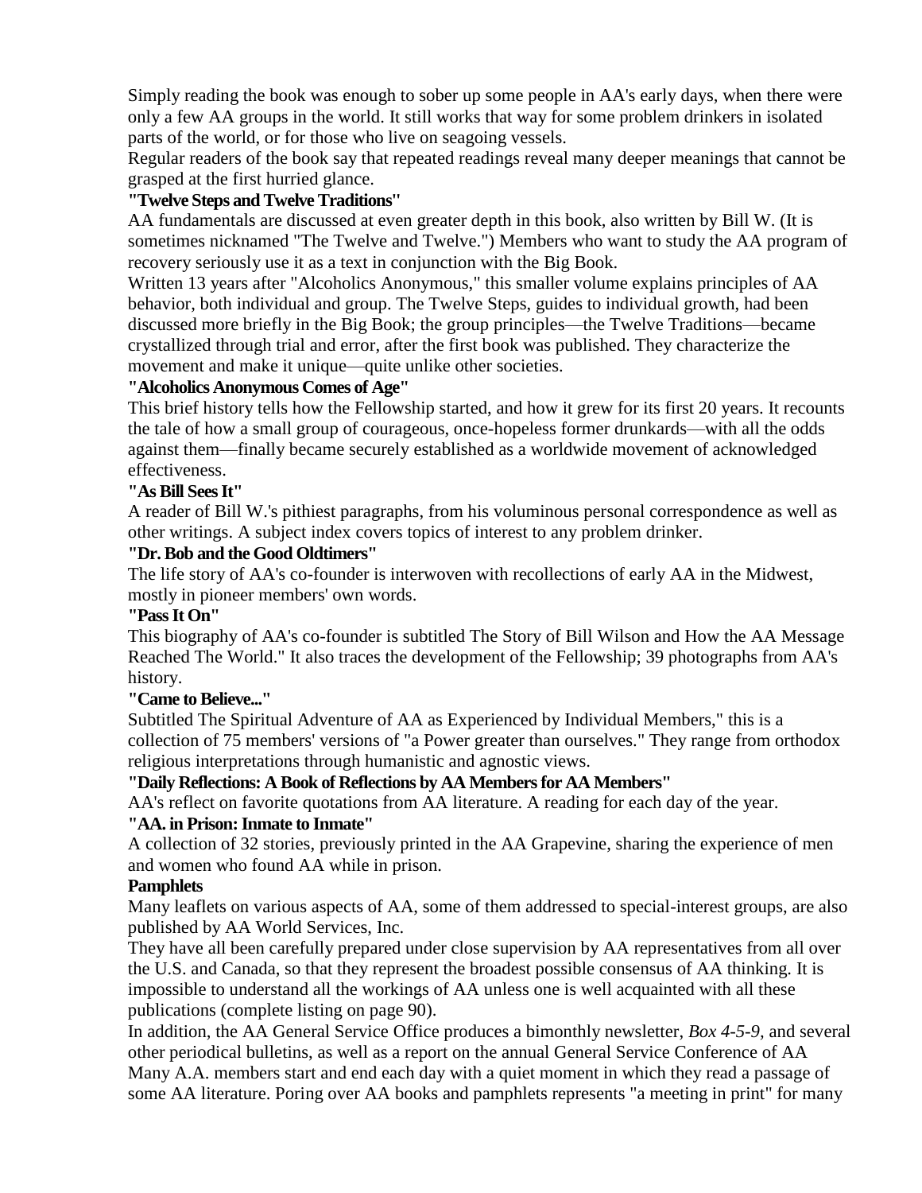Simply reading the book was enough to sober up some people in AA's early days, when there were only a few AA groups in the world. It still works that way for some problem drinkers in isolated parts of the world, or for those who live on seagoing vessels.

Regular readers of the book say that repeated readings reveal many deeper meanings that cannot be grasped at the first hurried glance.

**"Twelve Steps and Twelve Traditions"**

AA fundamentals are discussed at even greater depth in this book, also written by Bill W. (It is sometimes nicknamed "The Twelve and Twelve.") Members who want to study the AA program of recovery seriously use it as a text in conjunction with the Big Book.

Written 13 years after "Alcoholics Anonymous," this smaller volume explains principles of AA behavior, both individual and group. The Twelve Steps, guides to individual growth, had been discussed more briefly in the Big Book; the group principles—the Twelve Traditions—became crystallized through trial and error, after the first book was published. They characterize the movement and make it unique—quite unlike other societies.

**"Alcoholics Anonymous Comes of Age"**

This brief history tells how the Fellowship started, and how it grew for its first 20 years. It recounts the tale of how a small group of courageous, once-hopeless former drunkards—with all the odds against them—finally became securely established as a worldwide movement of acknowledged effectiveness.

**"As Bill Sees It"**

A reader of Bill W.'s pithiest paragraphs, from his voluminous personal correspondence as well as other writings. A subject index covers topics of interest to any problem drinker.

**"Dr. Bob and the Good Oldtimers"**

The life story of AA's co-founder is interwoven with recollections of early AA in the Midwest, mostly in pioneer members' own words.

**"Pass It On"**

This biography of AA's co-founder is subtitled The Story of Bill Wilson and How the AA Message Reached The World." It also traces the development of the Fellowship; 39 photographs from AA's history.

**"Came to Believe..."**

Subtitled The Spiritual Adventure of AA as Experienced by Individual Members," this is a collection of 75 members' versions of "a Power greater than ourselves." They range from orthodox religious interpretations through humanistic and agnostic views.

**"Daily Reflections: A Book of Reflections by AA Members for AA Members"**

AA's reflect on favorite quotations from AA literature. A reading for each day of the year.

**"AA. in Prison: Inmate to Inmate"**

A collection of 32 stories, previously printed in the AA Grapevine, sharing the experience of men and women who found AA while in prison.

**Pamphlets**

Many leaflets on various aspects of AA, some of them addressed to special-interest groups, are also published by AA World Services, Inc.

They have all been carefully prepared under close supervision by AA representatives from all over the U.S. and Canada, so that they represent the broadest possible consensus of AA thinking. It is impossible to understand all the workings of AA unless one is well acquainted with all these publications (complete listing on page 90).

In addition, the AA General Service Office produces a bimonthly newsletter, *Box 4-5-9*, and several other periodical bulletins, as well as a report on the annual General Service Conference of AA

Many A.A. members start and end each day with a quiet moment in which they read a passage of some AA literature. Poring over AA books and pamphlets represents "a meeting in print" for many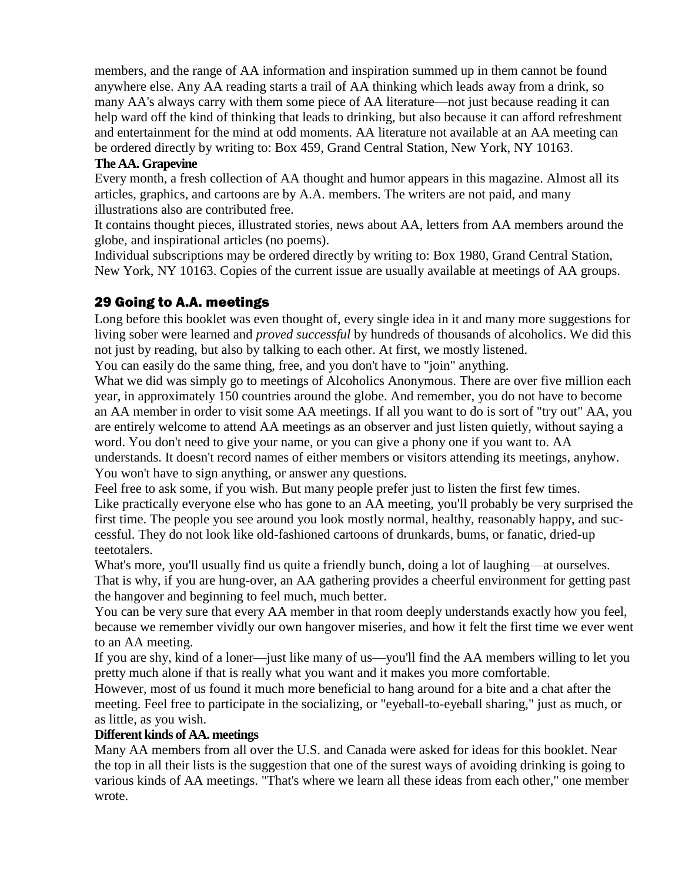members, and the range of AA information and inspiration summed up in them cannot be found anywhere else. Any AA reading starts a trail of AA thinking which leads away from a drink, so many AA's always carry with them some piece of AA literature—not just because reading it can help ward off the kind of thinking that leads to drinking, but also because it can afford refreshment and entertainment for the mind at odd moments. AA literature not available at an AA meeting can be ordered directly by writing to: Box 459, Grand Central Station, New York, NY 10163.

**The AA. Grapevine**

Every month, a fresh collection of AA thought and humor appears in this magazine. Almost all its articles, graphics, and cartoons are by A.A. members. The writers are not paid, and many illustrations also are contributed free.

It contains thought pieces, illustrated stories, news about AA, letters from AA members around the globe, and inspirational articles (no poems).

Individual subscriptions may be ordered directly by writing to: Box 1980, Grand Central Station, New York, NY 10163. Copies of the current issue are usually available at meetings of AA groups.

## 29 Going to A.A. meetings

Long before this booklet was even thought of, every single idea in it and many more suggestions for living sober were learned and *proved successful* by hundreds of thousands of alcoholics. We did this not just by reading, but also by talking to each other. At first, we mostly listened.

You can easily do the same thing, free, and you don't have to "join" anything.

What we did was simply go to meetings of Alcoholics Anonymous. There are over five million each year, in approximately 150 countries around the globe. And remember, you do not have to become an AA member in order to visit some AA meetings. If all you want to do is sort of "try out" AA, you are entirely welcome to attend AA meetings as an observer and just listen quietly, without saying a word. You don't need to give your name, or you can give a phony one if you want to. AA understands. It doesn't record names of either members or visitors attending its meetings, anyhow. You won't have to sign anything, or answer any questions.

Feel free to ask some, if you wish. But many people prefer just to listen the first few times.

Like practically everyone else who has gone to an AA meeting, you'll probably be very surprised the first time. The people you see around you look mostly normal, healthy, reasonably happy, and successful. They do not look like old-fashioned cartoons of drunkards, bums, or fanatic, dried-up teetotalers.

What's more, you'll usually find us quite a friendly bunch, doing a lot of laughing—at ourselves. That is why, if you are hung-over, an AA gathering provides a cheerful environment for getting past the hangover and beginning to feel much, much better.

You can be very sure that every AA member in that room deeply understands exactly how you feel, because we remember vividly our own hangover miseries, and how it felt the first time we ever went to an AA meeting.

If you are shy, kind of a loner—just like many of us—you'll find the AA members willing to let you pretty much alone if that is really what you want and it makes you more comfortable.

However, most of us found it much more beneficial to hang around for a bite and a chat after the meeting. Feel free to participate in the socializing, or "eyeball-to-eyeball sharing," just as much, or as little, as you wish.

**Different kinds of AA. meetings**

Many AA members from all over the U.S. and Canada were asked for ideas for this booklet. Near the top in all their lists is the suggestion that one of the surest ways of avoiding drinking is going to various kinds of AA meetings. "That's where we learn all these ideas from each other," one member wrote.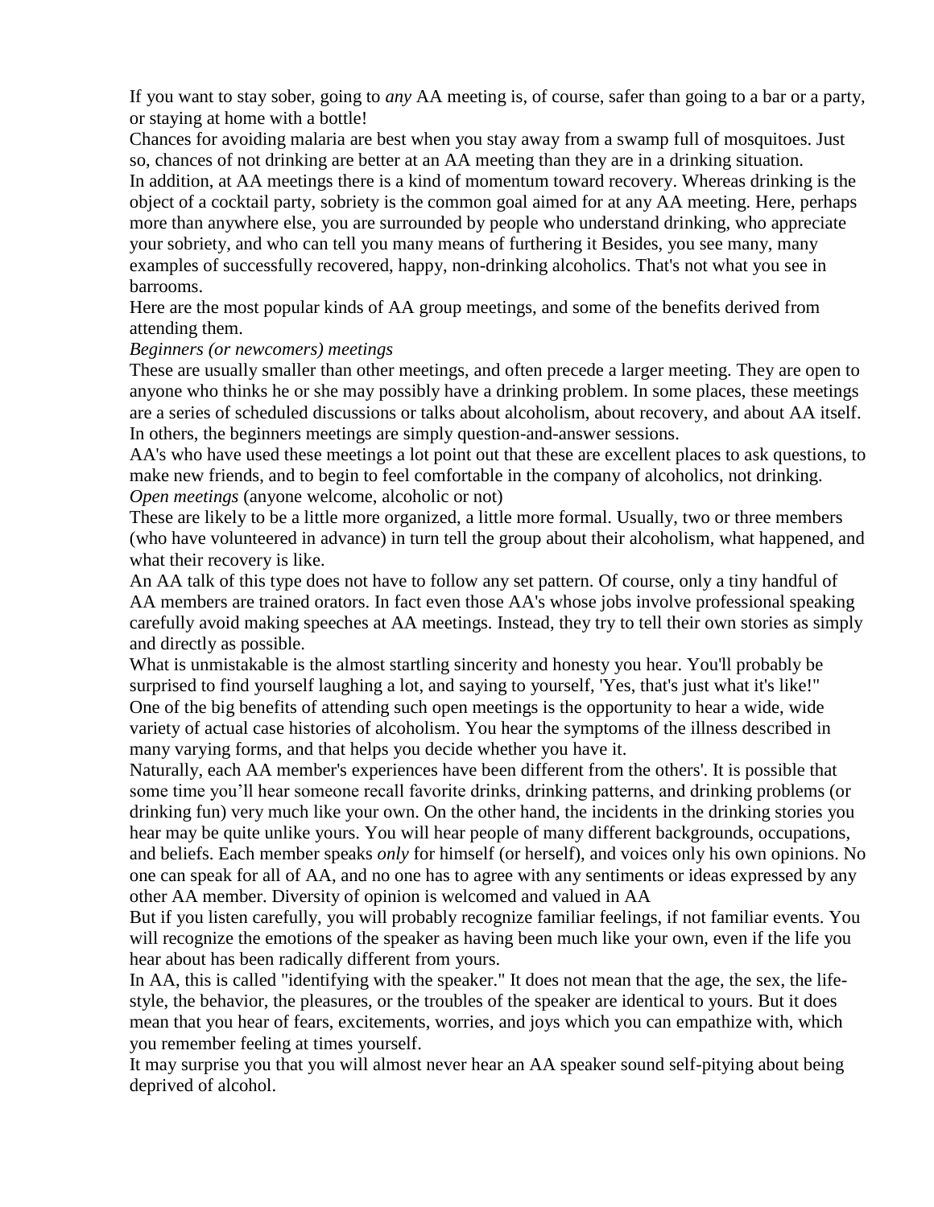If you want to stay sober, going to *any* AA meeting is, of course, safer than going to a bar or a party, or staying at home with a bottle!

Chances for avoiding malaria are best when you stay away from a swamp full of mosquitoes. Just so, chances of not drinking are better at an AA meeting than they are in a drinking situation.

In addition, at AA meetings there is a kind of momentum toward recovery. Whereas drinking is the object of a cocktail party, sobriety is the common goal aimed for at any AA meeting. Here, perhaps more than anywhere else, you are surrounded by people who understand drinking, who appreciate your sobriety, and who can tell you many means of furthering it Besides, you see many, many examples of successfully recovered, happy, non-drinking alcoholics. That's not what you see in barrooms.

Here are the most popular kinds of AA group meetings, and some of the benefits derived from attending them.

*Beginners (or newcomers) meetings*

These are usually smaller than other meetings, and often precede a larger meeting. They are open to anyone who thinks he or she may possibly have a drinking problem. In some places, these meetings are a series of scheduled discussions or talks about alcoholism, about recovery, and about AA itself. In others, the beginners meetings are simply question-and-answer sessions.

AA's who have used these meetings a lot point out that these are excellent places to ask questions, to make new friends, and to begin to feel comfortable in the company of alcoholics, not drinking.

*Open meetings* (anyone welcome, alcoholic or not)

These are likely to be a little more organized, a little more formal. Usually, two or three members (who have volunteered in advance) in turn tell the group about their alcoholism, what happened, and what their recovery is like.

An AA talk of this type does not have to follow any set pattern. Of course, only a tiny handful of AA members are trained orators. In fact even those AA's whose jobs involve professional speaking carefully avoid making speeches at AA meetings. Instead, they try to tell their own stories as simply and directly as possible.

What is unmistakable is the almost startling sincerity and honesty you hear. You'll probably be surprised to find yourself laughing a lot, and saying to yourself, 'Yes, that's just what it's like!"

One of the big benefits of attending such open meetings is the opportunity to hear a wide, wide variety of actual case histories of alcoholism. You hear the symptoms of the illness described in many varying forms, and that helps you decide whether you have it.

Naturally, each AA member's experiences have been different from the others'. It is possible that some time you'll hear someone recall favorite drinks, drinking patterns, and drinking problems (or drinking fun) very much like your own. On the other hand, the incidents in the drinking stories you hear may be quite unlike yours. You will hear people of many different backgrounds, occupations, and beliefs. Each member speaks *only* for himself (or herself), and voices only his own opinions. No one can speak for all of AA, and no one has to agree with any sentiments or ideas expressed by any other AA member. Diversity of opinion is welcomed and valued in AA

But if you listen carefully, you will probably recognize familiar feelings, if not familiar events. You will recognize the emotions of the speaker as having been much like your own, even if the life you hear about has been radically different from yours.

In AA, this is called "identifying with the speaker." It does not mean that the age, the sex, the life-style, the behavior, the pleasures, or the troubles of the speaker are identical to yours. But it does mean that you hear of fears, excitements, worries, and joys which you can empathize with, which you remember feeling at times yourself.

It may surprise you that you will almost never hear an AA speaker sound self-pitying about being deprived of alcohol.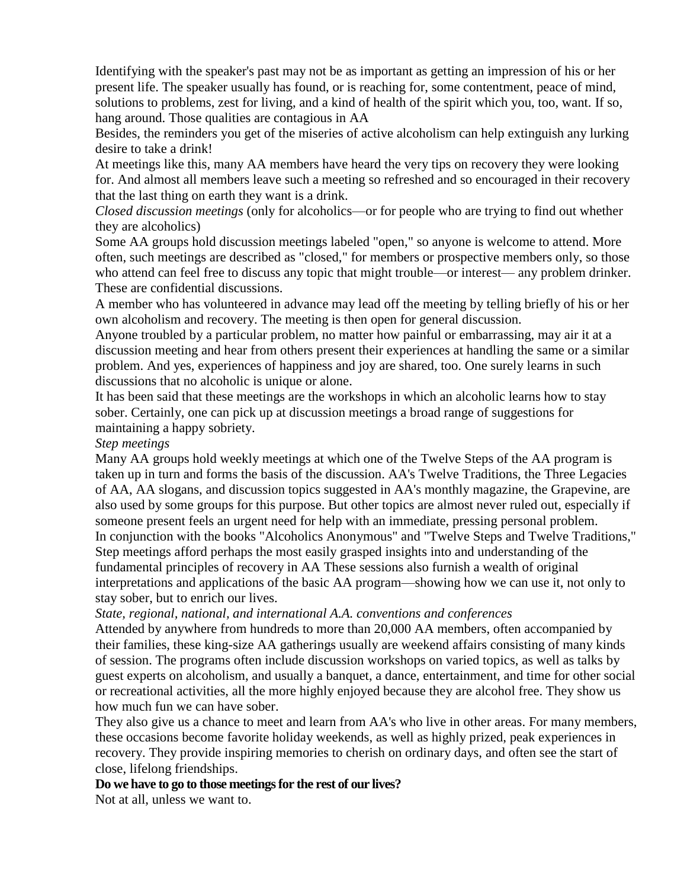Identifying with the speaker's past may not be as important as getting an impression of his or her present life. The speaker usually has found, or is reaching for, some contentment, peace of mind, solutions to problems, zest for living, and a kind of health of the spirit which you, too, want. If so, hang around. Those qualities are contagious in AA

Besides, the reminders you get of the miseries of active alcoholism can help extinguish any lurking desire to take a drink!

At meetings like this, many AA members have heard the very tips on recovery they were looking for. And almost all members leave such a meeting so refreshed and so encouraged in their recovery that the last thing on earth they want is a drink.

*Closed discussion meetings* (only for alcoholics—or for people who are trying to find out whether they are alcoholics)

Some AA groups hold discussion meetings labeled "open," so anyone is welcome to attend. More often, such meetings are described as "closed," for members or prospective members only, so those who attend can feel free to discuss any topic that might trouble—or interest— any problem drinker. These are confidential discussions.

A member who has volunteered in advance may lead off the meeting by telling briefly of his or her own alcoholism and recovery. The meeting is then open for general discussion.

Anyone troubled by a particular problem, no matter how painful or embarrassing, may air it at a discussion meeting and hear from others present their experiences at handling the same or a similar problem. And yes, experiences of happiness and joy are shared, too. One surely learns in such discussions that no alcoholic is unique or alone.

It has been said that these meetings are the workshops in which an alcoholic learns how to stay sober. Certainly, one can pick up at discussion meetings a broad range of suggestions for maintaining a happy sobriety.

*Step meetings*

Many AA groups hold weekly meetings at which one of the Twelve Steps of the AA program is taken up in turn and forms the basis of the discussion. AA's Twelve Traditions, the Three Legacies of AA, AA slogans, and discussion topics suggested in AA's monthly magazine, the Grapevine, are also used by some groups for this purpose. But other topics are almost never ruled out, especially if someone present feels an urgent need for help with an immediate, pressing personal problem.

In conjunction with the books "Alcoholics Anonymous" and "Twelve Steps and Twelve Traditions," Step meetings afford perhaps the most easily grasped insights into and understanding of the fundamental principles of recovery in AA These sessions also furnish a wealth of original interpretations and applications of the basic AA program—showing how we can use it, not only to stay sober, but to enrich our lives.

*State, regional, national, and international A.A. conventions and conferences*

Attended by anywhere from hundreds to more than 20,000 AA members, often accompanied by their families, these king-size AA gatherings usually are weekend affairs consisting of many kinds of session. The programs often include discussion workshops on varied topics, as well as talks by guest experts on alcoholism, and usually a banquet, a dance, entertainment, and time for other social or recreational activities, all the more highly enjoyed because they are alcohol free. They show us how much fun we can have sober.

They also give us a chance to meet and learn from AA's who live in other areas. For many members, these occasions become favorite holiday weekends, as well as highly prized, peak experiences in recovery. They provide inspiring memories to cherish on ordinary days, and often see the start of close, lifelong friendships.

**Do we have to go to those meetings for the rest of our lives?**

Not at all, unless we want to.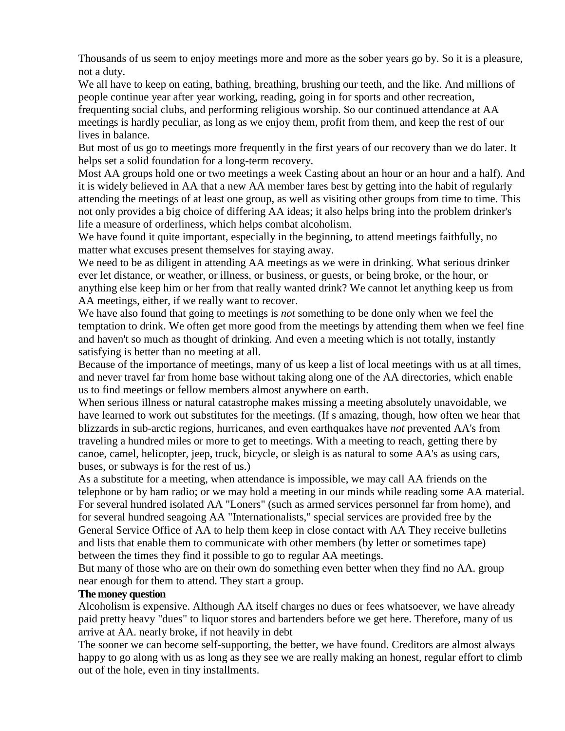Thousands of us seem to enjoy meetings more and more as the sober years go by. So it is a pleasure, not a duty.

We all have to keep on eating, bathing, breathing, brushing our teeth, and the like. And millions of people continue year after year working, reading, going in for sports and other recreation, frequenting social clubs, and performing religious worship. So our continued attendance at AA meetings is hardly peculiar, as long as we enjoy them, profit from them, and keep the rest of our lives in balance.

But most of us go to meetings more frequently in the first years of our recovery than we do later. It helps set a solid foundation for a long-term recovery.

Most AA groups hold one or two meetings a week Casting about an hour or an hour and a half). And it is widely believed in AA that a new AA member fares best by getting into the habit of regularly attending the meetings of at least one group, as well as visiting other groups from time to time. This not only provides a big choice of differing AA ideas; it also helps bring into the problem drinker's life a measure of orderliness, which helps combat alcoholism.

We have found it quite important, especially in the beginning, to attend meetings faithfully, no matter what excuses present themselves for staying away.

We need to be as diligent in attending AA meetings as we were in drinking. What serious drinker ever let distance, or weather, or illness, or business, or guests, or being broke, or the hour, or anything else keep him or her from that really wanted drink? We cannot let anything keep us from AA meetings, either, if we really want to recover.

We have also found that going to meetings is *not* something to be done only when we feel the temptation to drink. We often get more good from the meetings by attending them when we feel fine and haven't so much as thought of drinking. And even a meeting which is not totally, instantly satisfying is better than no meeting at all.

Because of the importance of meetings, many of us keep a list of local meetings with us at all times, and never travel far from home base without taking along one of the AA directories, which enable us to find meetings or fellow members almost anywhere on earth.

When serious illness or natural catastrophe makes missing a meeting absolutely unavoidable, we have learned to work out substitutes for the meetings. (If s amazing, though, how often we hear that blizzards in sub-arctic regions, hurricanes, and even earthquakes have *not* prevented AA's from traveling a hundred miles or more to get to meetings. With a meeting to reach, getting there by canoe, camel, helicopter, jeep, truck, bicycle, or sleigh is as natural to some AA's as using cars, buses, or subways is for the rest of us.)

As a substitute for a meeting, when attendance is impossible, we may call AA friends on the telephone or by ham radio; or we may hold a meeting in our minds while reading some AA material. For several hundred isolated AA "Loners" (such as armed services personnel far from home), and for several hundred seagoing AA "Internationalists," special services are provided free by the General Service Office of AA to help them keep in close contact with AA They receive bulletins and lists that enable them to communicate with other members (by letter or sometimes tape) between the times they find it possible to go to regular AA meetings.

But many of those who are on their own do something even better when they find no AA. group near enough for them to attend. They start a group.

**The money question**

Alcoholism is expensive. Although AA itself charges no dues or fees whatsoever, we have already paid pretty heavy "dues" to liquor stores and bartenders before we get here. Therefore, many of us arrive at AA. nearly broke, if not heavily in debt

The sooner we can become self-supporting, the better, we have found. Creditors are almost always happy to go along with us as long as they see we are really making an honest, regular effort to climb out of the hole, even in tiny installments.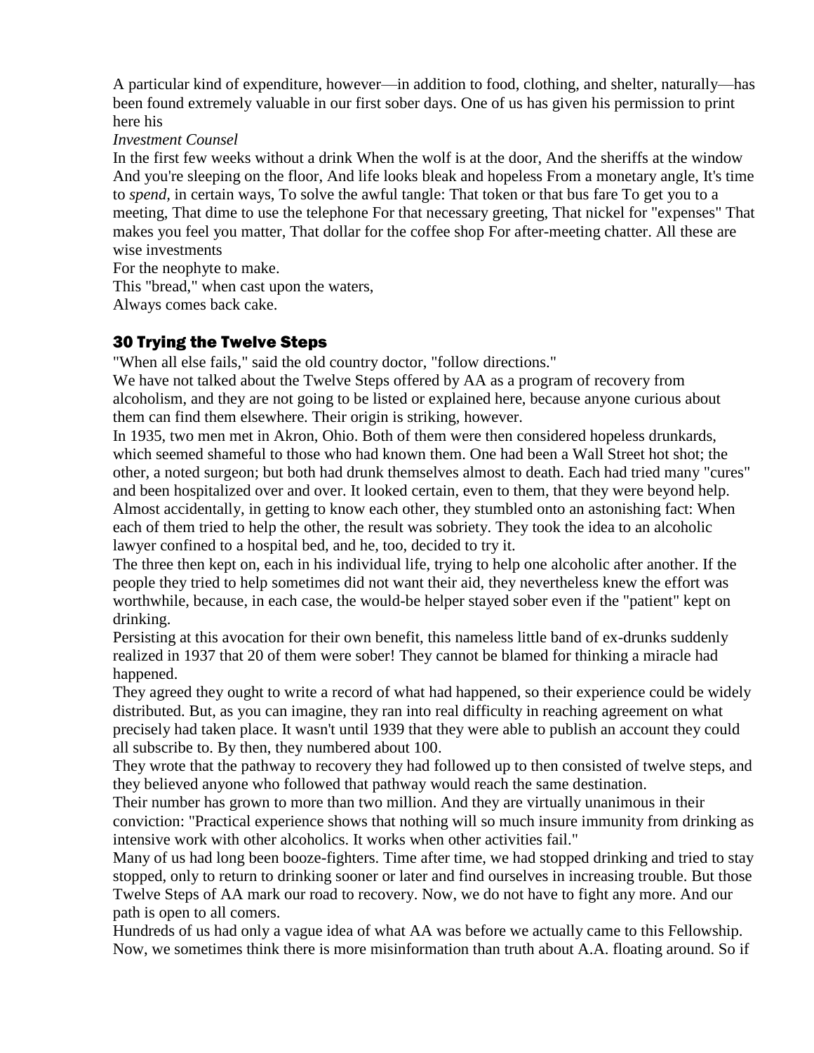A particular kind of expenditure, however—in addition to food, clothing, and shelter, naturally—has been found extremely valuable in our first sober days. One of us has given his permission to print here his

*Investment Counsel*

In the first few weeks without a drink When the wolf is at the door, And the sheriffs at the window And you're sleeping on the floor, And life looks bleak and hopeless From a monetary angle, It's time to *spend*, in certain ways, To solve the awful tangle: That token or that bus fare To get you to a meeting, That dime to use the telephone For that necessary greeting, That nickel for "expenses" That makes you feel you matter, That dollar for the coffee shop For after-meeting chatter. All these are wise investments

For the neophyte to make.

This "bread," when cast upon the waters,

Always comes back cake.

## 30 Trying the Twelve Steps

"When all else fails," said the old country doctor, "follow directions."

We have not talked about the Twelve Steps offered by AA as a program of recovery from alcoholism, and they are not going to be listed or explained here, because anyone curious about them can find them elsewhere. Their origin is striking, however.

In 1935, two men met in Akron, Ohio. Both of them were then considered hopeless drunkards, which seemed shameful to those who had known them. One had been a Wall Street hot shot; the other, a noted surgeon; but both had drunk themselves almost to death. Each had tried many "cures" and been hospitalized over and over. It looked certain, even to them, that they were beyond help. Almost accidentally, in getting to know each other, they stumbled onto an astonishing fact: When each of them tried to help the other, the result was sobriety. They took the idea to an alcoholic lawyer confined to a hospital bed, and he, too, decided to try it.

The three then kept on, each in his individual life, trying to help one alcoholic after another. If the people they tried to help sometimes did not want their aid, they nevertheless knew the effort was worthwhile, because, in each case, the would-be helper stayed sober even if the "patient" kept on drinking.

Persisting at this avocation for their own benefit, this nameless little band of ex-drunks suddenly realized in 1937 that 20 of them were sober! They cannot be blamed for thinking a miracle had happened.

They agreed they ought to write a record of what had happened, so their experience could be widely distributed. But, as you can imagine, they ran into real difficulty in reaching agreement on what precisely had taken place. It wasn't until 1939 that they were able to publish an account they could all subscribe to. By then, they numbered about 100.

They wrote that the pathway to recovery they had followed up to then consisted of twelve steps, and they believed anyone who followed that pathway would reach the same destination.

Their number has grown to more than two million. And they are virtually unanimous in their conviction: "Practical experience shows that nothing will so much insure immunity from drinking as intensive work with other alcoholics. It works when other activities fail."

Many of us had long been booze-fighters. Time after time, we had stopped drinking and tried to stay stopped, only to return to drinking sooner or later and find ourselves in increasing trouble. But those Twelve Steps of AA mark our road to recovery. Now, we do not have to fight any more. And our path is open to all comers.

Hundreds of us had only a vague idea of what AA was before we actually came to this Fellowship. Now, we sometimes think there is more misinformation than truth about A.A. floating around. So if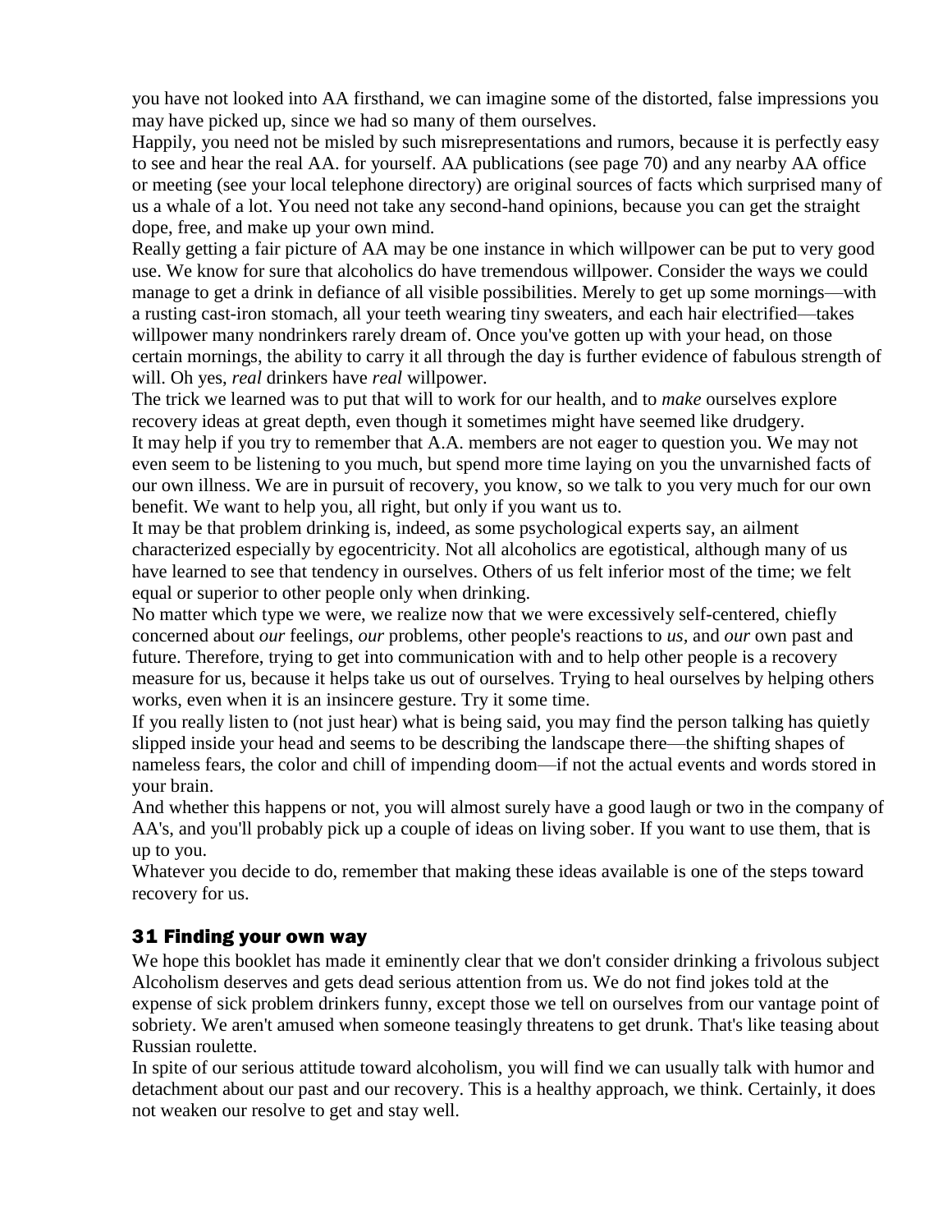you have not looked into AA firsthand, we can imagine some of the distorted, false impressions you may have picked up, since we had so many of them ourselves.

Happily, you need not be misled by such misrepresentations and rumors, because it is perfectly easy to see and hear the real AA. for yourself. AA publications (see page 70) and any nearby AA office or meeting (see your local telephone directory) are original sources of facts which surprised many of us a whale of a lot. You need not take any second-hand opinions, because you can get the straight dope, free, and make up your own mind.

Really getting a fair picture of AA may be one instance in which willpower can be put to very good use. We know for sure that alcoholics do have tremendous willpower. Consider the ways we could manage to get a drink in defiance of all visible possibilities. Merely to get up some mornings—with a rusting cast-iron stomach, all your teeth wearing tiny sweaters, and each hair electrified—takes willpower many nondrinkers rarely dream of. Once you've gotten up with your head, on those certain mornings, the ability to carry it all through the day is further evidence of fabulous strength of will. Oh yes, *real* drinkers have *real* willpower.

The trick we learned was to put that will to work for our health, and to *make* ourselves explore recovery ideas at great depth, even though it sometimes might have seemed like drudgery.

It may help if you try to remember that A.A. members are not eager to question you. We may not even seem to be listening to you much, but spend more time laying on you the unvarnished facts of our own illness. We are in pursuit of recovery, you know, so we talk to you very much for our own benefit. We want to help you, all right, but only if you want us to.

It may be that problem drinking is, indeed, as some psychological experts say, an ailment characterized especially by egocentricity. Not all alcoholics are egotistical, although many of us have learned to see that tendency in ourselves. Others of us felt inferior most of the time; we felt equal or superior to other people only when drinking.

No matter which type we were, we realize now that we were excessively self-centered, chiefly concerned about *our* feelings, *our* problems, other people's reactions to *us*, and *our* own past and future. Therefore, trying to get into communication with and to help other people is a recovery measure for us, because it helps take us out of ourselves. Trying to heal ourselves by helping others works, even when it is an insincere gesture. Try it some time.

If you really listen to (not just hear) what is being said, you may find the person talking has quietly slipped inside your head and seems to be describing the landscape there—the shifting shapes of nameless fears, the color and chill of impending doom—if not the actual events and words stored in your brain.

And whether this happens or not, you will almost surely have a good laugh or two in the company of AA's, and you'll probably pick up a couple of ideas on living sober. If you want to use them, that is up to you.

Whatever you decide to do, remember that making these ideas available is one of the steps toward recovery for us.

## 31 Finding your own way

We hope this booklet has made it eminently clear that we don't consider drinking a frivolous subject Alcoholism deserves and gets dead serious attention from us. We do not find jokes told at the expense of sick problem drinkers funny, except those we tell on ourselves from our vantage point of sobriety. We aren't amused when someone teasingly threatens to get drunk. That's like teasing about Russian roulette.

In spite of our serious attitude toward alcoholism, you will find we can usually talk with humor and detachment about our past and our recovery. This is a healthy approach, we think. Certainly, it does not weaken our resolve to get and stay well.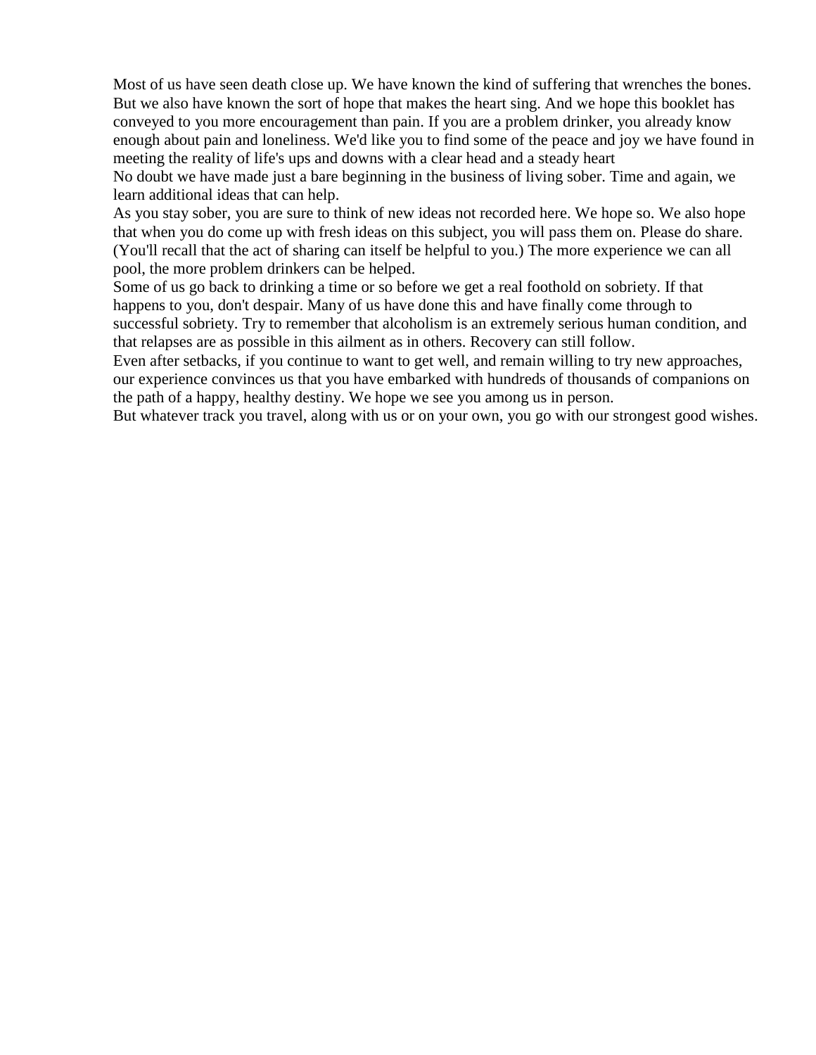Most of us have seen death close up. We have known the kind of suffering that wrenches the bones. But we also have known the sort of hope that makes the heart sing. And we hope this booklet has conveyed to you more encouragement than pain. If you are a problem drinker, you already know enough about pain and loneliness. We'd like you to find some of the peace and joy we have found in meeting the reality of life's ups and downs with a clear head and a steady heart

No doubt we have made just a bare beginning in the business of living sober. Time and again, we learn additional ideas that can help.

As you stay sober, you are sure to think of new ideas not recorded here. We hope so. We also hope that when you do come up with fresh ideas on this subject, you will pass them on. Please do share. (You'll recall that the act of sharing can itself be helpful to you.) The more experience we can all pool, the more problem drinkers can be helped.

Some of us go back to drinking a time or so before we get a real foothold on sobriety. If that happens to you, don't despair. Many of us have done this and have finally come through to successful sobriety. Try to remember that alcoholism is an extremely serious human condition, and that relapses are as possible in this ailment as in others. Recovery can still follow.

Even after setbacks, if you continue to want to get well, and remain willing to try new approaches, our experience convinces us that you have embarked with hundreds of thousands of companions on the path of a happy, healthy destiny. We hope we see you among us in person.

But whatever track you travel, along with us or on your own, you go with our strongest good wishes.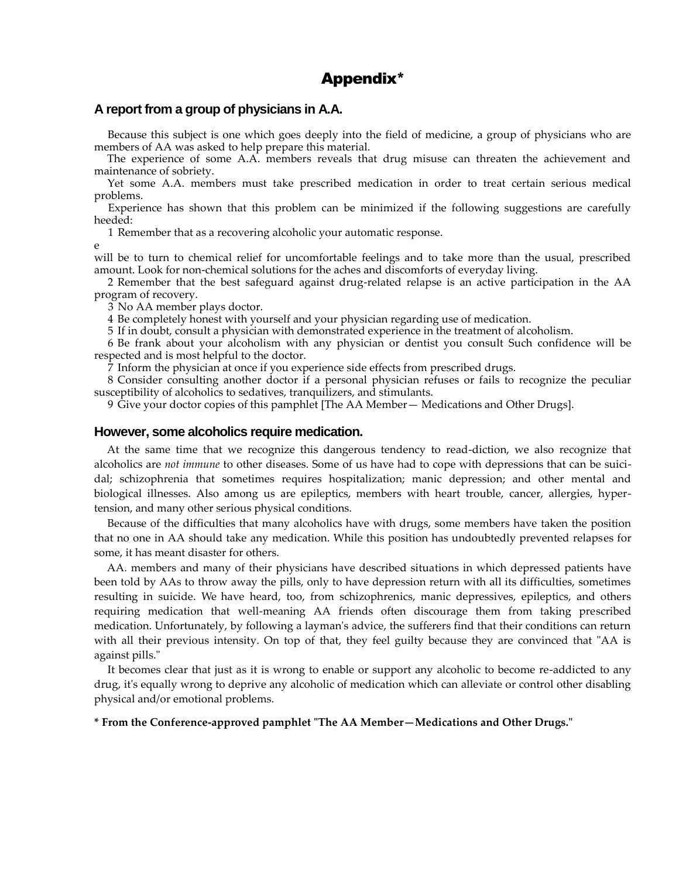# Appendix*

## A report from a group of physicians in A.A.

Because this subject is one which goes deeply into the field of medicine, a group of physicians who are members of AA was asked to help prepare this material.

The experience of some A.A. members reveals that drug misuse can threaten the achievement and maintenance of sobriety.

Yet some A.A. members must take prescribed medication in order to treat certain serious medical problems.

Experience has shown that this problem can be minimized if the following suggestions are carefully heeded:

1 Remember that as a recovering alcoholic your automatic response.

e

will be to turn to chemical relief for uncomfortable feelings and to take more than the usual, prescribed amount. Look for non-chemical solutions for the aches and discomforts of everyday living.

2 Remember that the best safeguard against drug-related relapse is an active participation in the AA program of recovery.

3 No AA member plays doctor.

4 Be completely honest with yourself and your physician regarding use of medication.

5 If in doubt, consult a physician with demonstrated experience in the treatment of alcoholism.

6 Be frank about your alcoholism with any physician or dentist you consult Such confidence will be respected and is most helpful to the doctor.

7 Inform the physician at once if you experience side effects from prescribed drugs.

8 Consider consulting another doctor if a personal physician refuses or fails to recognize the peculiar susceptibility of alcoholics to sedatives, tranquilizers, and stimulants.

9 Give your doctor copies of this pamphlet [The AA Member— Medications and Other Drugs].

## However, some alcoholics require medication.

At the same time that we recognize this dangerous tendency to read-diction, we also recognize that alcoholics are *not immune* to other diseases. Some of us have had to cope with depressions that can be suicidal; schizophrenia that sometimes requires hospitalization; manic depression; and other mental and biological illnesses. Also among us are epileptics, members with heart trouble, cancer, allergies, hypertension, and many other serious physical conditions.

Because of the difficulties that many alcoholics have with drugs, some members have taken the position that no one in AA should take any medication. While this position has undoubtedly prevented relapses for some, it has meant disaster for others.

AA. members and many of their physicians have described situations in which depressed patients have been told by AAs to throw away the pills, only to have depression return with all its difficulties, sometimes resulting in suicide. We have heard, too, from schizophrenics, manic depressives, epileptics, and others requiring medication that well-meaning AA friends often discourage them from taking prescribed medication. Unfortunately, by following a layman's advice, the sufferers find that their conditions can return with all their previous intensity. On top of that, they feel guilty because they are convinced that "AA is against pills."

It becomes clear that just as it is wrong to enable or support any alcoholic to become re-addicted to any drug, it's equally wrong to deprive any alcoholic of medication which can alleviate or control other disabling physical and/or emotional problems.

**\* From the Conference-approved pamphlet "The AA Member—Medications and Other Drugs."**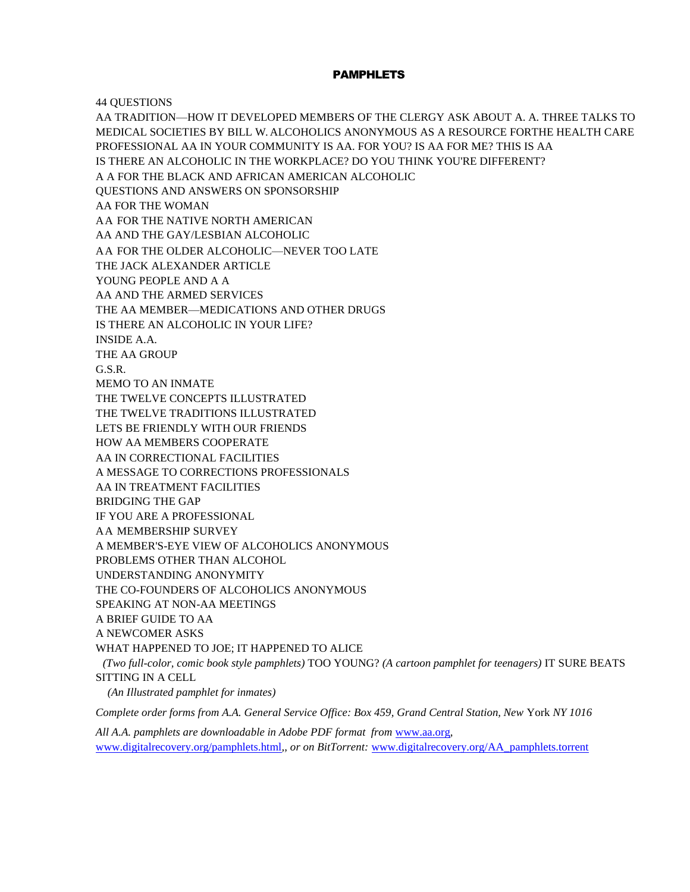# PAMPHLETS

44 QUESTIONS

AA TRADITION—HOW IT DEVELOPED MEMBERS OF THE CLERGY ASK ABOUT A. A. THREE TALKS TO MEDICAL SOCIETIES BY BILL W. ALCOHOLICS ANONYMOUS AS A RESOURCE FORTHE HEALTH CARE PROFESSIONAL AA IN YOUR COMMUNITY IS AA. FOR YOU? IS AA FOR ME? THIS IS AA

IS THERE AN ALCOHOLIC IN THE WORKPLACE? DO YOU THINK YOU'RE DIFFERENT?

A A FOR THE BLACK AND AFRICAN AMERICAN ALCOHOLIC

QUESTIONS AND ANSWERS ON SPONSORSHIP

AA FOR THE WOMAN

A A FOR THE NATIVE NORTH AMERICAN

AA AND THE GAY/LESBIAN ALCOHOLIC

A A FOR THE OLDER ALCOHOLIC—NEVER TOO LATE

THE JACK ALEXANDER ARTICLE

YOUNG PEOPLE AND A A

AA AND THE ARMED SERVICES

THE AA MEMBER—MEDICATIONS AND OTHER DRUGS

IS THERE AN ALCOHOLIC IN YOUR LIFE?

INSIDE A.A.

THE AA GROUP

G.S.R.

MEMO TO AN INMATE

THE TWELVE CONCEPTS ILLUSTRATED

THE TWELVE TRADITIONS ILLUSTRATED

LETS BE FRIENDLY WITH OUR FRIENDS

HOW AA MEMBERS COOPERATE

AA IN CORRECTIONAL FACILITIES

A MESSAGE TO CORRECTIONS PROFESSIONALS

AA IN TREATMENT FACILITIES

BRIDGING THE GAP

IF YOU ARE A PROFESSIONAL

A A MEMBERSHIP SURVEY

A MEMBER'S-EYE VIEW OF ALCOHOLICS ANONYMOUS

PROBLEMS OTHER THAN ALCOHOL

UNDERSTANDING ANONYMITY

THE CO-FOUNDERS OF ALCOHOLICS ANONYMOUS

SPEAKING AT NON-AA MEETINGS

A BRIEF GUIDE TO AA

A NEWCOMER ASKS

WHAT HAPPENED TO JOE; IT HAPPENED TO ALICE

*(Two full-color, comic book style pamphlets)* TOO YOUNG? *(A cartoon pamphlet for teenagers)* IT SURE BEATS SITTING IN A CELL

*(An Illustrated pamphlet for inmates)*

*Complete order forms from A.A. General Service Office: Box 459, Grand Central Station, New* York *NY 1016*

*All A.A. pamphlets are downloadable in Adobe PDF format from* www.aa.org, www.digitalrecovery.org/pamphlets.html,*, or on BitTorrent:* www.digitalrecovery.org/AA_pamphlets.torrent